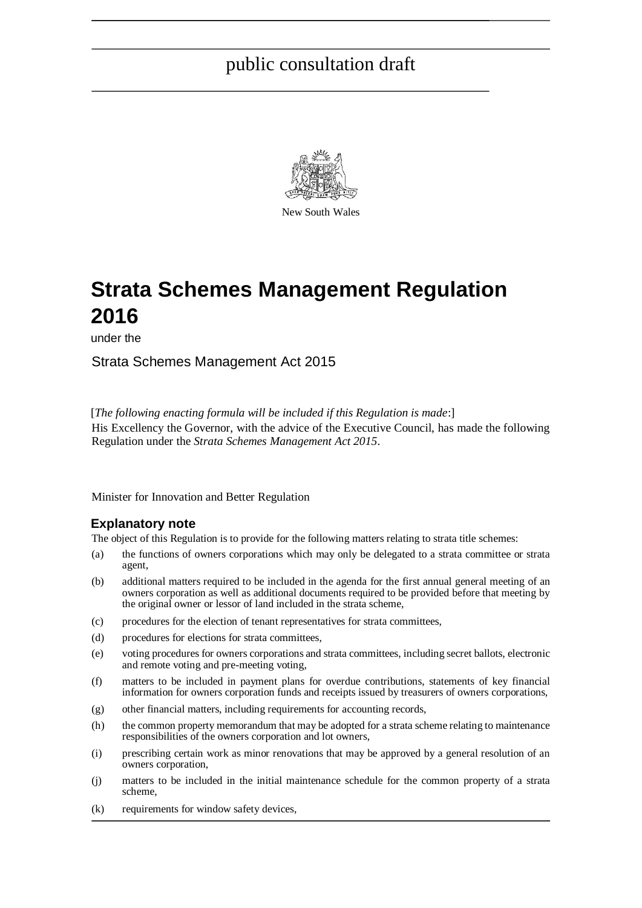public consultation draft

New South Wales

# Strata Schemes Management Regulation 2016

under the

Strata Schemes Management Act 2015

[*The following enacting formula will be included if this Regulation is made*:]

His Excellency the Governor, with the advice of the Executive Council, has made the following Regulation under the *Strata Schemes Management Act 2015*.

Minister for Innovation and Better Regulation

## Explanatory note

The object of this Regulation is to provide for the following matters relating to strata title schemes:

(a) the functions of owners corporations which may only be delegated to a strata committee or strata agent,

(b) additional matters required to be included in the agenda for the first annual general meeting of an owners corporation as well as additional documents required to be provided before that meeting by the original owner or lessor of land included in the strata scheme,

(c) procedures for the election of tenant representatives for strata committees,

(d) procedures for elections for strata committees,

(e) voting procedures for owners corporations and strata committees, including secret ballots, electronic and remote voting and pre-meeting voting,

(f) matters to be included in payment plans for overdue contributions, statements of key financial information for owners corporation funds and receipts issued by treasurers of owners corporations,

(g) other financial matters, including requirements for accounting records,

(h) the common property memorandum that may be adopted for a strata scheme relating to maintenance responsibilities of the owners corporation and lot owners,

(i) prescribing certain work as minor renovations that may be approved by a general resolution of an owners corporation,

(j) matters to be included in the initial maintenance schedule for the common property of a strata scheme,

(k) requirements for window safety devices,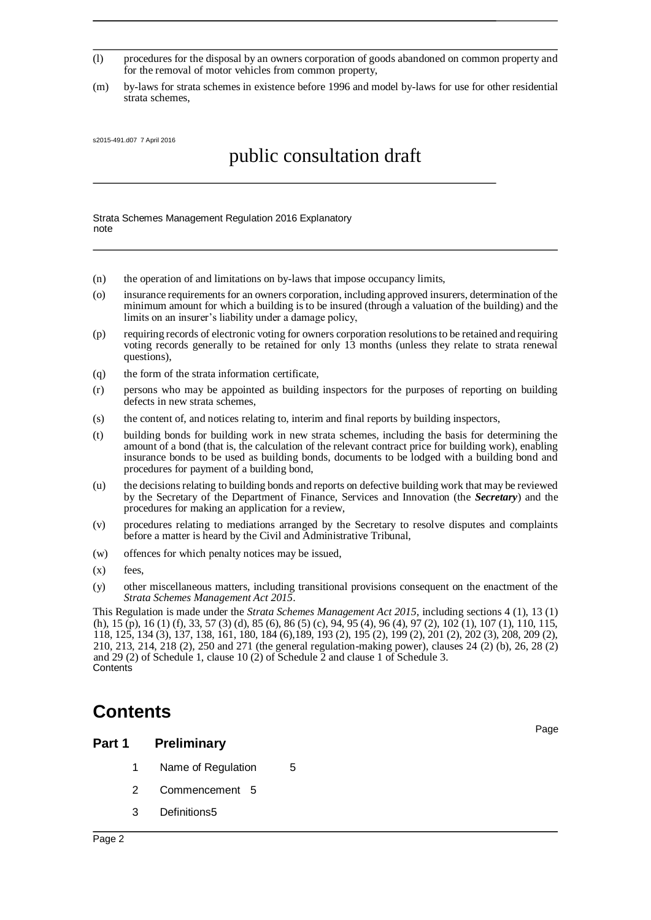(l) procedures for the disposal by an owners corporation of goods abandoned on common property and for the removal of motor vehicles from common property,

(m) by-laws for strata schemes in existence before 1996 and model by-laws for use for other residential strata schemes,

(n) the operation of and limitations on by-laws that impose occupancy limits,

(o) insurance requirements for an owners corporation, including approved insurers, determination of the minimum amount for which a building is to be insured (through a valuation of the building) and the limits on an insurer's liability under a damage policy,

(p) requiring records of electronic voting for owners corporation resolutions to be retained and requiring voting records generally to be retained for only 13 months (unless they relate to strata renewal questions),

(q) the form of the strata information certificate,

(r) persons who may be appointed as building inspectors for the purposes of reporting on building defects in new strata schemes,

(s) the content of, and notices relating to, interim and final reports by building inspectors,

(t) building bonds for building work in new strata schemes, including the basis for determining the amount of a bond (that is, the calculation of the relevant contract price for building work), enabling insurance bonds to be used as building bonds, documents to be lodged with a building bond and procedures for payment of a building bond,

(u) the decisions relating to building bonds and reports on defective building work that may be reviewed by the Secretary of the Department of Finance, Services and Innovation (the ***Secretary***) and the procedures for making an application for a review,

(v) procedures relating to mediations arranged by the Secretary to resolve disputes and complaints before a matter is heard by the Civil and Administrative Tribunal,

(w) offences for which penalty notices may be issued,

(x) fees,

(y) other miscellaneous matters, including transitional provisions consequent on the enactment of the *Strata Schemes Management Act 2015*.

This Regulation is made under the *Strata Schemes Management Act 2015*, including sections 4 (1), 13 (1) (h), 15 (p), 16 (1) (f), 33, 57 (3) (d), 85 (6), 86 (5) (c), 94, 95 (4), 96 (4), 97 (2), 102 (1), 107 (1), 110, 115, 118, 125, 134 (3), 137, 138, 161, 180, 184 (6),189, 193 (2), 195 (2), 199 (2), 201 (2), 202 (3), 208, 209 (2), 210, 213, 214, 218 (2), 250 and 271 (the general regulation-making power), clauses 24 (2) (b), 26, 28 (2) and 29 (2) of Schedule 1, clause 10 (2) of Schedule 2 and clause 1 of Schedule 3.

# Contents

Page

## Part 1 Preliminary

1 Name of Regulation 5

2 Commencement 5

3 Definitions 5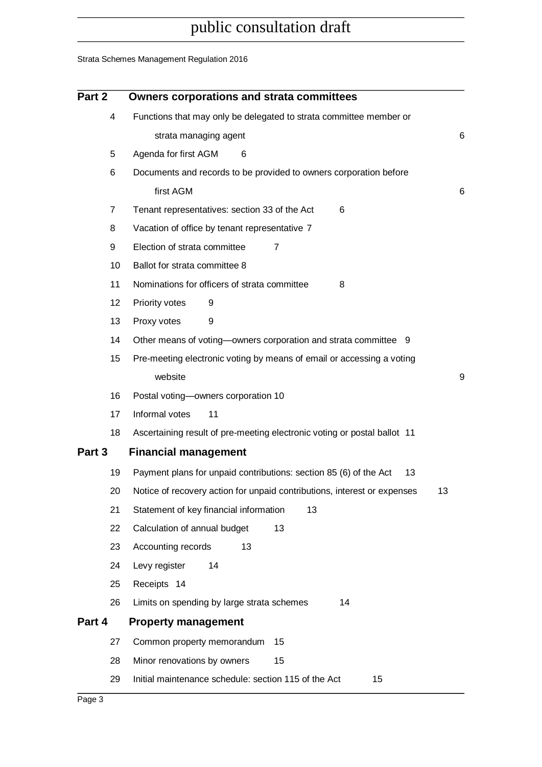## Part 2 Owners corporations and strata committees

| | | |
|---|---|---|
| 4 | Functions that may only be delegated to strata committee member or strata managing agent | 6 |
| 5 | Agenda for first AGM | 6 |
| 6 | Documents and records to be provided to owners corporation before first AGM | 6 |
| 7 | Tenant representatives: section 33 of the Act | 6 |
| 8 | Vacation of office by tenant representative | 7 |
| 9 | Election of strata committee | 7 |
| 10 | Ballot for strata committee | 8 |
| 11 | Nominations for officers of strata committee | 8 |
| 12 | Priority votes | 9 |
| 13 | Proxy votes | 9 |
| 14 | Other means of voting—owners corporation and strata committee | 9 |
| 15 | Pre-meeting electronic voting by means of email or accessing a voting website | 9 |
| 16 | Postal voting—owners corporation | 10 |
| 17 | Informal votes | 11 |
| 18 | Ascertaining result of pre-meeting electronic voting or postal ballot | 11 |

## Part 3 Financial management

| | | |
|---|---|---|
| 19 | Payment plans for unpaid contributions: section 85 (6) of the Act | 13 |
| 20 | Notice of recovery action for unpaid contributions, interest or expenses | 13 |
| 21 | Statement of key financial information | 13 |
| 22 | Calculation of annual budget | 13 |
| 23 | Accounting records | 13 |
| 24 | Levy register | 14 |
| 25 | Receipts | 14 |
| 26 | Limits on spending by large strata schemes | 14 |

## Part 4 Property management

| | | |
|---|---|---|
| 27 | Common property memorandum | 15 |
| 28 | Minor renovations by owners | 15 |
| 29 | Initial maintenance schedule: section 115 of the Act | 15 |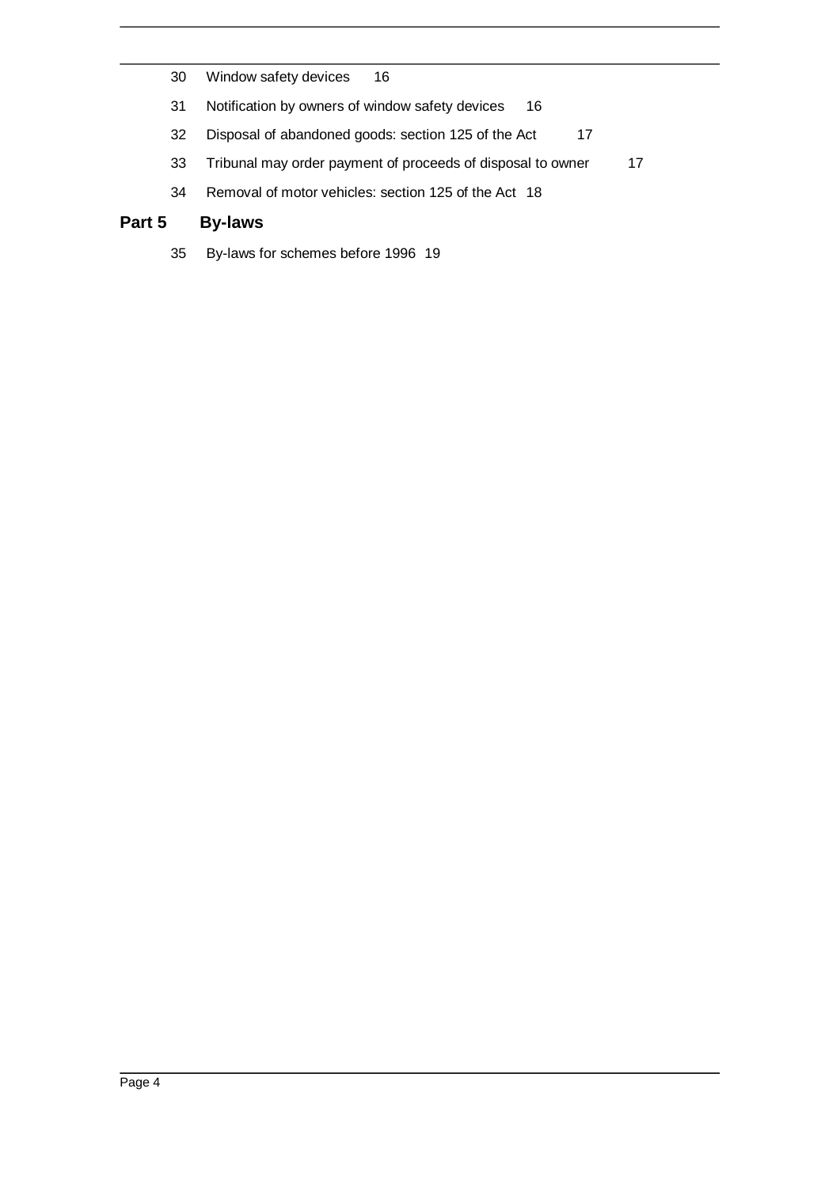30 Window safety devices 16

31 Notification by owners of window safety devices 16

32 Disposal of abandoned goods: section 125 of the Act 17

33 Tribunal may order payment of proceeds of disposal to owner 17

34 Removal of motor vehicles: section 125 of the Act 18

## Part 5 By-laws

35 By-laws for schemes before 1996 19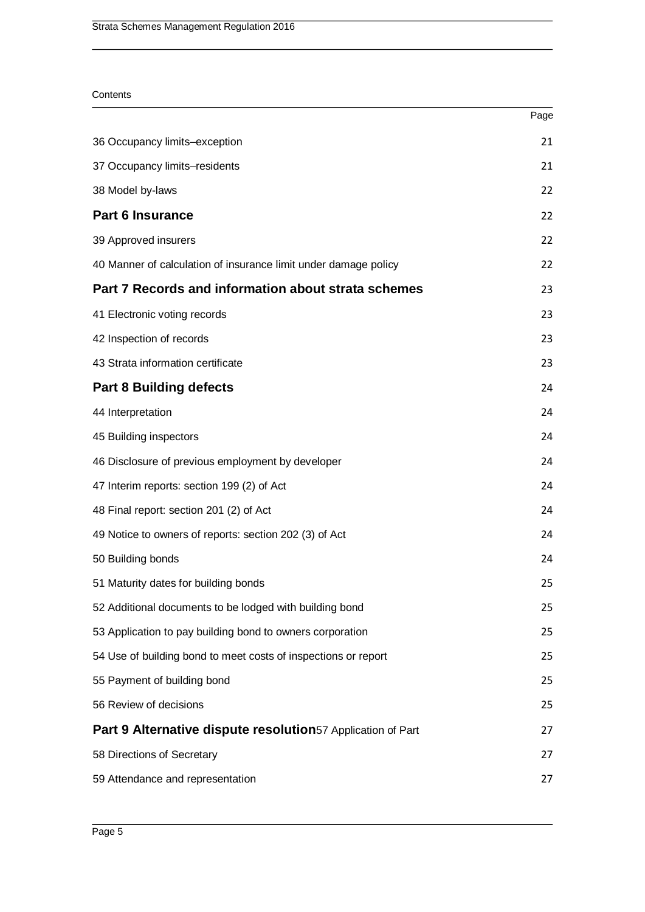Contents

| | Page |
|---|---|
| 36 Occupancy limits–exception | 21 |
| 37 Occupancy limits–residents | 21 |
| 38 Model by-laws | 22 |
| **Part 6 Insurance** | 22 |
| 39 Approved insurers | 22 |
| 40 Manner of calculation of insurance limit under damage policy | 22 |
| **Part 7 Records and information about strata schemes** | 23 |
| 41 Electronic voting records | 23 |
| 42 Inspection of records | 23 |
| 43 Strata information certificate | 23 |
| **Part 8 Building defects** | 24 |
| 44 Interpretation | 24 |
| 45 Building inspectors | 24 |
| 46 Disclosure of previous employment by developer | 24 |
| 47 Interim reports: section 199 (2) of Act | 24 |
| 48 Final report: section 201 (2) of Act | 24 |
| 49 Notice to owners of reports: section 202 (3) of Act | 24 |
| 50 Building bonds | 24 |
| 51 Maturity dates for building bonds | 25 |
| 52 Additional documents to be lodged with building bond | 25 |
| 53 Application to pay building bond to owners corporation | 25 |
| 54 Use of building bond to meet costs of inspections or report | 25 |
| 55 Payment of building bond | 25 |
| 56 Review of decisions | 25 |
| **Part 9 Alternative dispute resolution** 57 Application of Part | 27 |
| 58 Directions of Secretary | 27 |
| 59 Attendance and representation | 27 |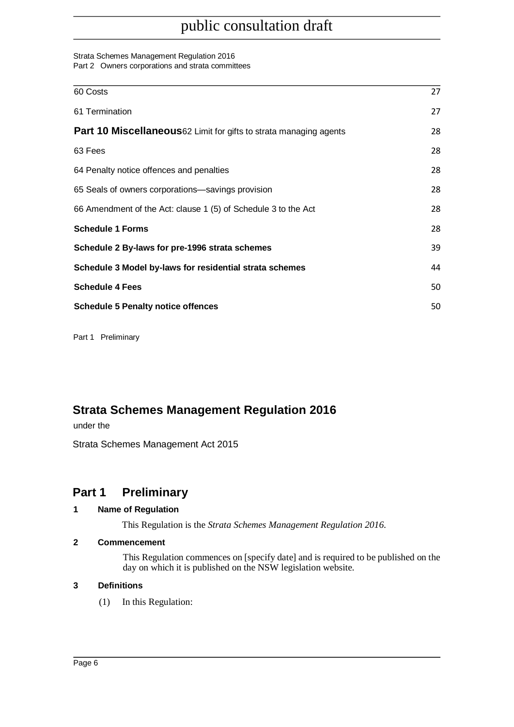| | |
|---|---|
| 60 Costs | 27 |
| 61 Termination | 27 |
| **Part 10 Miscellaneous**62 Limit for gifts to strata managing agents | 28 |
| 63 Fees | 28 |
| 64 Penalty notice offences and penalties | 28 |
| 65 Seals of owners corporations—savings provision | 28 |
| 66 Amendment of the Act: clause 1 (5) of Schedule 3 to the Act | 28 |
| **Schedule 1 Forms** | 28 |
| **Schedule 2 By-laws for pre-1996 strata schemes** | 39 |
| **Schedule 3 Model by-laws for residential strata schemes** | 44 |
| **Schedule 4 Fees** | 50 |
| **Schedule 5 Penalty notice offences** | 50 |

# Strata Schemes Management Regulation 2016

under the

Strata Schemes Management Act 2015

## Part 1 Preliminary

### 1 Name of Regulation

This Regulation is the *Strata Schemes Management Regulation 2016*.

### 2 Commencement

This Regulation commences on [specify date] and is required to be published on the day on which it is published on the NSW legislation website.

### 3 Definitions

(1) In this Regulation: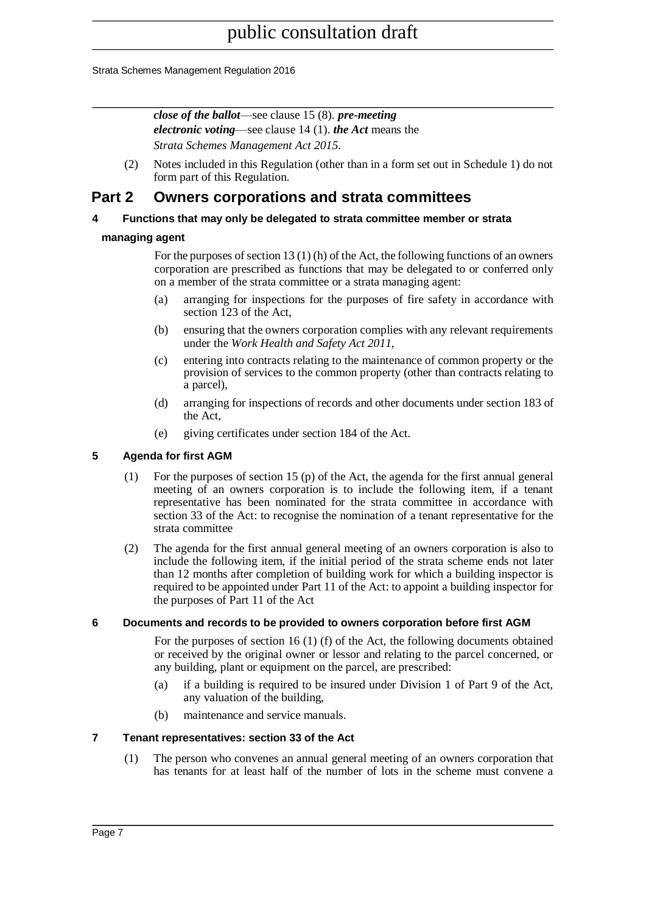*close of the ballot*—see clause 15 (8). ***pre-meeting electronic voting***—see clause 14 (1). ***the Act*** means the *Strata Schemes Management Act 2015*.

(2) Notes included in this Regulation (other than in a form set out in Schedule 1) do not form part of this Regulation.

## Part 2 Owners corporations and strata committees

### 4 Functions that may only be delegated to strata committee member or strata managing agent

For the purposes of section 13 (1) (h) of the Act, the following functions of an owners corporation are prescribed as functions that may be delegated to or conferred only on a member of the strata committee or a strata managing agent:

(a) arranging for inspections for the purposes of fire safety in accordance with section 123 of the Act,

(b) ensuring that the owners corporation complies with any relevant requirements under the *Work Health and Safety Act 2011*,

(c) entering into contracts relating to the maintenance of common property or the provision of services to the common property (other than contracts relating to a parcel),

(d) arranging for inspections of records and other documents under section 183 of the Act,

(e) giving certificates under section 184 of the Act.

### 5 Agenda for first AGM

(1) For the purposes of section 15 (p) of the Act, the agenda for the first annual general meeting of an owners corporation is to include the following item, if a tenant representative has been nominated for the strata committee in accordance with section 33 of the Act: to recognise the nomination of a tenant representative for the strata committee

(2) The agenda for the first annual general meeting of an owners corporation is also to include the following item, if the initial period of the strata scheme ends not later than 12 months after completion of building work for which a building inspector is required to be appointed under Part 11 of the Act: to appoint a building inspector for the purposes of Part 11 of the Act

### 6 Documents and records to be provided to owners corporation before first AGM

For the purposes of section 16 (1) (f) of the Act, the following documents obtained or received by the original owner or lessor and relating to the parcel concerned, or any building, plant or equipment on the parcel, are prescribed:

(a) if a building is required to be insured under Division 1 of Part 9 of the Act, any valuation of the building,

(b) maintenance and service manuals.

### 7 Tenant representatives: section 33 of the Act

(1) The person who convenes an annual general meeting of an owners corporation that has tenants for at least half of the number of lots in the scheme must convene a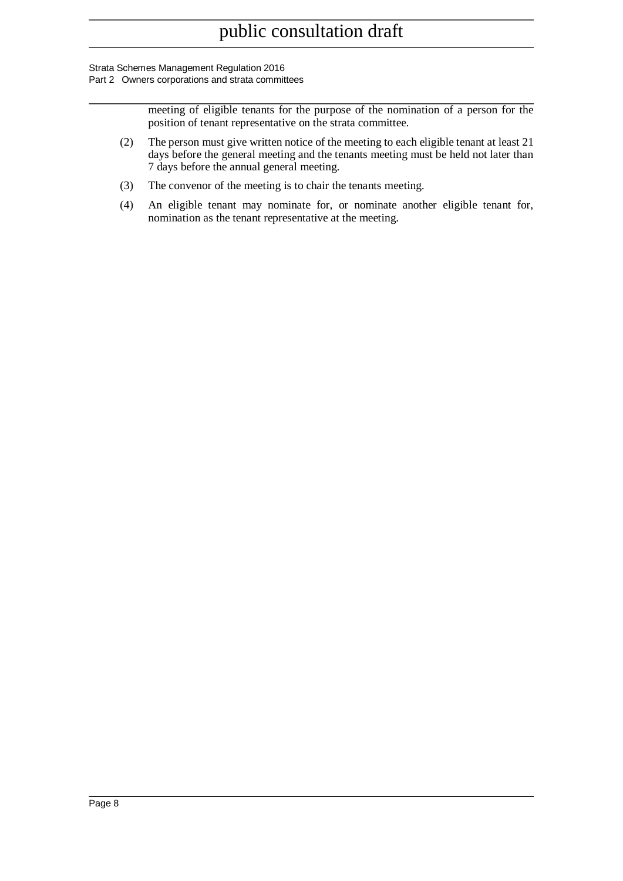meeting of eligible tenants for the purpose of the nomination of a person for the position of tenant representative on the strata committee.

(2) The person must give written notice of the meeting to each eligible tenant at least 21 days before the general meeting and the tenants meeting must be held not later than 7 days before the annual general meeting.

(3) The convenor of the meeting is to chair the tenants meeting.

(4) An eligible tenant may nominate for, or nominate another eligible tenant for, nomination as the tenant representative at the meeting.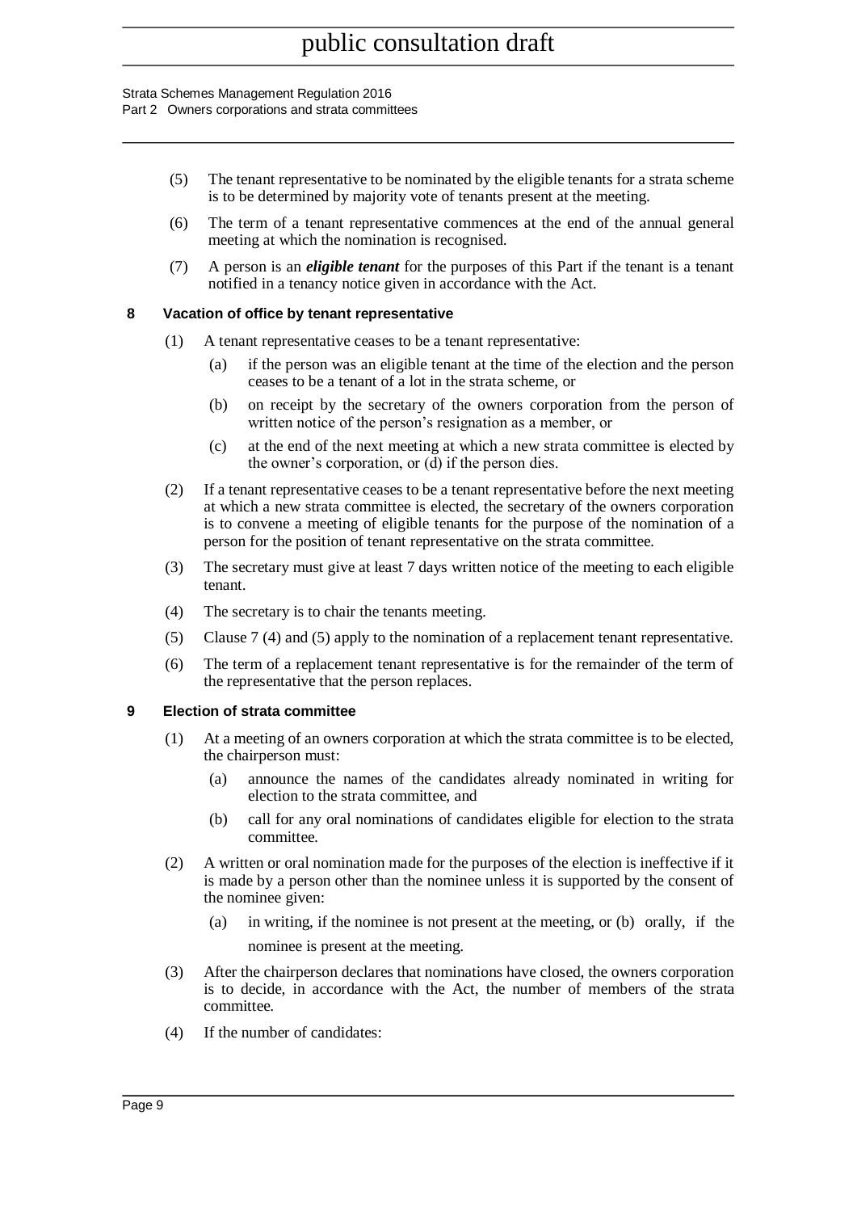(5) The tenant representative to be nominated by the eligible tenants for a strata scheme is to be determined by majority vote of tenants present at the meeting.

(6) The term of a tenant representative commences at the end of the annual general meeting at which the nomination is recognised.

(7) A person is an ***eligible tenant*** for the purposes of this Part if the tenant is a tenant notified in a tenancy notice given in accordance with the Act.

### 8 Vacation of office by tenant representative

(1) A tenant representative ceases to be a tenant representative:

- (a) if the person was an eligible tenant at the time of the election and the person ceases to be a tenant of a lot in the strata scheme, or
- (b) on receipt by the secretary of the owners corporation from the person of written notice of the person's resignation as a member, or
- (c) at the end of the next meeting at which a new strata committee is elected by the owner's corporation, or (d) if the person dies.

(2) If a tenant representative ceases to be a tenant representative before the next meeting at which a new strata committee is elected, the secretary of the owners corporation is to convene a meeting of eligible tenants for the purpose of the nomination of a person for the position of tenant representative on the strata committee.

(3) The secretary must give at least 7 days written notice of the meeting to each eligible tenant.

(4) The secretary is to chair the tenants meeting.

(5) Clause 7 (4) and (5) apply to the nomination of a replacement tenant representative.

(6) The term of a replacement tenant representative is for the remainder of the term of the representative that the person replaces.

### 9 Election of strata committee

(1) At a meeting of an owners corporation at which the strata committee is to be elected, the chairperson must:

- (a) announce the names of the candidates already nominated in writing for election to the strata committee, and
- (b) call for any oral nominations of candidates eligible for election to the strata committee.

(2) A written or oral nomination made for the purposes of the election is ineffective if it is made by a person other than the nominee unless it is supported by the consent of the nominee given:

- (a) in writing, if the nominee is not present at the meeting, or (b) orally, if the nominee is present at the meeting.

(3) After the chairperson declares that nominations have closed, the owners corporation is to decide, in accordance with the Act, the number of members of the strata committee.

(4) If the number of candidates: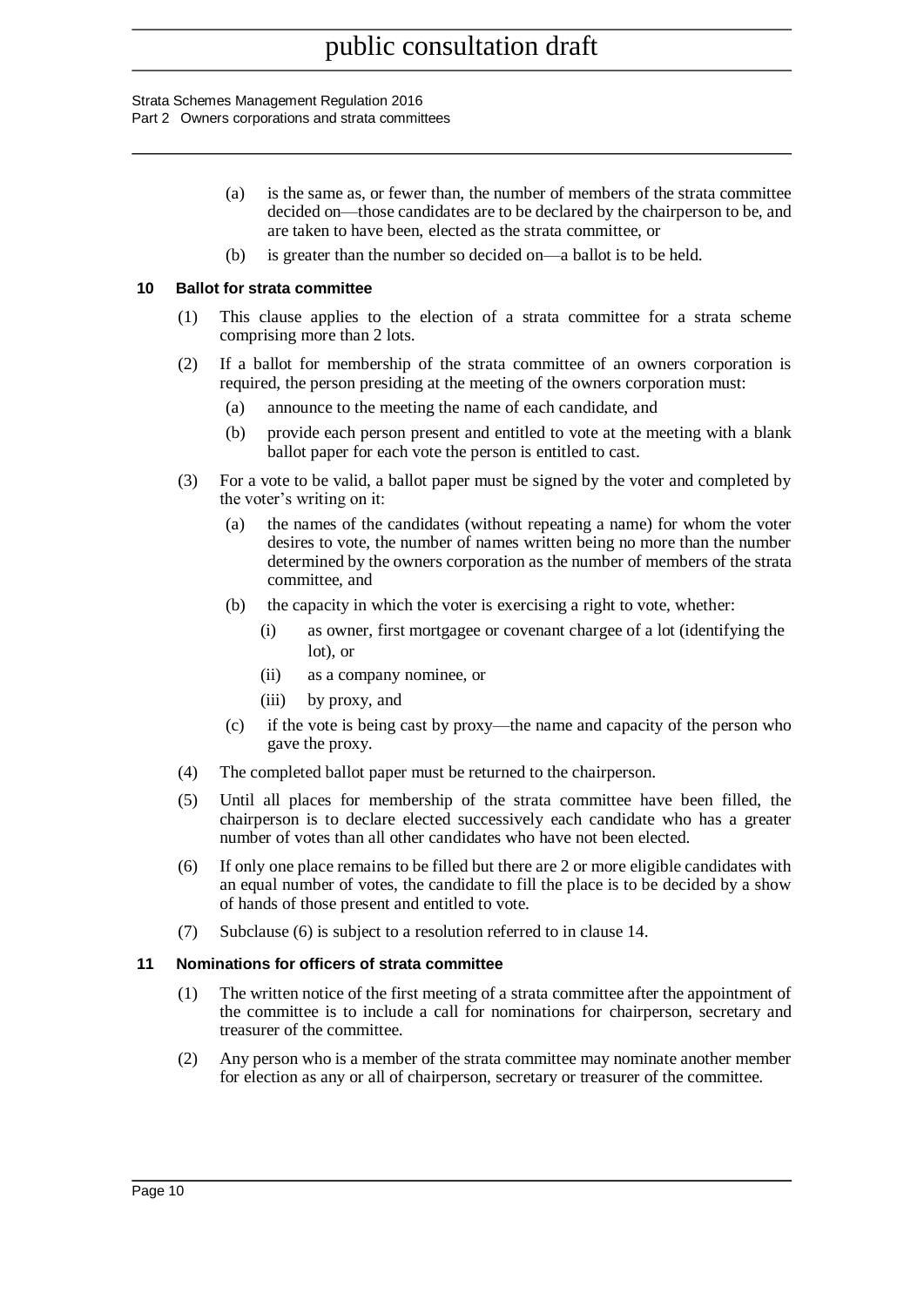(a) is the same as, or fewer than, the number of members of the strata committee decided on—those candidates are to be declared by the chairperson to be, and are taken to have been, elected as the strata committee, or

(b) is greater than the number so decided on—a ballot is to be held.

### 10 Ballot for strata committee

(1) This clause applies to the election of a strata committee for a strata scheme comprising more than 2 lots.

(2) If a ballot for membership of the strata committee of an owners corporation is required, the person presiding at the meeting of the owners corporation must:

(a) announce to the meeting the name of each candidate, and

(b) provide each person present and entitled to vote at the meeting with a blank ballot paper for each vote the person is entitled to cast.

(3) For a vote to be valid, a ballot paper must be signed by the voter and completed by the voter's writing on it:

(a) the names of the candidates (without repeating a name) for whom the voter desires to vote, the number of names written being no more than the number determined by the owners corporation as the number of members of the strata committee, and

(b) the capacity in which the voter is exercising a right to vote, whether:

(i) as owner, first mortgagee or covenant chargee of a lot (identifying the lot), or

(ii) as a company nominee, or

(iii) by proxy, and

(c) if the vote is being cast by proxy—the name and capacity of the person who gave the proxy.

(4) The completed ballot paper must be returned to the chairperson.

(5) Until all places for membership of the strata committee have been filled, the chairperson is to declare elected successively each candidate who has a greater number of votes than all other candidates who have not been elected.

(6) If only one place remains to be filled but there are 2 or more eligible candidates with an equal number of votes, the candidate to fill the place is to be decided by a show of hands of those present and entitled to vote.

(7) Subclause (6) is subject to a resolution referred to in clause 14.

### 11 Nominations for officers of strata committee

(1) The written notice of the first meeting of a strata committee after the appointment of the committee is to include a call for nominations for chairperson, secretary and treasurer of the committee.

(2) Any person who is a member of the strata committee may nominate another member for election as any or all of chairperson, secretary or treasurer of the committee.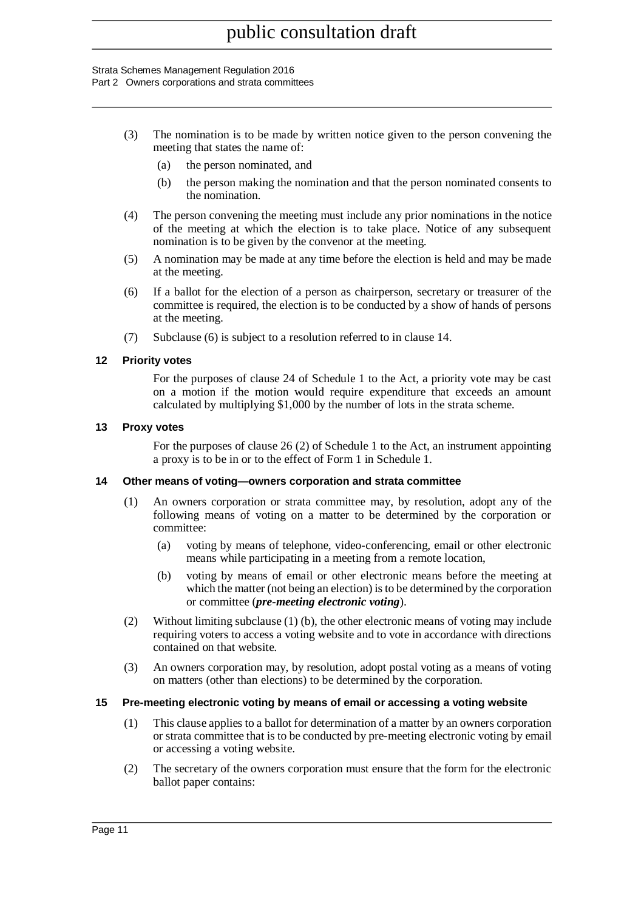(3) The nomination is to be made by written notice given to the person convening the meeting that states the name of:

- (a) the person nominated, and
- (b) the person making the nomination and that the person nominated consents to the nomination.

(4) The person convening the meeting must include any prior nominations in the notice of the meeting at which the election is to take place. Notice of any subsequent nomination is to be given by the convenor at the meeting.

(5) A nomination may be made at any time before the election is held and may be made at the meeting.

(6) If a ballot for the election of a person as chairperson, secretary or treasurer of the committee is required, the election is to be conducted by a show of hands of persons at the meeting.

(7) Subclause (6) is subject to a resolution referred to in clause 14.

### 12 Priority votes

For the purposes of clause 24 of Schedule 1 to the Act, a priority vote may be cast on a motion if the motion would require expenditure that exceeds an amount calculated by multiplying $1,000 by the number of lots in the strata scheme.

### 13 Proxy votes

For the purposes of clause 26 (2) of Schedule 1 to the Act, an instrument appointing a proxy is to be in or to the effect of Form 1 in Schedule 1.

### 14 Other means of voting—owners corporation and strata committee

(1) An owners corporation or strata committee may, by resolution, adopt any of the following means of voting on a matter to be determined by the corporation or committee:

- (a) voting by means of telephone, video-conferencing, email or other electronic means while participating in a meeting from a remote location,
- (b) voting by means of email or other electronic means before the meeting at which the matter (not being an election) is to be determined by the corporation or committee (***pre-meeting electronic voting***).

(2) Without limiting subclause (1) (b), the other electronic means of voting may include requiring voters to access a voting website and to vote in accordance with directions contained on that website.

(3) An owners corporation may, by resolution, adopt postal voting as a means of voting on matters (other than elections) to be determined by the corporation.

### 15 Pre-meeting electronic voting by means of email or accessing a voting website

(1) This clause applies to a ballot for determination of a matter by an owners corporation or strata committee that is to be conducted by pre-meeting electronic voting by email or accessing a voting website.

(2) The secretary of the owners corporation must ensure that the form for the electronic ballot paper contains: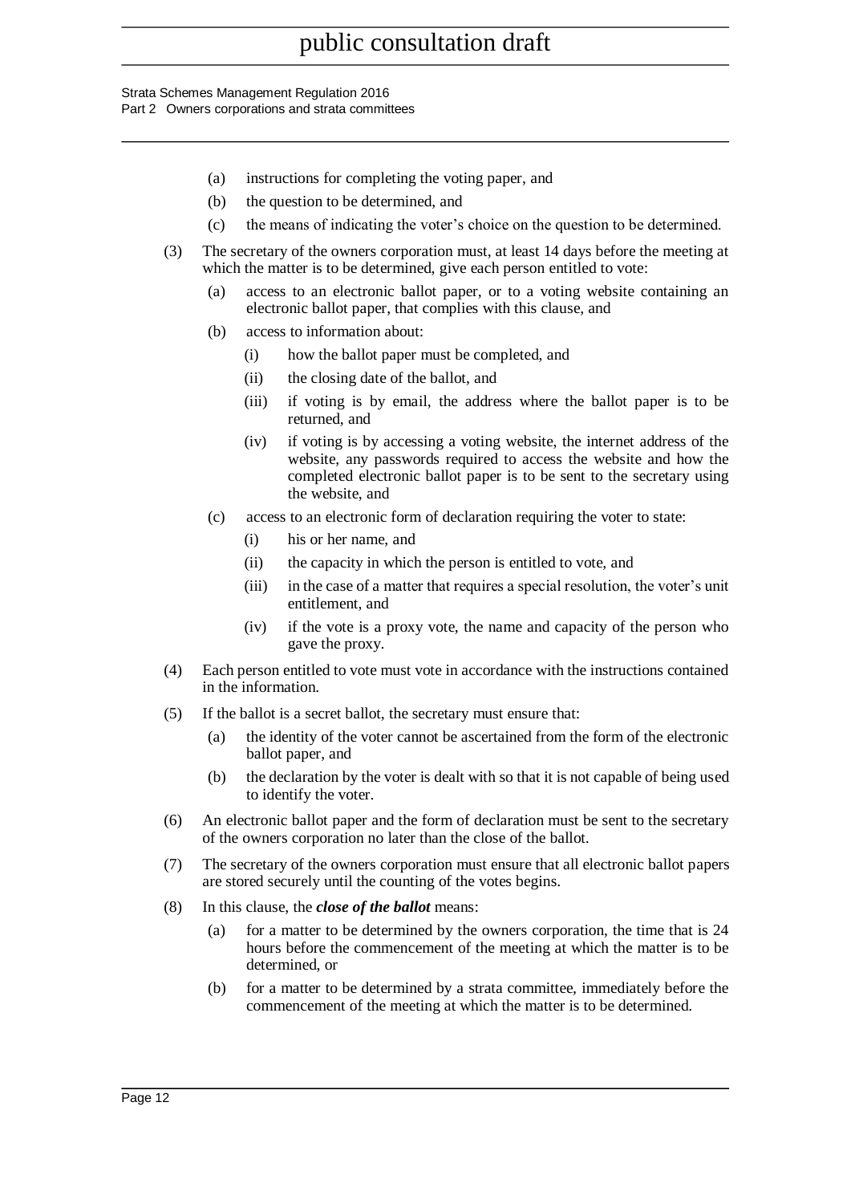(a) instructions for completing the voting paper, and

(b) the question to be determined, and

(c) the means of indicating the voter's choice on the question to be determined.

(3) The secretary of the owners corporation must, at least 14 days before the meeting at which the matter is to be determined, give each person entitled to vote:

(a) access to an electronic ballot paper, or to a voting website containing an electronic ballot paper, that complies with this clause, and

(b) access to information about:

(i) how the ballot paper must be completed, and

(ii) the closing date of the ballot, and

(iii) if voting is by email, the address where the ballot paper is to be returned, and

(iv) if voting is by accessing a voting website, the internet address of the website, any passwords required to access the website and how the completed electronic ballot paper is to be sent to the secretary using the website, and

(c) access to an electronic form of declaration requiring the voter to state:

(i) his or her name, and

(ii) the capacity in which the person is entitled to vote, and

(iii) in the case of a matter that requires a special resolution, the voter's unit entitlement, and

(iv) if the vote is a proxy vote, the name and capacity of the person who gave the proxy.

(4) Each person entitled to vote must vote in accordance with the instructions contained in the information.

(5) If the ballot is a secret ballot, the secretary must ensure that:

(a) the identity of the voter cannot be ascertained from the form of the electronic ballot paper, and

(b) the declaration by the voter is dealt with so that it is not capable of being used to identify the voter.

(6) An electronic ballot paper and the form of declaration must be sent to the secretary of the owners corporation no later than the close of the ballot.

(7) The secretary of the owners corporation must ensure that all electronic ballot papers are stored securely until the counting of the votes begins.

(8) In this clause, the ***close of the ballot*** means:

(a) for a matter to be determined by the owners corporation, the time that is 24 hours before the commencement of the meeting at which the matter is to be determined, or

(b) for a matter to be determined by a strata committee, immediately before the commencement of the meeting at which the matter is to be determined.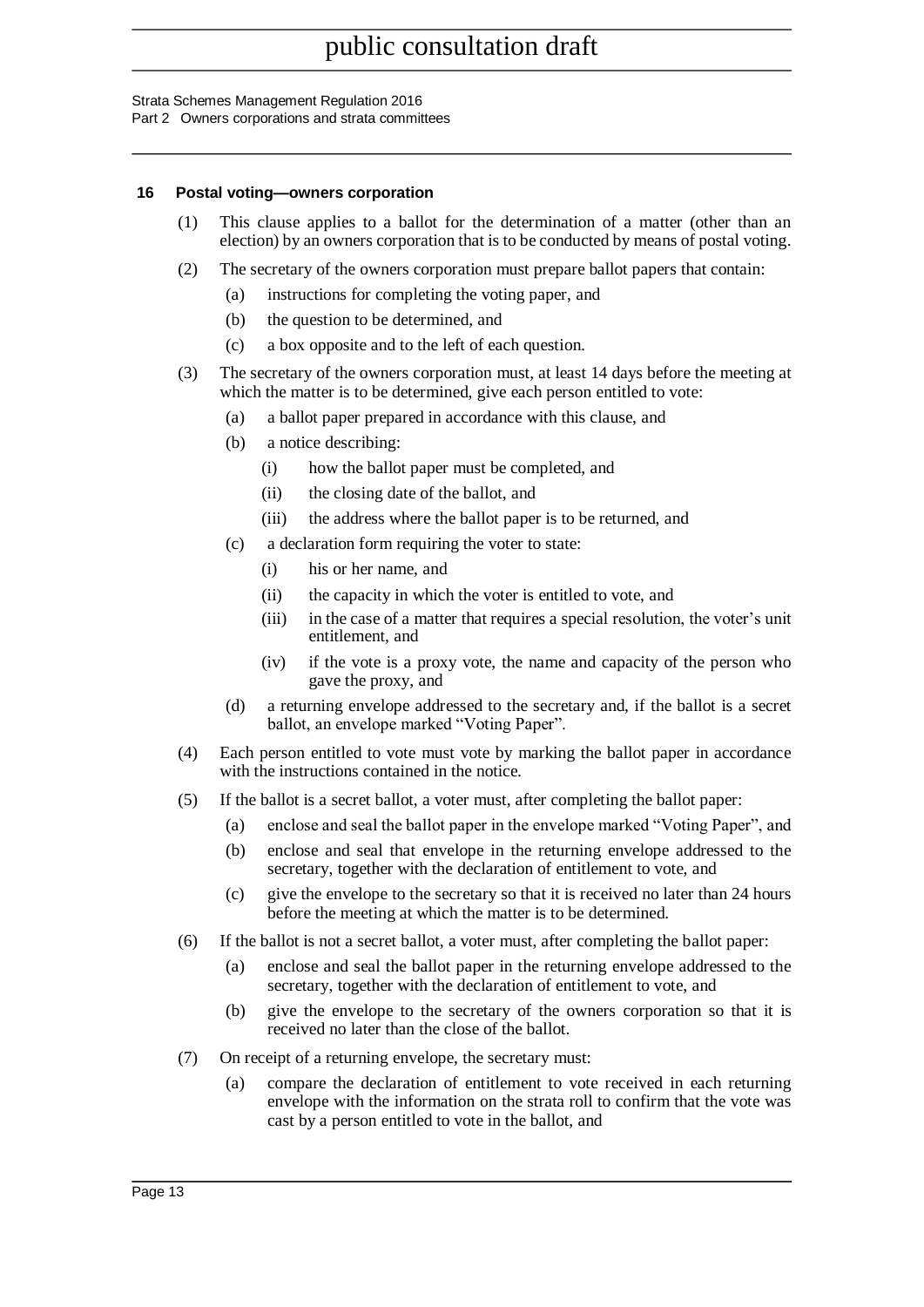### 16 Postal voting—owners corporation

(1) This clause applies to a ballot for the determination of a matter (other than an election) by an owners corporation that is to be conducted by means of postal voting.

(2) The secretary of the owners corporation must prepare ballot papers that contain:

- (a) instructions for completing the voting paper, and
- (b) the question to be determined, and
- (c) a box opposite and to the left of each question.

(3) The secretary of the owners corporation must, at least 14 days before the meeting at which the matter is to be determined, give each person entitled to vote:

- (a) a ballot paper prepared in accordance with this clause, and
- (b) a notice describing:
  - (i) how the ballot paper must be completed, and
  - (ii) the closing date of the ballot, and
  - (iii) the address where the ballot paper is to be returned, and
- (c) a declaration form requiring the voter to state:
  - (i) his or her name, and
  - (ii) the capacity in which the voter is entitled to vote, and
  - (iii) in the case of a matter that requires a special resolution, the voter's unit entitlement, and
  - (iv) if the vote is a proxy vote, the name and capacity of the person who gave the proxy, and
- (d) a returning envelope addressed to the secretary and, if the ballot is a secret ballot, an envelope marked "Voting Paper".

(4) Each person entitled to vote must vote by marking the ballot paper in accordance with the instructions contained in the notice.

(5) If the ballot is a secret ballot, a voter must, after completing the ballot paper:

- (a) enclose and seal the ballot paper in the envelope marked "Voting Paper", and
- (b) enclose and seal that envelope in the returning envelope addressed to the secretary, together with the declaration of entitlement to vote, and
- (c) give the envelope to the secretary so that it is received no later than 24 hours before the meeting at which the matter is to be determined.

(6) If the ballot is not a secret ballot, a voter must, after completing the ballot paper:

- (a) enclose and seal the ballot paper in the returning envelope addressed to the secretary, together with the declaration of entitlement to vote, and
- (b) give the envelope to the secretary of the owners corporation so that it is received no later than the close of the ballot.

(7) On receipt of a returning envelope, the secretary must:

- (a) compare the declaration of entitlement to vote received in each returning envelope with the information on the strata roll to confirm that the vote was cast by a person entitled to vote in the ballot, and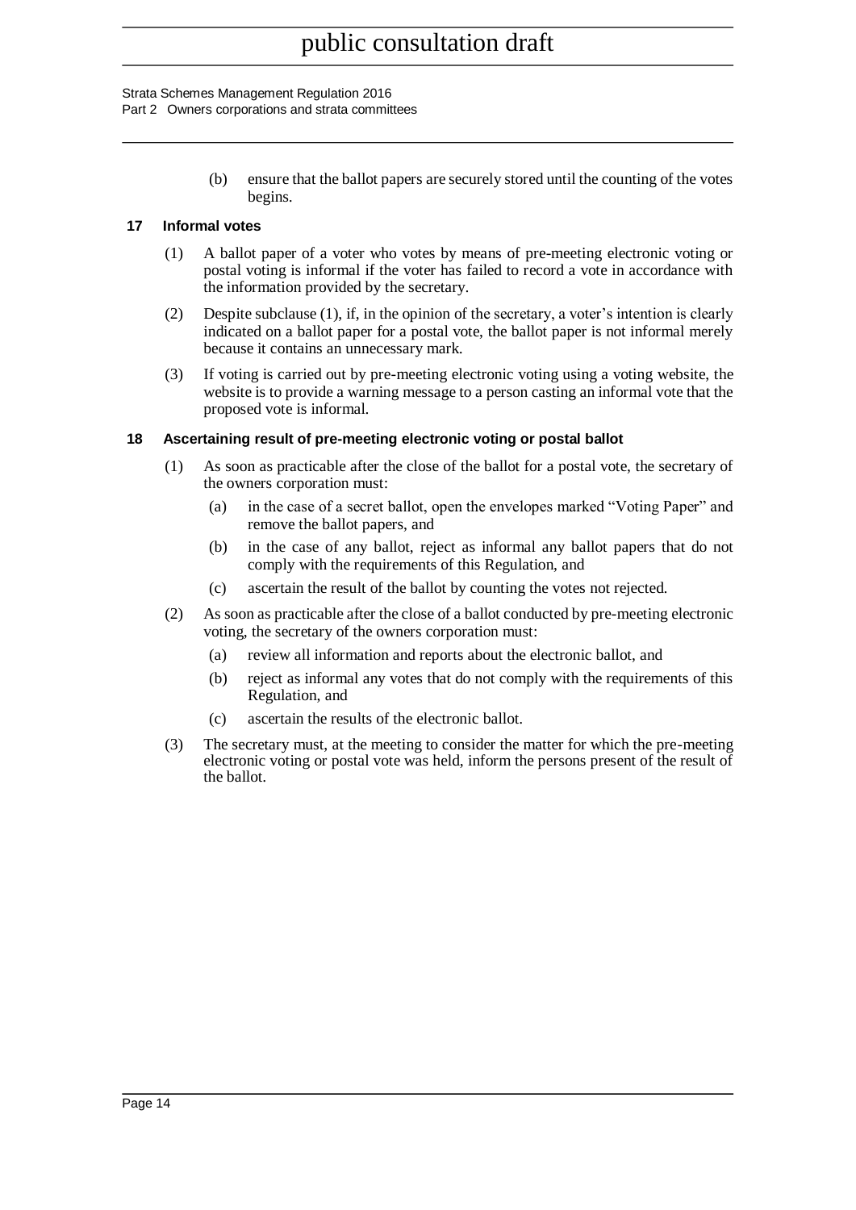(b) ensure that the ballot papers are securely stored until the counting of the votes begins.

### 17 Informal votes

(1) A ballot paper of a voter who votes by means of pre-meeting electronic voting or postal voting is informal if the voter has failed to record a vote in accordance with the information provided by the secretary.

(2) Despite subclause (1), if, in the opinion of the secretary, a voter's intention is clearly indicated on a ballot paper for a postal vote, the ballot paper is not informal merely because it contains an unnecessary mark.

(3) If voting is carried out by pre-meeting electronic voting using a voting website, the website is to provide a warning message to a person casting an informal vote that the proposed vote is informal.

### 18 Ascertaining result of pre-meeting electronic voting or postal ballot

(1) As soon as practicable after the close of the ballot for a postal vote, the secretary of the owners corporation must:

- (a) in the case of a secret ballot, open the envelopes marked "Voting Paper" and remove the ballot papers, and
- (b) in the case of any ballot, reject as informal any ballot papers that do not comply with the requirements of this Regulation, and
- (c) ascertain the result of the ballot by counting the votes not rejected.

(2) As soon as practicable after the close of a ballot conducted by pre-meeting electronic voting, the secretary of the owners corporation must:

- (a) review all information and reports about the electronic ballot, and
- (b) reject as informal any votes that do not comply with the requirements of this Regulation, and
- (c) ascertain the results of the electronic ballot.

(3) The secretary must, at the meeting to consider the matter for which the pre-meeting electronic voting or postal vote was held, inform the persons present of the result of the ballot.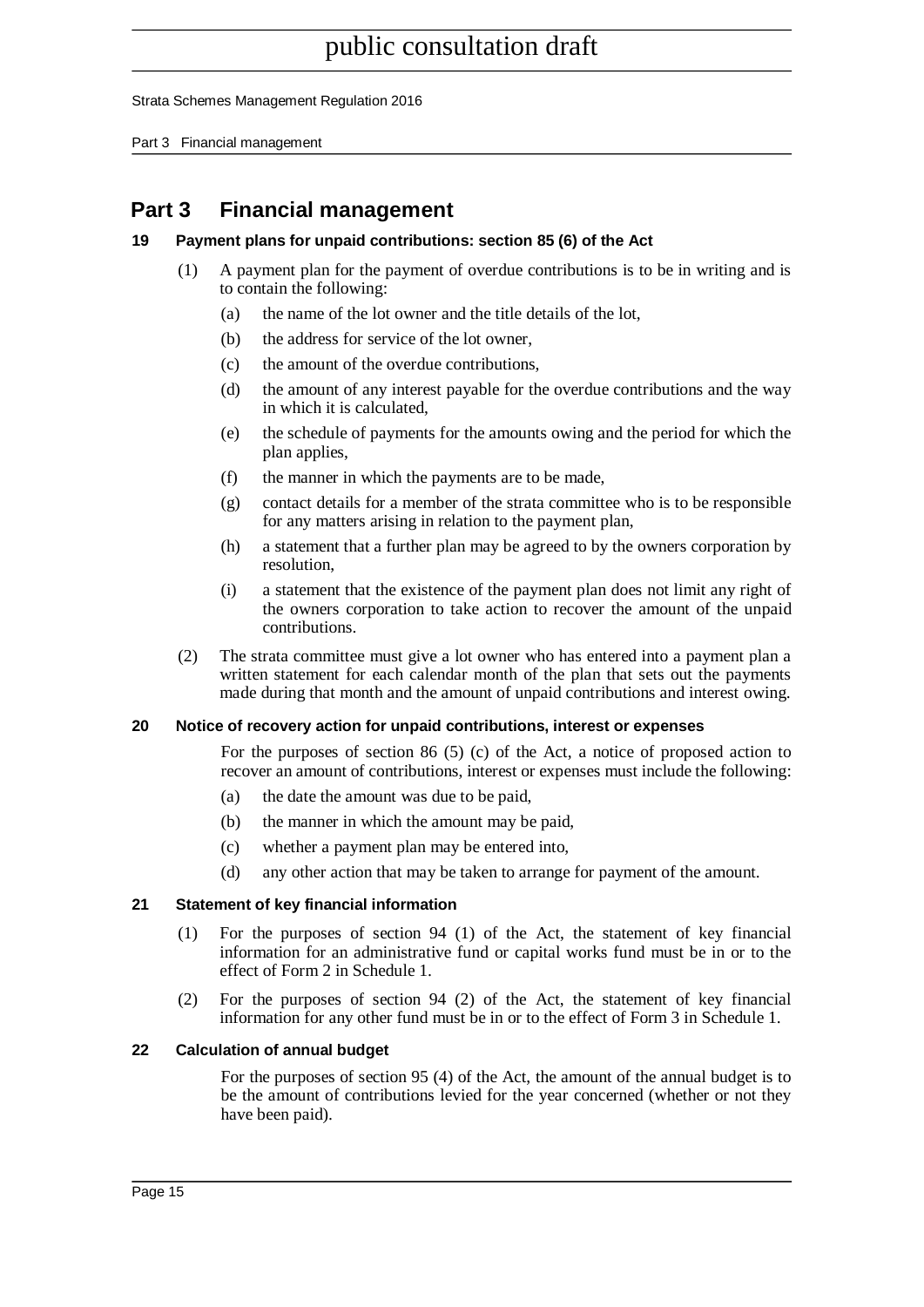# Part 3 Financial management

### 19 Payment plans for unpaid contributions: section 85 (6) of the Act

(1) A payment plan for the payment of overdue contributions is to be in writing and is to contain the following:

(a) the name of the lot owner and the title details of the lot,

(b) the address for service of the lot owner,

(c) the amount of the overdue contributions,

(d) the amount of any interest payable for the overdue contributions and the way in which it is calculated,

(e) the schedule of payments for the amounts owing and the period for which the plan applies,

(f) the manner in which the payments are to be made,

(g) contact details for a member of the strata committee who is to be responsible for any matters arising in relation to the payment plan,

(h) a statement that a further plan may be agreed to by the owners corporation by resolution,

(i) a statement that the existence of the payment plan does not limit any right of the owners corporation to take action to recover the amount of the unpaid contributions.

(2) The strata committee must give a lot owner who has entered into a payment plan a written statement for each calendar month of the plan that sets out the payments made during that month and the amount of unpaid contributions and interest owing.

### 20 Notice of recovery action for unpaid contributions, interest or expenses

For the purposes of section 86 (5) (c) of the Act, a notice of proposed action to recover an amount of contributions, interest or expenses must include the following:

(a) the date the amount was due to be paid,

(b) the manner in which the amount may be paid,

(c) whether a payment plan may be entered into,

(d) any other action that may be taken to arrange for payment of the amount.

### 21 Statement of key financial information

(1) For the purposes of section 94 (1) of the Act, the statement of key financial information for an administrative fund or capital works fund must be in or to the effect of Form 2 in Schedule 1.

(2) For the purposes of section 94 (2) of the Act, the statement of key financial information for any other fund must be in or to the effect of Form 3 in Schedule 1.

### 22 Calculation of annual budget

For the purposes of section 95 (4) of the Act, the amount of the annual budget is to be the amount of contributions levied for the year concerned (whether or not they have been paid).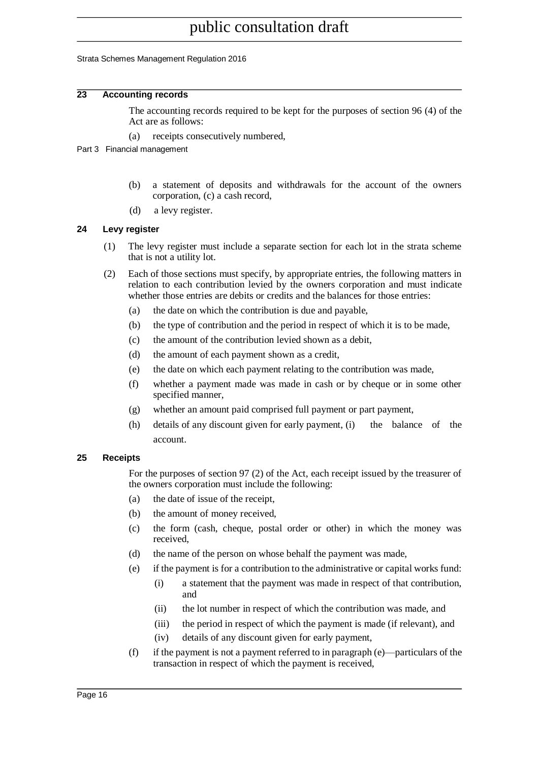## 23 Accounting records

The accounting records required to be kept for the purposes of section 96 (4) of the Act are as follows:

(a) receipts consecutively numbered,

(b) a statement of deposits and withdrawals for the account of the owners corporation, (c) a cash record,

(d) a levy register.

## 24 Levy register

(1) The levy register must include a separate section for each lot in the strata scheme that is not a utility lot.

(2) Each of those sections must specify, by appropriate entries, the following matters in relation to each contribution levied by the owners corporation and must indicate whether those entries are debits or credits and the balances for those entries:

(a) the date on which the contribution is due and payable,

(b) the type of contribution and the period in respect of which it is to be made,

(c) the amount of the contribution levied shown as a debit,

(d) the amount of each payment shown as a credit,

(e) the date on which each payment relating to the contribution was made,

(f) whether a payment made was made in cash or by cheque or in some other specified manner,

(g) whether an amount paid comprised full payment or part payment,

(h) details of any discount given for early payment, (i) the balance of the account.

## 25 Receipts

For the purposes of section 97 (2) of the Act, each receipt issued by the treasurer of the owners corporation must include the following:

(a) the date of issue of the receipt,

(b) the amount of money received,

(c) the form (cash, cheque, postal order or other) in which the money was received,

(d) the name of the person on whose behalf the payment was made,

(e) if the payment is for a contribution to the administrative or capital works fund:

(i) a statement that the payment was made in respect of that contribution, and

(ii) the lot number in respect of which the contribution was made, and

(iii) the period in respect of which the payment is made (if relevant), and

(iv) details of any discount given for early payment,

(f) if the payment is not a payment referred to in paragraph (e)—particulars of the transaction in respect of which the payment is received,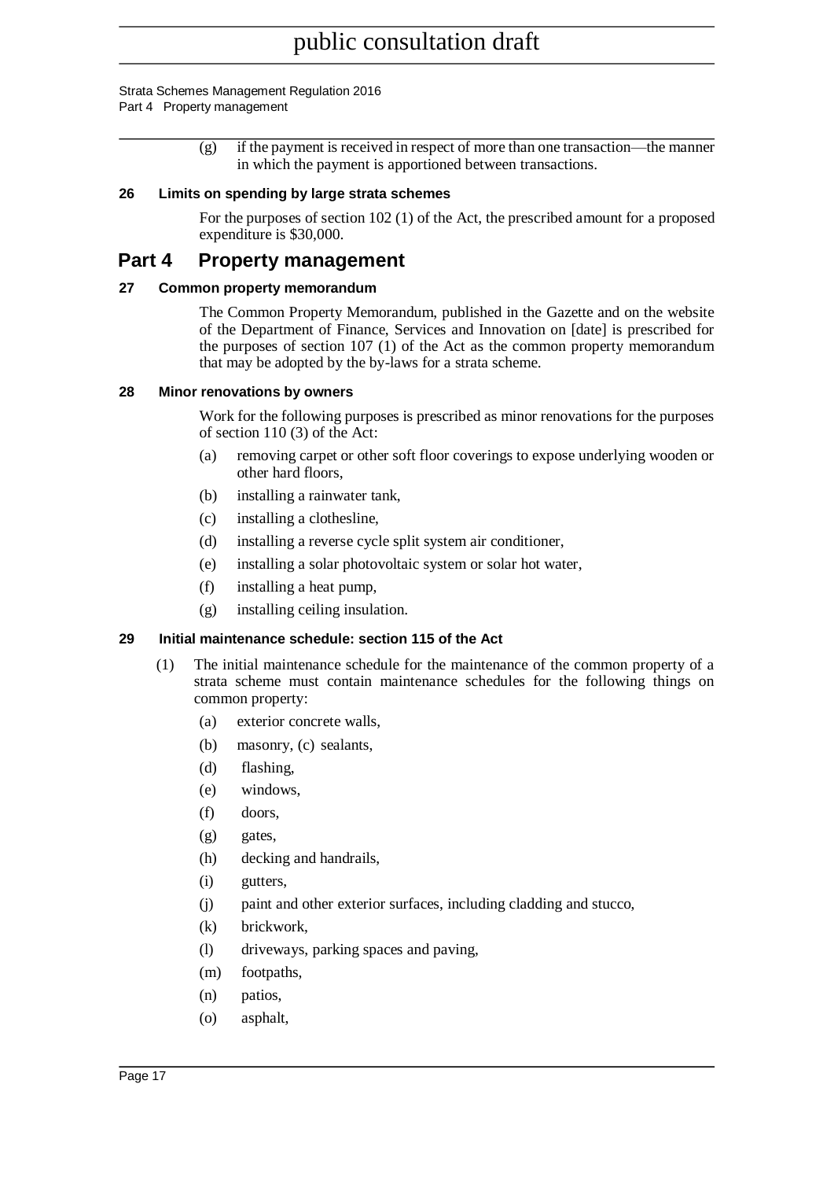(g) if the payment is received in respect of more than one transaction—the manner in which the payment is apportioned between transactions.

### 26 Limits on spending by large strata schemes

For the purposes of section 102 (1) of the Act, the prescribed amount for a proposed expenditure is $30,000.

## Part 4 Property management

### 27 Common property memorandum

The Common Property Memorandum, published in the Gazette and on the website of the Department of Finance, Services and Innovation on [date] is prescribed for the purposes of section 107 (1) of the Act as the common property memorandum that may be adopted by the by-laws for a strata scheme.

### 28 Minor renovations by owners

Work for the following purposes is prescribed as minor renovations for the purposes of section 110 (3) of the Act:

(a) removing carpet or other soft floor coverings to expose underlying wooden or other hard floors,

(b) installing a rainwater tank,

(c) installing a clothesline,

(d) installing a reverse cycle split system air conditioner,

(e) installing a solar photovoltaic system or solar hot water,

(f) installing a heat pump,

(g) installing ceiling insulation.

### 29 Initial maintenance schedule: section 115 of the Act

(1) The initial maintenance schedule for the maintenance of the common property of a strata scheme must contain maintenance schedules for the following things on common property:

(a) exterior concrete walls,

(b) masonry, (c) sealants,

(d) flashing,

(e) windows,

(f) doors,

(g) gates,

(h) decking and handrails,

(i) gutters,

(j) paint and other exterior surfaces, including cladding and stucco,

(k) brickwork,

(l) driveways, parking spaces and paving,

(m) footpaths,

(n) patios,

(o) asphalt,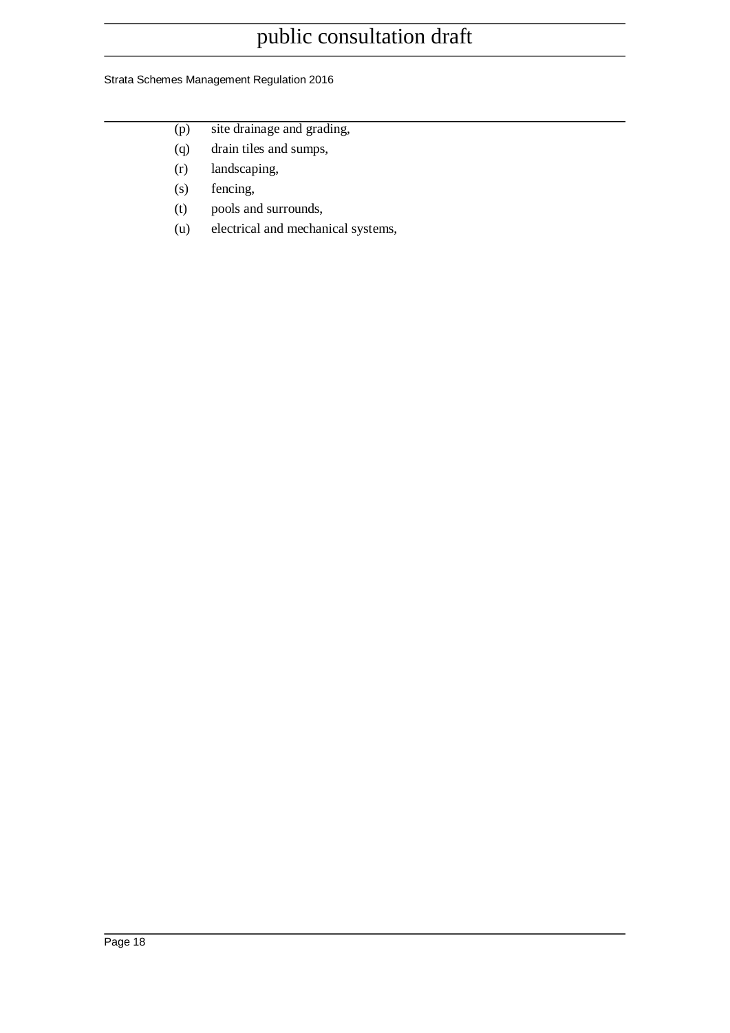(p) site drainage and grading,

(q) drain tiles and sumps,

(r) landscaping,

(s) fencing,

(t) pools and surrounds,

(u) electrical and mechanical systems,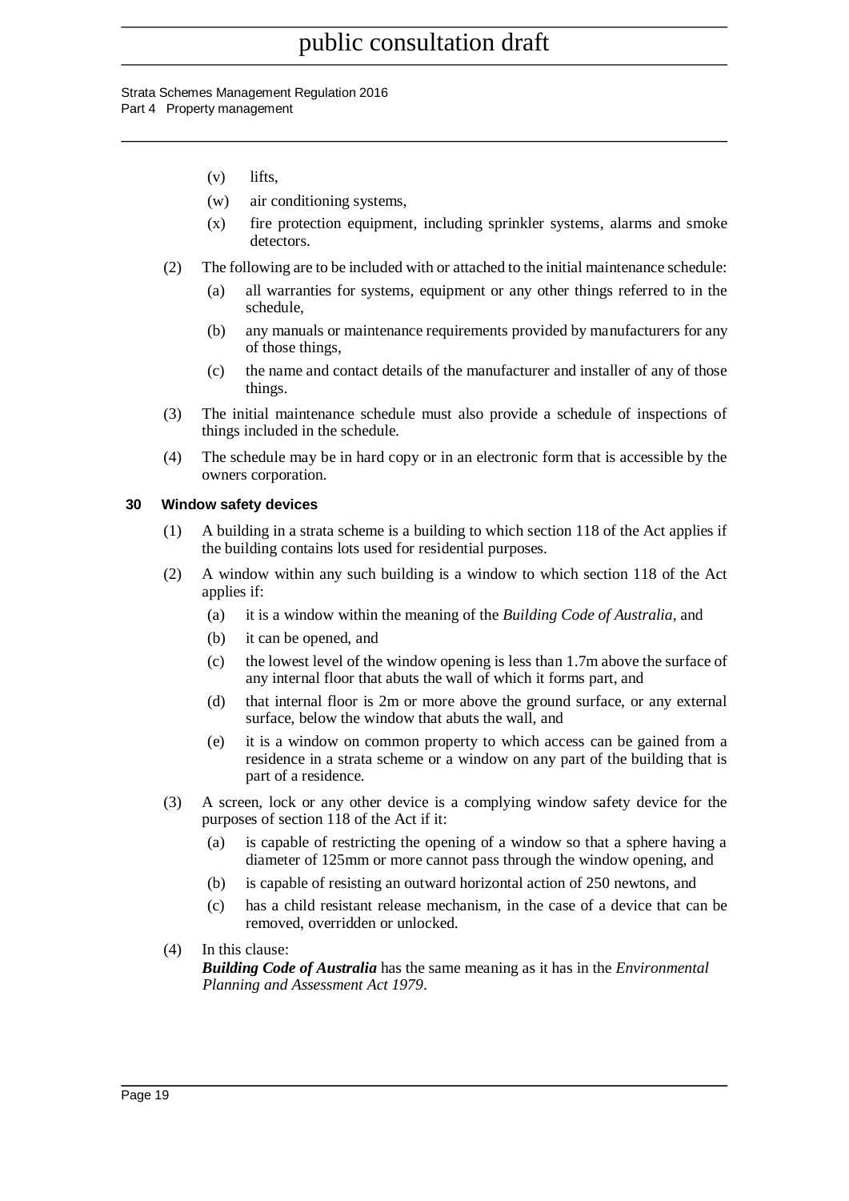(v) lifts,

(w) air conditioning systems,

(x) fire protection equipment, including sprinkler systems, alarms and smoke detectors.

(2) The following are to be included with or attached to the initial maintenance schedule:

(a) all warranties for systems, equipment or any other things referred to in the schedule,

(b) any manuals or maintenance requirements provided by manufacturers for any of those things,

(c) the name and contact details of the manufacturer and installer of any of those things.

(3) The initial maintenance schedule must also provide a schedule of inspections of things included in the schedule.

(4) The schedule may be in hard copy or in an electronic form that is accessible by the owners corporation.

### 30 Window safety devices

(1) A building in a strata scheme is a building to which section 118 of the Act applies if the building contains lots used for residential purposes.

(2) A window within any such building is a window to which section 118 of the Act applies if:

(a) it is a window within the meaning of the *Building Code of Australia*, and

(b) it can be opened, and

(c) the lowest level of the window opening is less than 1.7m above the surface of any internal floor that abuts the wall of which it forms part, and

(d) that internal floor is 2m or more above the ground surface, or any external surface, below the window that abuts the wall, and

(e) it is a window on common property to which access can be gained from a residence in a strata scheme or a window on any part of the building that is part of a residence.

(3) A screen, lock or any other device is a complying window safety device for the purposes of section 118 of the Act if it:

(a) is capable of restricting the opening of a window so that a sphere having a diameter of 125mm or more cannot pass through the window opening, and

(b) is capable of resisting an outward horizontal action of 250 newtons, and

(c) has a child resistant release mechanism, in the case of a device that can be removed, overridden or unlocked.

(4) In this clause:

***Building Code of Australia*** has the same meaning as it has in the *Environmental Planning and Assessment Act 1979*.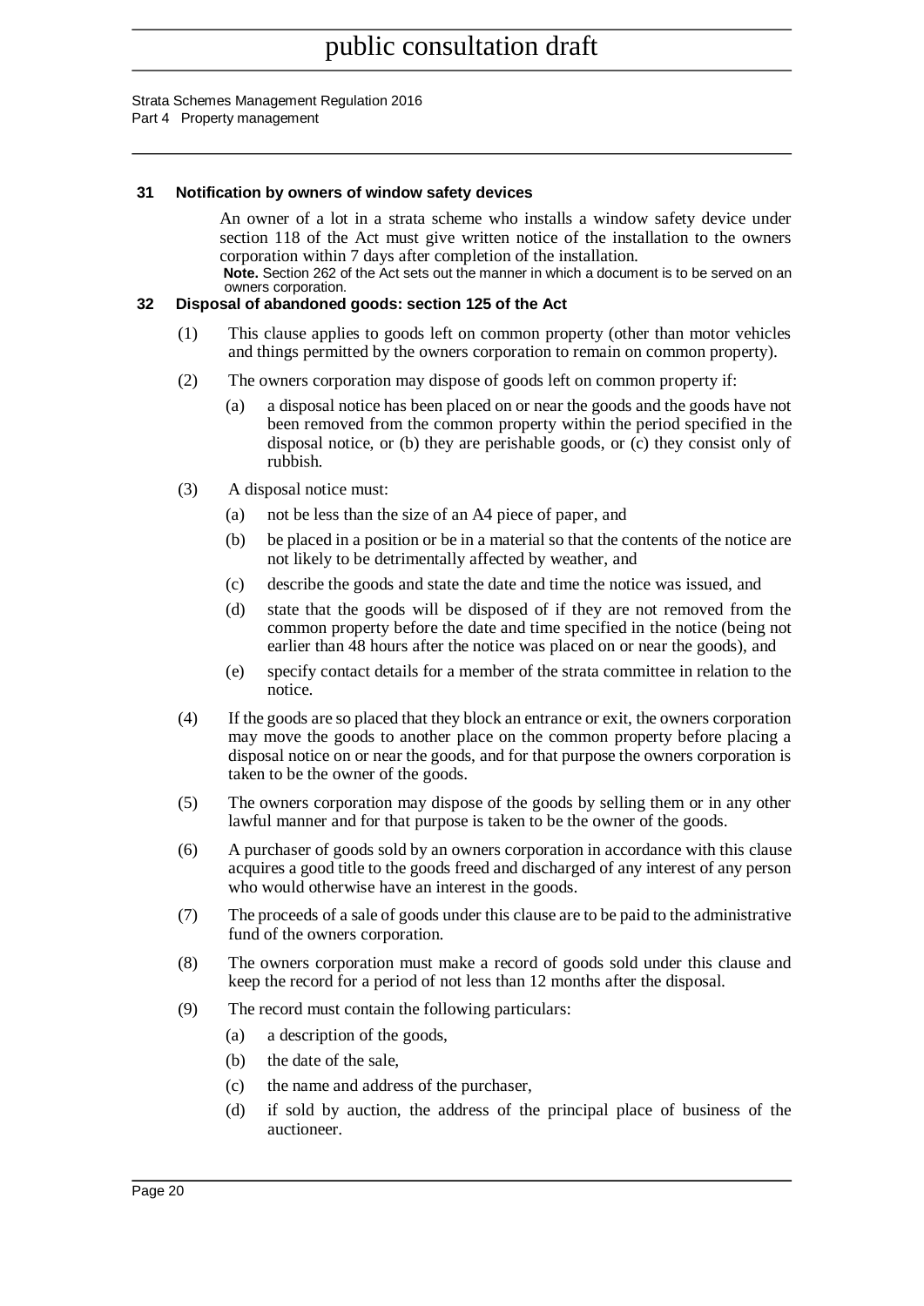#### 31 Notification by owners of window safety devices

An owner of a lot in a strata scheme who installs a window safety device under section 118 of the Act must give written notice of the installation to the owners corporation within 7 days after completion of the installation.

**Note.** Section 262 of the Act sets out the manner in which a document is to be served on an owners corporation.

#### 32 Disposal of abandoned goods: section 125 of the Act

(1) This clause applies to goods left on common property (other than motor vehicles and things permitted by the owners corporation to remain on common property).

(2) The owners corporation may dispose of goods left on common property if:

  (a) a disposal notice has been placed on or near the goods and the goods have not been removed from the common property within the period specified in the disposal notice, or (b) they are perishable goods, or (c) they consist only of rubbish.

(3) A disposal notice must:

  (a) not be less than the size of an A4 piece of paper, and

  (b) be placed in a position or be in a material so that the contents of the notice are not likely to be detrimentally affected by weather, and

  (c) describe the goods and state the date and time the notice was issued, and

  (d) state that the goods will be disposed of if they are not removed from the common property before the date and time specified in the notice (being not earlier than 48 hours after the notice was placed on or near the goods), and

  (e) specify contact details for a member of the strata committee in relation to the notice.

(4) If the goods are so placed that they block an entrance or exit, the owners corporation may move the goods to another place on the common property before placing a disposal notice on or near the goods, and for that purpose the owners corporation is taken to be the owner of the goods.

(5) The owners corporation may dispose of the goods by selling them or in any other lawful manner and for that purpose is taken to be the owner of the goods.

(6) A purchaser of goods sold by an owners corporation in accordance with this clause acquires a good title to the goods freed and discharged of any interest of any person who would otherwise have an interest in the goods.

(7) The proceeds of a sale of goods under this clause are to be paid to the administrative fund of the owners corporation.

(8) The owners corporation must make a record of goods sold under this clause and keep the record for a period of not less than 12 months after the disposal.

(9) The record must contain the following particulars:

  (a) a description of the goods,

  (b) the date of the sale,

  (c) the name and address of the purchaser,

  (d) if sold by auction, the address of the principal place of business of the auctioneer.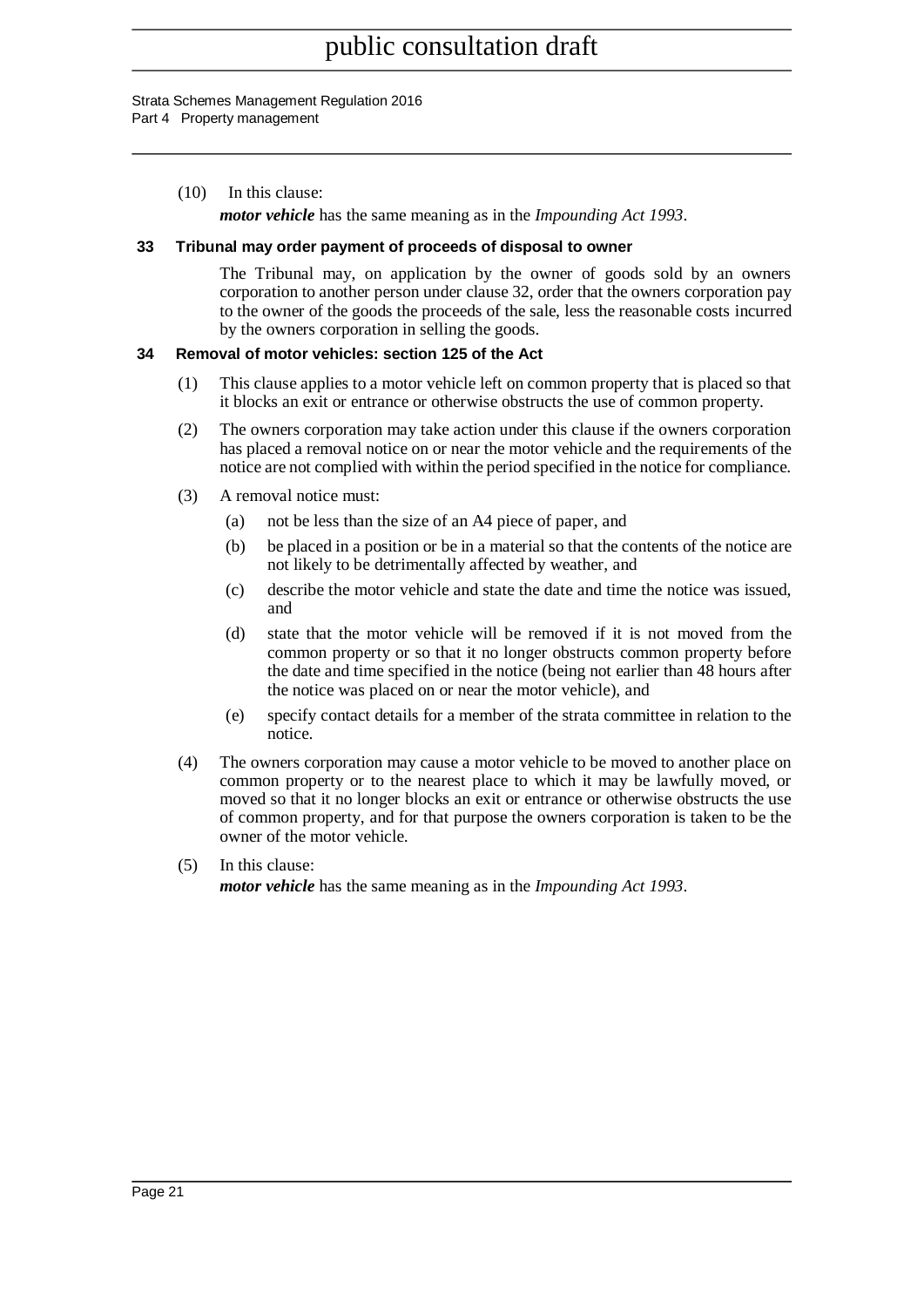(10) In this clause:

***motor vehicle*** has the same meaning as in the *Impounding Act 1993*.

**33 Tribunal may order payment of proceeds of disposal to owner**

The Tribunal may, on application by the owner of goods sold by an owners corporation to another person under clause 32, order that the owners corporation pay to the owner of the goods the proceeds of the sale, less the reasonable costs incurred by the owners corporation in selling the goods.

**34 Removal of motor vehicles: section 125 of the Act**

(1) This clause applies to a motor vehicle left on common property that is placed so that it blocks an exit or entrance or otherwise obstructs the use of common property.

(2) The owners corporation may take action under this clause if the owners corporation has placed a removal notice on or near the motor vehicle and the requirements of the notice are not complied with within the period specified in the notice for compliance.

(3) A removal notice must:

(a) not be less than the size of an A4 piece of paper, and

(b) be placed in a position or be in a material so that the contents of the notice are not likely to be detrimentally affected by weather, and

(c) describe the motor vehicle and state the date and time the notice was issued, and

(d) state that the motor vehicle will be removed if it is not moved from the common property or so that it no longer obstructs common property before the date and time specified in the notice (being not earlier than 48 hours after the notice was placed on or near the motor vehicle), and

(e) specify contact details for a member of the strata committee in relation to the notice.

(4) The owners corporation may cause a motor vehicle to be moved to another place on common property or to the nearest place to which it may be lawfully moved, or moved so that it no longer blocks an exit or entrance or otherwise obstructs the use of common property, and for that purpose the owners corporation is taken to be the owner of the motor vehicle.

(5) In this clause:

***motor vehicle*** has the same meaning as in the *Impounding Act 1993*.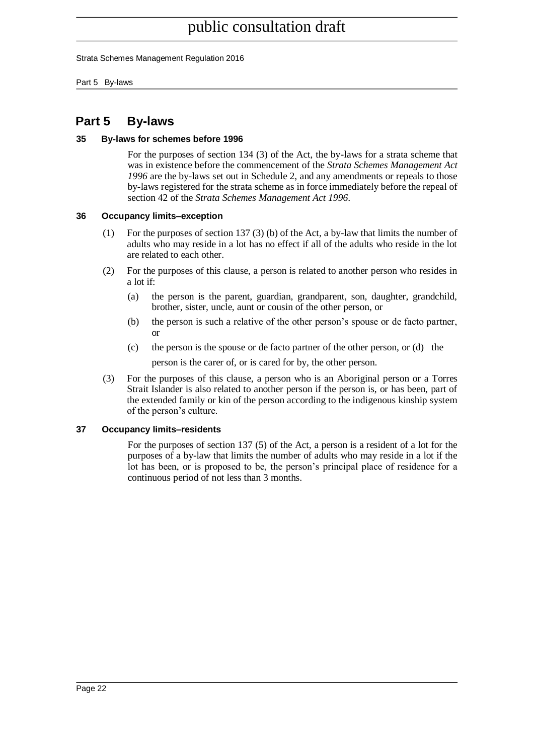# Part 5 By-laws

### 35 By-laws for schemes before 1996

For the purposes of section 134 (3) of the Act, the by-laws for a strata scheme that was in existence before the commencement of the *Strata Schemes Management Act 1996* are the by-laws set out in Schedule 2, and any amendments or repeals to those by-laws registered for the strata scheme as in force immediately before the repeal of section 42 of the *Strata Schemes Management Act 1996*.

### 36 Occupancy limits–exception

(1) For the purposes of section 137 (3) (b) of the Act, a by-law that limits the number of adults who may reside in a lot has no effect if all of the adults who reside in the lot are related to each other.

(2) For the purposes of this clause, a person is related to another person who resides in a lot if:

(a) the person is the parent, guardian, grandparent, son, daughter, grandchild, brother, sister, uncle, aunt or cousin of the other person, or

(b) the person is such a relative of the other person's spouse or de facto partner, or

(c) the person is the spouse or de facto partner of the other person, or (d) the person is the carer of, or is cared for by, the other person.

(3) For the purposes of this clause, a person who is an Aboriginal person or a Torres Strait Islander is also related to another person if the person is, or has been, part of the extended family or kin of the person according to the indigenous kinship system of the person's culture.

### 37 Occupancy limits–residents

For the purposes of section 137 (5) of the Act, a person is a resident of a lot for the purposes of a by-law that limits the number of adults who may reside in a lot if the lot has been, or is proposed to be, the person's principal place of residence for a continuous period of not less than 3 months.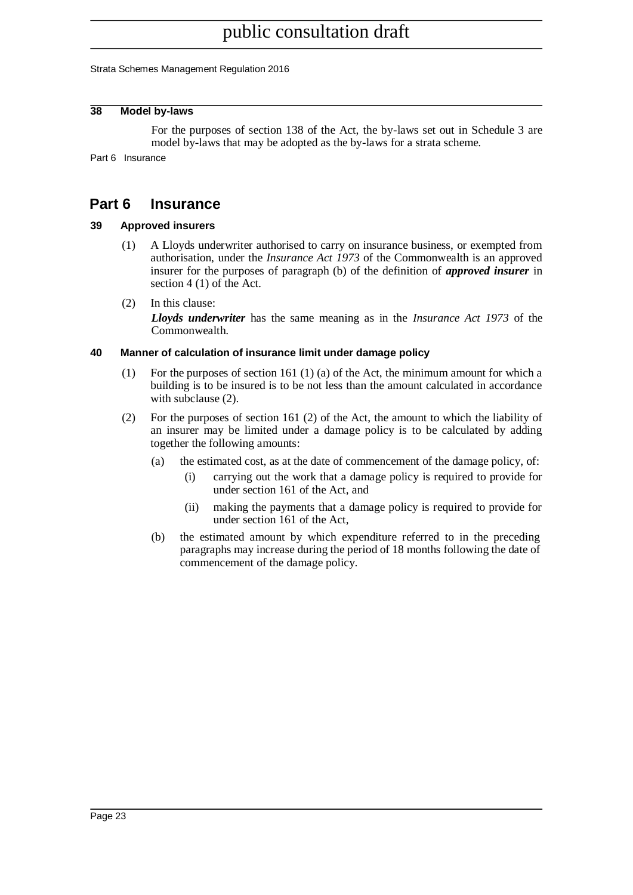### 38 Model by-laws

For the purposes of section 138 of the Act, the by-laws set out in Schedule 3 are model by-laws that may be adopted as the by-laws for a strata scheme.

## Part 6 Insurance

### 39 Approved insurers

(1) A Lloyds underwriter authorised to carry on insurance business, or exempted from authorisation, under the *Insurance Act 1973* of the Commonwealth is an approved insurer for the purposes of paragraph (b) of the definition of ***approved insurer*** in section 4 (1) of the Act.

(2) In this clause:

***Lloyds underwriter*** has the same meaning as in the *Insurance Act 1973* of the Commonwealth.

### 40 Manner of calculation of insurance limit under damage policy

(1) For the purposes of section 161 (1) (a) of the Act, the minimum amount for which a building is to be insured is to be not less than the amount calculated in accordance with subclause (2).

(2) For the purposes of section 161 (2) of the Act, the amount to which the liability of an insurer may be limited under a damage policy is to be calculated by adding together the following amounts:

- (a) the estimated cost, as at the date of commencement of the damage policy, of:
  - (i) carrying out the work that a damage policy is required to provide for under section 161 of the Act, and
  - (ii) making the payments that a damage policy is required to provide for under section 161 of the Act,
- (b) the estimated amount by which expenditure referred to in the preceding paragraphs may increase during the period of 18 months following the date of commencement of the damage policy.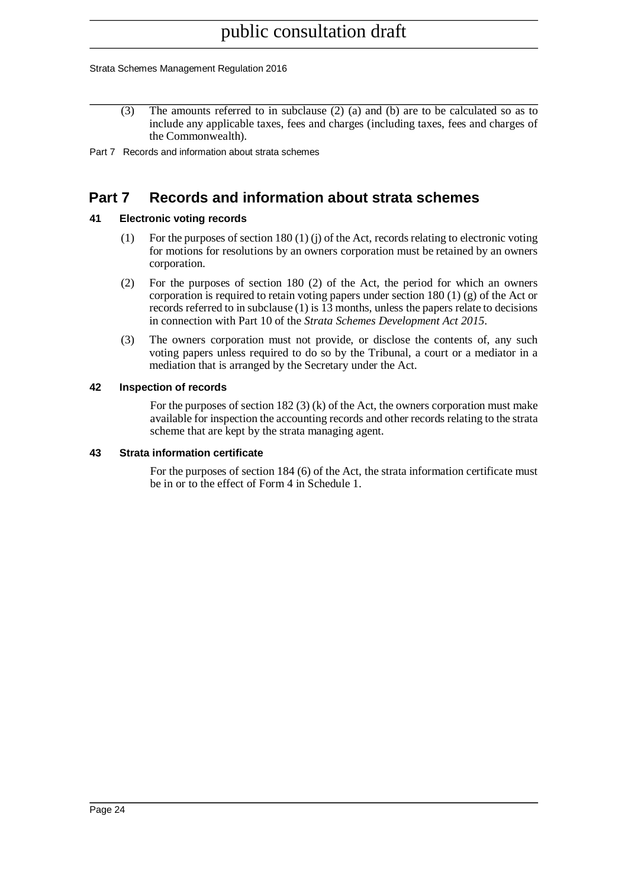(3) The amounts referred to in subclause (2) (a) and (b) are to be calculated so as to include any applicable taxes, fees and charges (including taxes, fees and charges of the Commonwealth).

# Part 7 Records and information about strata schemes

### 41 Electronic voting records

(1) For the purposes of section 180 (1) (j) of the Act, records relating to electronic voting for motions for resolutions by an owners corporation must be retained by an owners corporation.

(2) For the purposes of section 180 (2) of the Act, the period for which an owners corporation is required to retain voting papers under section 180 (1) (g) of the Act or records referred to in subclause (1) is 13 months, unless the papers relate to decisions in connection with Part 10 of the *Strata Schemes Development Act 2015*.

(3) The owners corporation must not provide, or disclose the contents of, any such voting papers unless required to do so by the Tribunal, a court or a mediator in a mediation that is arranged by the Secretary under the Act.

### 42 Inspection of records

For the purposes of section 182 (3) (k) of the Act, the owners corporation must make available for inspection the accounting records and other records relating to the strata scheme that are kept by the strata managing agent.

### 43 Strata information certificate

For the purposes of section 184 (6) of the Act, the strata information certificate must be in or to the effect of Form 4 in Schedule 1.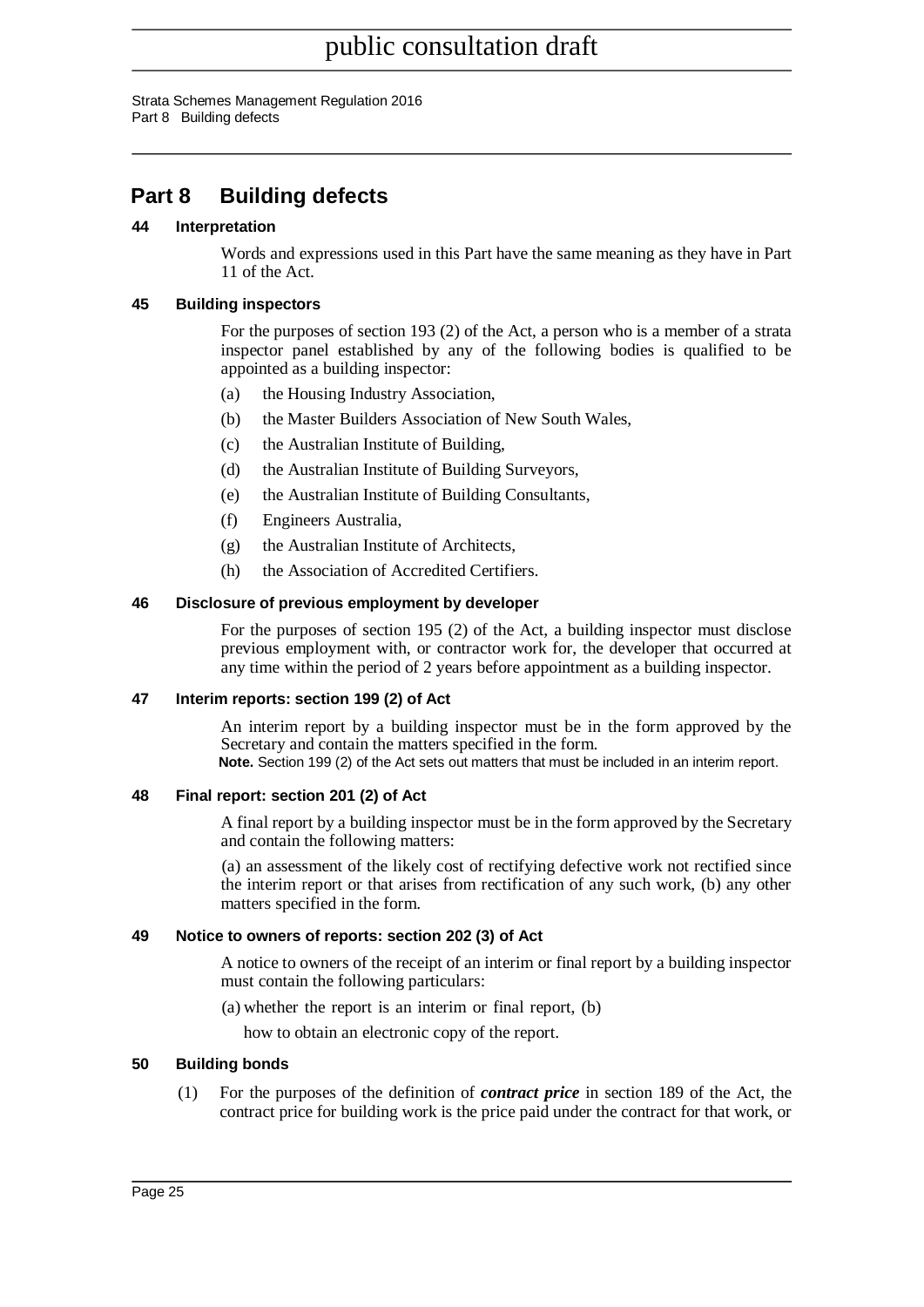# Part 8 Building defects

### 44 Interpretation

Words and expressions used in this Part have the same meaning as they have in Part 11 of the Act.

### 45 Building inspectors

For the purposes of section 193 (2) of the Act, a person who is a member of a strata inspector panel established by any of the following bodies is qualified to be appointed as a building inspector:

(a) the Housing Industry Association,

(b) the Master Builders Association of New South Wales,

(c) the Australian Institute of Building,

(d) the Australian Institute of Building Surveyors,

(e) the Australian Institute of Building Consultants,

(f) Engineers Australia,

(g) the Australian Institute of Architects,

(h) the Association of Accredited Certifiers.

### 46 Disclosure of previous employment by developer

For the purposes of section 195 (2) of the Act, a building inspector must disclose previous employment with, or contractor work for, the developer that occurred at any time within the period of 2 years before appointment as a building inspector.

### 47 Interim reports: section 199 (2) of Act

An interim report by a building inspector must be in the form approved by the Secretary and contain the matters specified in the form.

**Note.** Section 199 (2) of the Act sets out matters that must be included in an interim report.

### 48 Final report: section 201 (2) of Act

A final report by a building inspector must be in the form approved by the Secretary and contain the following matters:

(a) an assessment of the likely cost of rectifying defective work not rectified since the interim report or that arises from rectification of any such work, (b) any other matters specified in the form.

### 49 Notice to owners of reports: section 202 (3) of Act

A notice to owners of the receipt of an interim or final report by a building inspector must contain the following particulars:

(a) whether the report is an interim or final report, (b)

how to obtain an electronic copy of the report.

### 50 Building bonds

(1) For the purposes of the definition of ***contract price*** in section 189 of the Act, the contract price for building work is the price paid under the contract for that work, or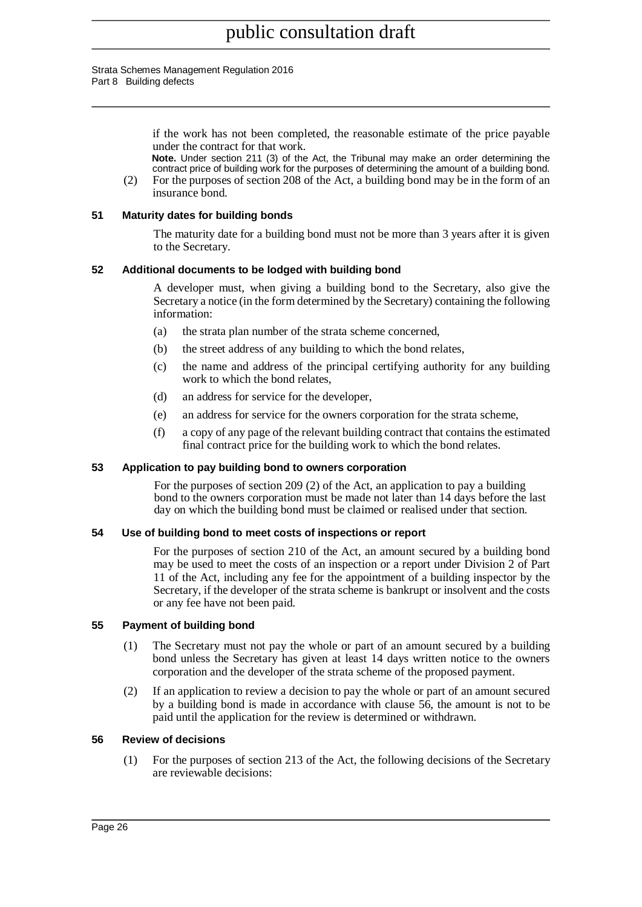if the work has not been completed, the reasonable estimate of the price payable under the contract for that work.

**Note.** Under section 211 (3) of the Act, the Tribunal may make an order determining the contract price of building work for the purposes of determining the amount of a building bond.

(2) For the purposes of section 208 of the Act, a building bond may be in the form of an insurance bond.

### 51 Maturity dates for building bonds

The maturity date for a building bond must not be more than 3 years after it is given to the Secretary.

### 52 Additional documents to be lodged with building bond

A developer must, when giving a building bond to the Secretary, also give the Secretary a notice (in the form determined by the Secretary) containing the following information:

(a) the strata plan number of the strata scheme concerned,

(b) the street address of any building to which the bond relates,

(c) the name and address of the principal certifying authority for any building work to which the bond relates,

(d) an address for service for the developer,

(e) an address for service for the owners corporation for the strata scheme,

(f) a copy of any page of the relevant building contract that contains the estimated final contract price for the building work to which the bond relates.

### 53 Application to pay building bond to owners corporation

For the purposes of section 209 (2) of the Act, an application to pay a building bond to the owners corporation must be made not later than 14 days before the last day on which the building bond must be claimed or realised under that section.

### 54 Use of building bond to meet costs of inspections or report

For the purposes of section 210 of the Act, an amount secured by a building bond may be used to meet the costs of an inspection or a report under Division 2 of Part 11 of the Act, including any fee for the appointment of a building inspector by the Secretary, if the developer of the strata scheme is bankrupt or insolvent and the costs or any fee have not been paid.

### 55 Payment of building bond

(1) The Secretary must not pay the whole or part of an amount secured by a building bond unless the Secretary has given at least 14 days written notice to the owners corporation and the developer of the strata scheme of the proposed payment.

(2) If an application to review a decision to pay the whole or part of an amount secured by a building bond is made in accordance with clause 56, the amount is not to be paid until the application for the review is determined or withdrawn.

### 56 Review of decisions

(1) For the purposes of section 213 of the Act, the following decisions of the Secretary are reviewable decisions: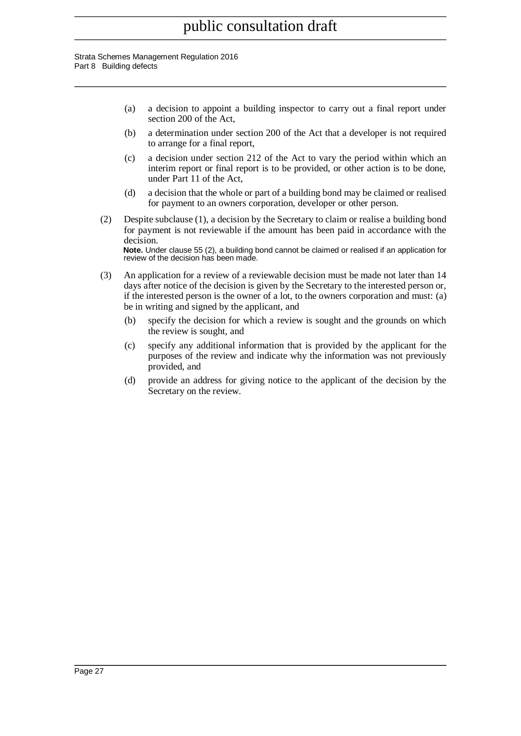(a) a decision to appoint a building inspector to carry out a final report under section 200 of the Act,

(b) a determination under section 200 of the Act that a developer is not required to arrange for a final report,

(c) a decision under section 212 of the Act to vary the period within which an interim report or final report is to be provided, or other action is to be done, under Part 11 of the Act,

(d) a decision that the whole or part of a building bond may be claimed or realised for payment to an owners corporation, developer or other person.

(2) Despite subclause (1), a decision by the Secretary to claim or realise a building bond for payment is not reviewable if the amount has been paid in accordance with the decision.

**Note.** Under clause 55 (2), a building bond cannot be claimed or realised if an application for review of the decision has been made.

(3) An application for a review of a reviewable decision must be made not later than 14 days after notice of the decision is given by the Secretary to the interested person or, if the interested person is the owner of a lot, to the owners corporation and must: (a) be in writing and signed by the applicant, and

(b) specify the decision for which a review is sought and the grounds on which the review is sought, and

(c) specify any additional information that is provided by the applicant for the purposes of the review and indicate why the information was not previously provided, and

(d) provide an address for giving notice to the applicant of the decision by the Secretary on the review.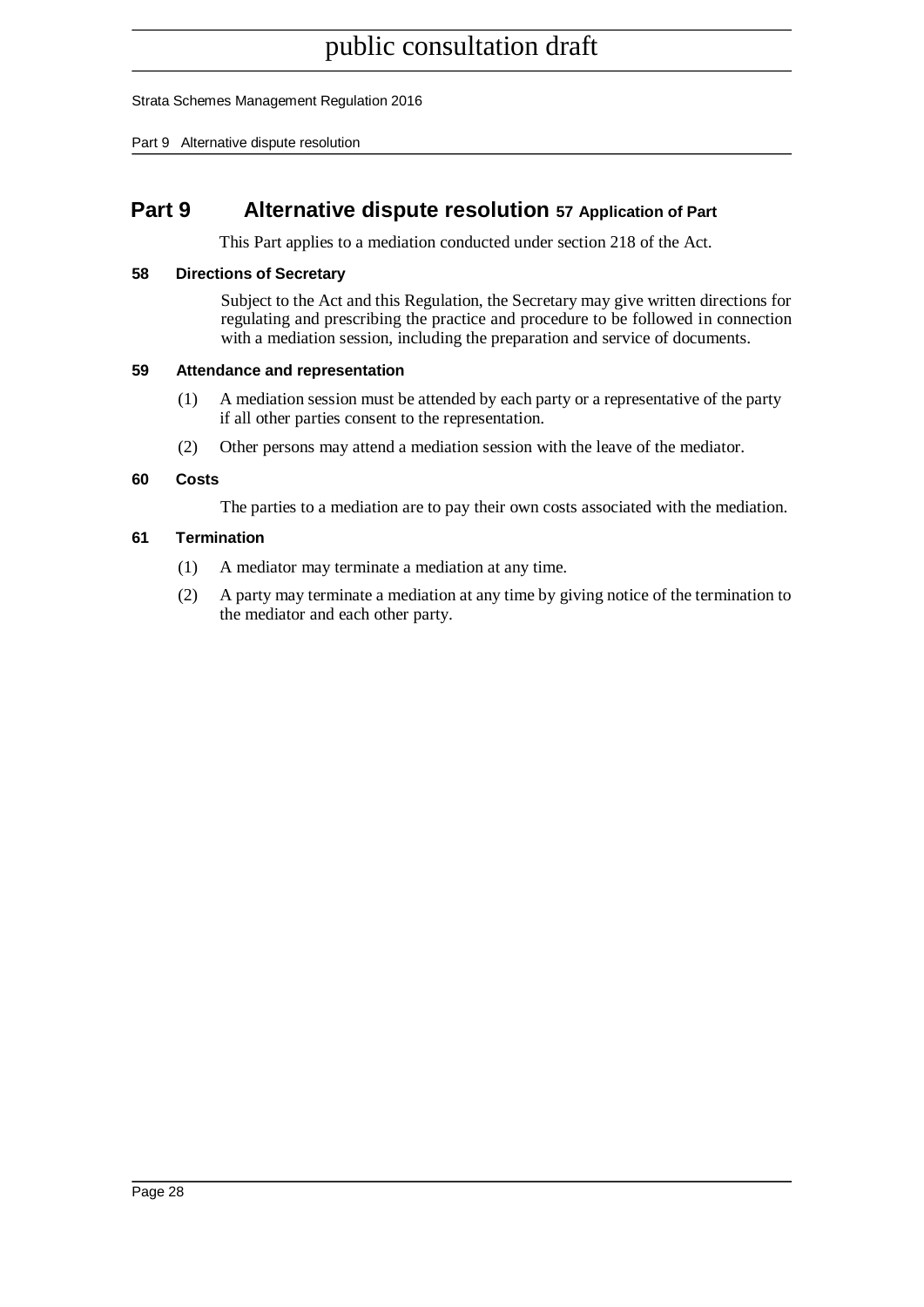# Part 9 Alternative dispute resolution

### 57 Application of Part

This Part applies to a mediation conducted under section 218 of the Act.

### 58 Directions of Secretary

Subject to the Act and this Regulation, the Secretary may give written directions for regulating and prescribing the practice and procedure to be followed in connection with a mediation session, including the preparation and service of documents.

### 59 Attendance and representation

(1) A mediation session must be attended by each party or a representative of the party if all other parties consent to the representation.

(2) Other persons may attend a mediation session with the leave of the mediator.

### 60 Costs

The parties to a mediation are to pay their own costs associated with the mediation.

### 61 Termination

(1) A mediator may terminate a mediation at any time.

(2) A party may terminate a mediation at any time by giving notice of the termination to the mediator and each other party.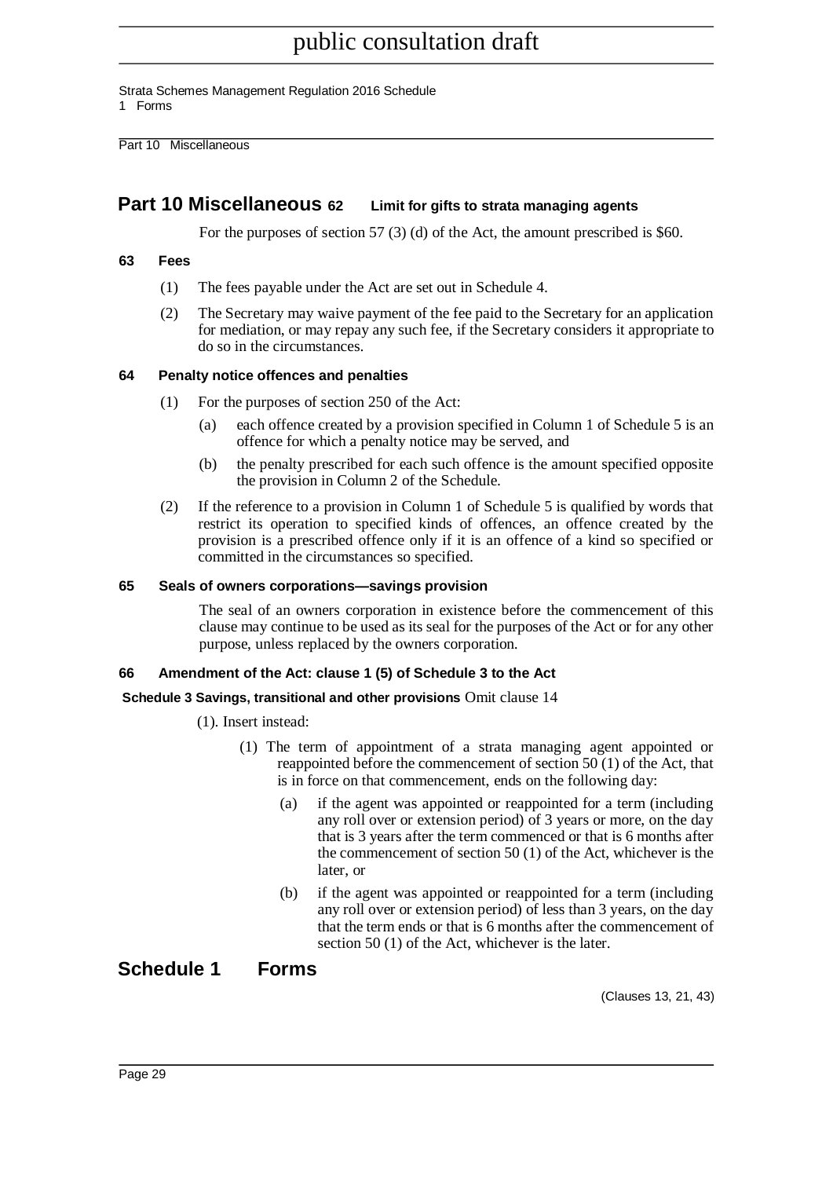## Part 10 Miscellaneous

### 62 Limit for gifts to strata managing agents

For the purposes of section 57 (3) (d) of the Act, the amount prescribed is $60.

### 63 Fees

(1) The fees payable under the Act are set out in Schedule 4.

(2) The Secretary may waive payment of the fee paid to the Secretary for an application for mediation, or may repay any such fee, if the Secretary considers it appropriate to do so in the circumstances.

### 64 Penalty notice offences and penalties

(1) For the purposes of section 250 of the Act:

(a) each offence created by a provision specified in Column 1 of Schedule 5 is an offence for which a penalty notice may be served, and

(b) the penalty prescribed for each such offence is the amount specified opposite the provision in Column 2 of the Schedule.

(2) If the reference to a provision in Column 1 of Schedule 5 is qualified by words that restrict its operation to specified kinds of offences, an offence created by the provision is a prescribed offence only if it is an offence of a kind so specified or committed in the circumstances so specified.

### 65 Seals of owners corporations—savings provision

The seal of an owners corporation in existence before the commencement of this clause may continue to be used as its seal for the purposes of the Act or for any other purpose, unless replaced by the owners corporation.

### 66 Amendment of the Act: clause 1 (5) of Schedule 3 to the Act

**Schedule 3 Savings, transitional and other provisions** Omit clause 14 (1). Insert instead:

(1) The term of appointment of a strata managing agent appointed or reappointed before the commencement of section 50 (1) of the Act, that is in force on that commencement, ends on the following day:

(a) if the agent was appointed or reappointed for a term (including any roll over or extension period) of 3 years or more, on the day that is 3 years after the term commenced or that is 6 months after the commencement of section 50 (1) of the Act, whichever is the later, or

(b) if the agent was appointed or reappointed for a term (including any roll over or extension period) of less than 3 years, on the day that the term ends or that is 6 months after the commencement of section 50 (1) of the Act, whichever is the later.

## Schedule 1 Forms

(Clauses 13, 21, 43)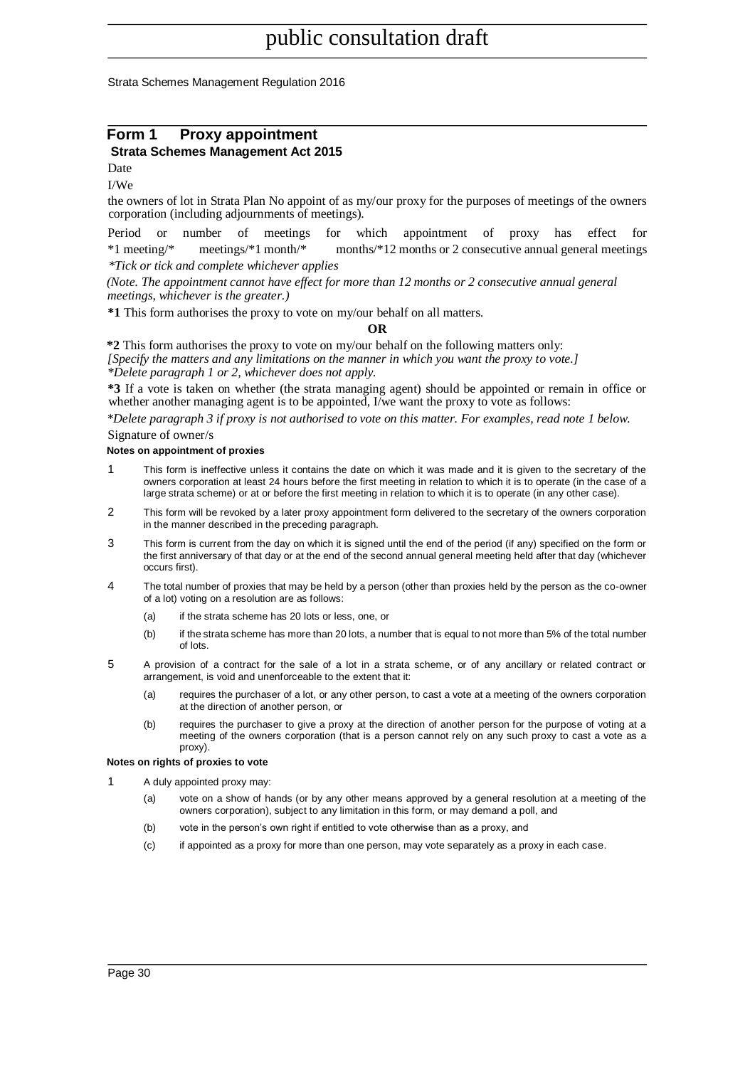# Form 1 Proxy appointment

**Strata Schemes Management Act 2015**

Date

I/We

the owners of lot in Strata Plan No appoint of as my/our proxy for the purposes of meetings of the owners corporation (including adjournments of meetings).

Period or number of meetings for which appointment of proxy has effect for *1 meeting/* meetings/*1 month/* months/*12 months or 2 consecutive annual general meetings

*\*Tick or tick and complete whichever applies*

*(Note. The appointment cannot have effect for more than 12 months or 2 consecutive annual general meetings, whichever is the greater.)*

**\*1** This form authorises the proxy to vote on my/our behalf on all matters.

**OR**

**\*2** This form authorises the proxy to vote on my/our behalf on the following matters only:

*[Specify the matters and any limitations on the manner in which you want the proxy to vote.]*

*\*Delete paragraph 1 or 2, whichever does not apply.*

**\*3** If a vote is taken on whether (the strata managing agent) should be appointed or remain in office or whether another managing agent is to be appointed, I/we want the proxy to vote as follows:

*\*Delete paragraph 3 if proxy is not authorised to vote on this matter. For examples, read note 1 below.*

Signature of owner/s

**Notes on appointment of proxies**

1. This form is ineffective unless it contains the date on which it was made and it is given to the secretary of the owners corporation at least 24 hours before the first meeting in relation to which it is to operate (in the case of a large strata scheme) or at or before the first meeting in relation to which it is to operate (in any other case).
2. This form will be revoked by a later proxy appointment form delivered to the secretary of the owners corporation in the manner described in the preceding paragraph.
3. This form is current from the day on which it is signed until the end of the period (if any) specified on the form or the first anniversary of that day or at the end of the second annual general meeting held after that day (whichever occurs first).
4. The total number of proxies that may be held by a person (other than proxies held by the person as the co-owner of a lot) voting on a resolution are as follows:
   - (a) if the strata scheme has 20 lots or less, one, or
   - (b) if the strata scheme has more than 20 lots, a number that is equal to not more than 5% of the total number of lots.
5. A provision of a contract for the sale of a lot in a strata scheme, or of any ancillary or related contract or arrangement, is void and unenforceable to the extent that it:
   - (a) requires the purchaser of a lot, or any other person, to cast a vote at a meeting of the owners corporation at the direction of another person, or
   - (b) requires the purchaser to give a proxy at the direction of another person for the purpose of voting at a meeting of the owners corporation (that is a person cannot rely on any such proxy to cast a vote as a proxy).

**Notes on rights of proxies to vote**

1. A duly appointed proxy may:
   - (a) vote on a show of hands (or by any other means approved by a general resolution at a meeting of the owners corporation), subject to any limitation in this form, or may demand a poll, and
   - (b) vote in the person's own right if entitled to vote otherwise than as a proxy, and
   - (c) if appointed as a proxy for more than one person, may vote separately as a proxy in each case.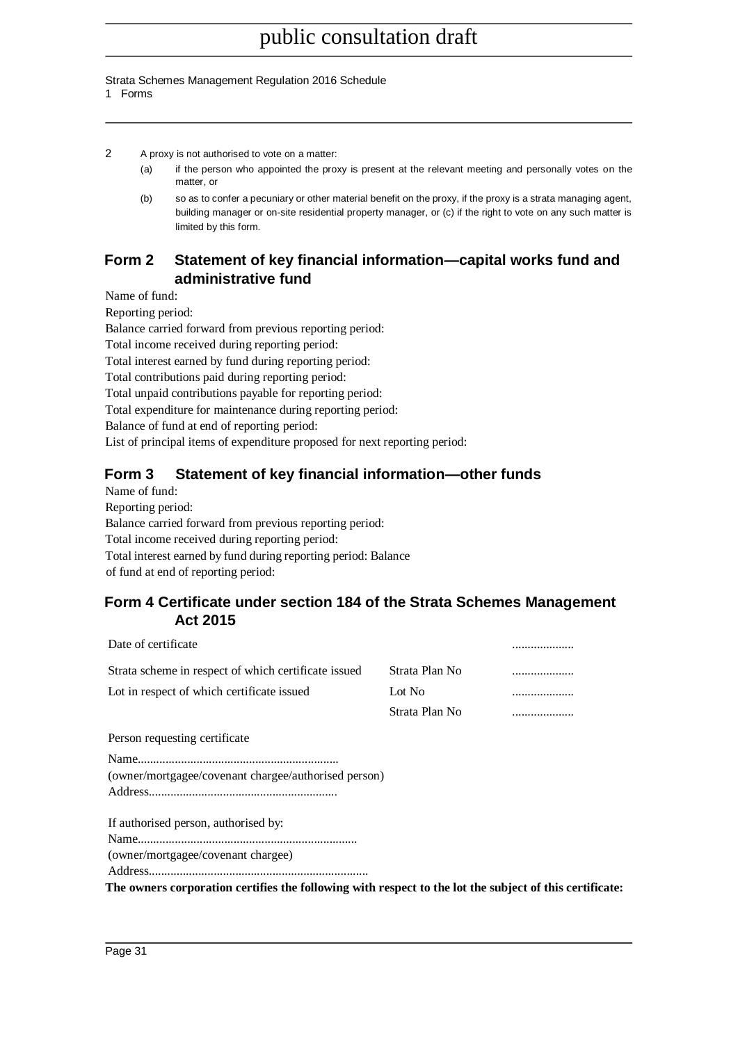2 A proxy is not authorised to vote on a matter:

(a) if the person who appointed the proxy is present at the relevant meeting and personally votes on the matter, or

(b) so as to confer a pecuniary or other material benefit on the proxy, if the proxy is a strata managing agent, building manager or on-site residential property manager, or (c) if the right to vote on any such matter is limited by this form.

## Form 2 Statement of key financial information—capital works fund and administrative fund

Name of fund:

Reporting period:

Balance carried forward from previous reporting period:

Total income received during reporting period:

Total interest earned by fund during reporting period:

Total contributions paid during reporting period:

Total unpaid contributions payable for reporting period:

Total expenditure for maintenance during reporting period:

Balance of fund at end of reporting period:

List of principal items of expenditure proposed for next reporting period:

## Form 3 Statement of key financial information—other funds

Name of fund:

Reporting period:

Balance carried forward from previous reporting period:

Total income received during reporting period:

Total interest earned by fund during reporting period: Balance of fund at end of reporting period:

## Form 4 Certificate under section 184 of the Strata Schemes Management Act 2015

| | | |
|---|---|---|
| Date of certificate | | .................... |
| Strata scheme in respect of which certificate issued | Strata Plan No | .................... |
| Lot in respect of which certificate issued | Lot No | .................... |
| | Strata Plan No | .................... |

Person requesting certificate

Name.................................................................
(owner/mortgagee/covenant chargee/authorised person)
Address.............................................................

If authorised person, authorised by:

Name.......................................................................
(owner/mortgagee/covenant chargee)
Address.......................................................................

**The owners corporation certifies the following with respect to the lot the subject of this certificate:**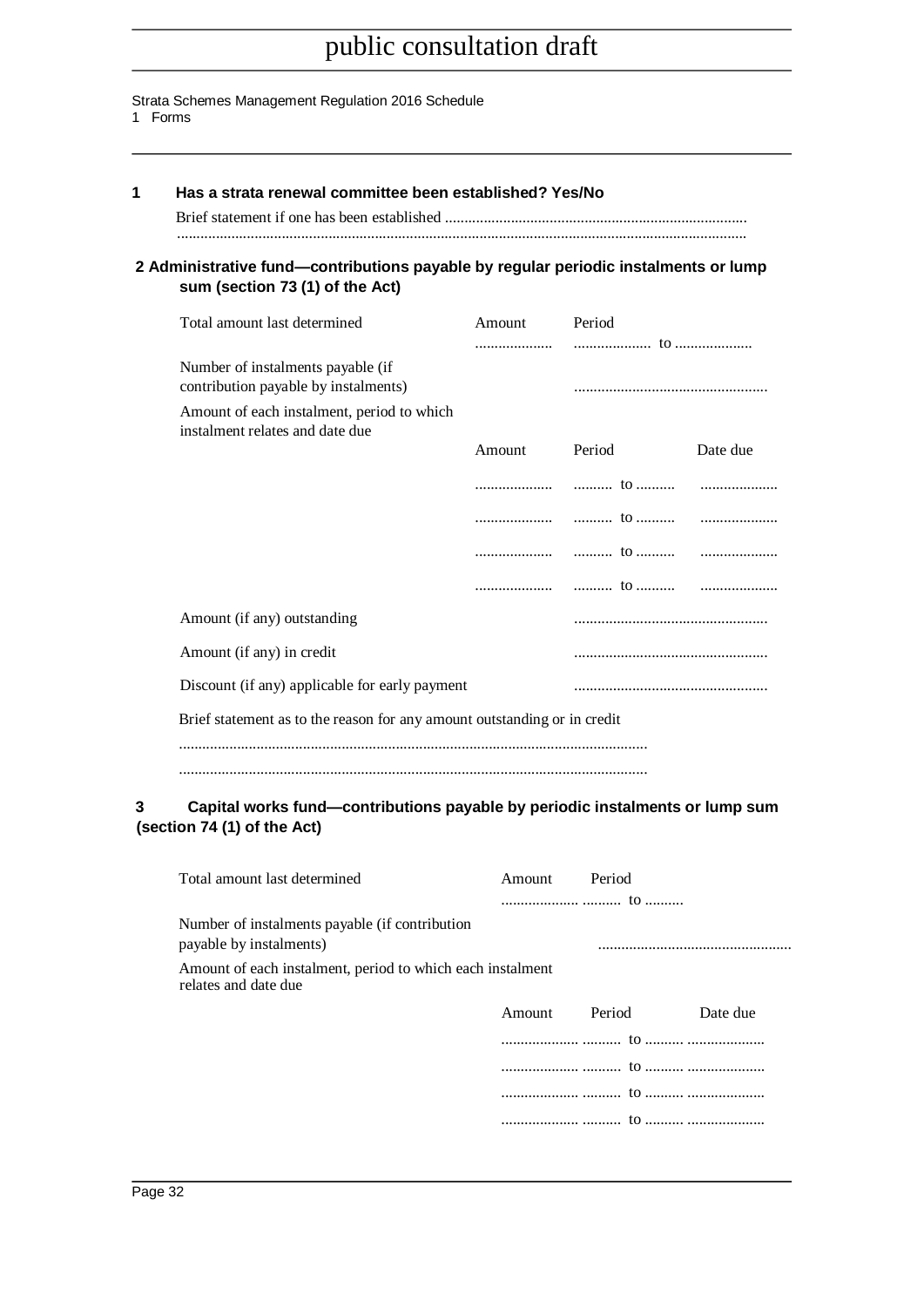public consultation draft

Strata Schemes Management Regulation 2016 Schedule 1 Forms

**1 Has a strata renewal committee been established? Yes/No**

Brief statement if one has been established ..............................................................................
..................................................................................................................................................

**2 Administrative fund—contributions payable by regular periodic instalments or lump sum (section 73 (1) of the Act)**

| | Amount | Period | |
|---|---|---|---|
| Total amount last determined | .................... | .................... to .................... | |
| Number of instalments payable (if contribution payable by instalments) | | .................................................. | |
| Amount of each instalment, period to which instalment relates and date due | | | |
| | Amount | Period | Date due |
| | .................... | .......... to .......... | .................... |
| | .................... | .......... to .......... | .................... |
| | .................... | .......... to .......... | .................... |
| | .................... | .......... to .......... | .................... |
| Amount (if any) outstanding | | .................................................. | |
| Amount (if any) in credit | | .................................................. | |
| Discount (if any) applicable for early payment | | .................................................. | |

Brief statement as to the reason for any amount outstanding or in credit

..........................................................................................................................

..........................................................................................................................

**3 Capital works fund—contributions payable by periodic instalments or lump sum (section 74 (1) of the Act)**

| | Amount | Period | |
|---|---|---|---|
| Total amount last determined | .................... | .......... to .......... | |
| Number of instalments payable (if contribution payable by instalments) | | .................................................. | |
| Amount of each instalment, period to which each instalment relates and date due | | | |
| | Amount | Period | Date due |
| | .................... | .......... to .......... | .................... |
| | .................... | .......... to .......... | .................... |
| | .................... | .......... to .......... | .................... |
| | .................... | .......... to .......... | .................... |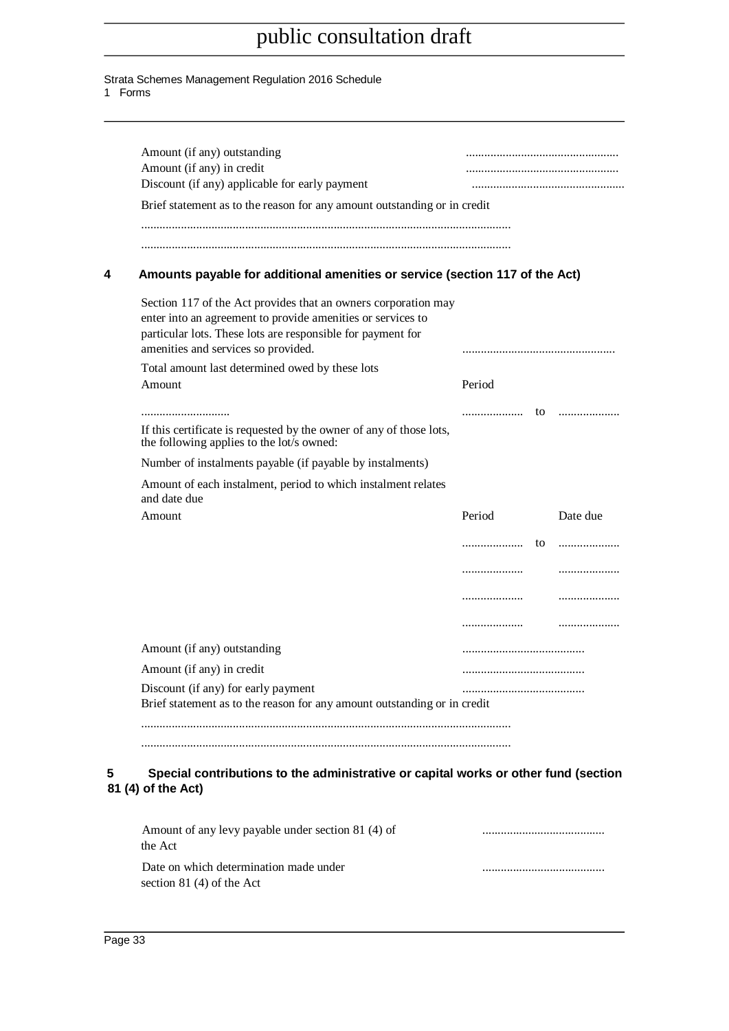Amount (if any) outstanding ..................................................

Amount (if any) in credit ..................................................

Discount (if any) applicable for early payment ..................................................

Brief statement as to the reason for any amount outstanding or in credit

.........................................................................................................................

.........................................................................................................................

## 4 Amounts payable for additional amenities or service (section 117 of the Act)

Section 117 of the Act provides that an owners corporation may enter into an agreement to provide amenities or services to particular lots. These lots are responsible for payment for amenities and services so provided. ..................................................

Total amount last determined owed by these lots

| Amount | Period | | |
|---|---|---|---|
| ............................ | .................... | to | .................... |

If this certificate is requested by the owner of any of those lots, the following applies to the lot/s owned:

Number of instalments payable (if payable by instalments)

Amount of each instalment, period to which instalment relates and date due

| Amount | Period | | Date due |
|---|---|---|---|
| | .................... | to | .................... |
| | .................... | | .................... |
| | .................... | | .................... |
| | .................... | | .................... |

Amount (if any) outstanding ........................................

Amount (if any) in credit ........................................

Discount (if any) for early payment ........................................

Brief statement as to the reason for any amount outstanding or in credit

.........................................................................................................................

.........................................................................................................................

## 5 Special contributions to the administrative or capital works or other fund (section 81 (4) of the Act)

Amount of any levy payable under section 81 (4) of the Act ........................................

Date on which determination made under section 81 (4) of the Act ........................................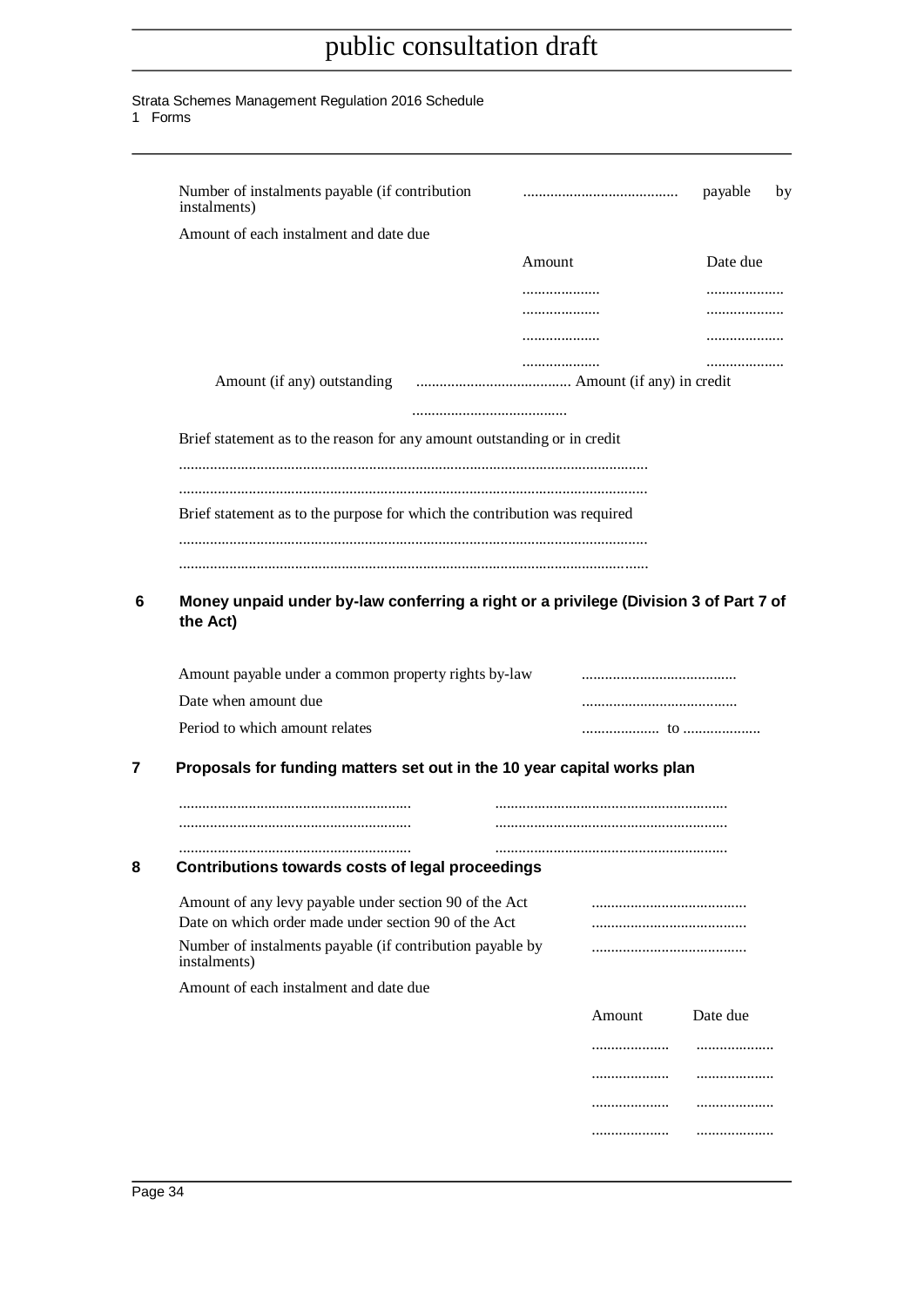Number of instalments payable (if contribution payable by instalments) ........................................

Amount of each instalment and date due

| Amount | Date due |
|---|---|
| .................... | .................... |
| .................... | .................... |
| .................... | .................... |
| .................... | .................... |

Amount (if any) outstanding ........................................ Amount (if any) in credit ........................................

Brief statement as to the reason for any amount outstanding or in credit

........................................................................................................................

........................................................................................................................

Brief statement as to the purpose for which the contribution was required

........................................................................................................................

........................................................................................................................

## 6 Money unpaid under by-law conferring a right or a privilege (Division 3 of Part 7 of the Act)

Amount payable under a common property rights by-law ........................................

Date when amount due ........................................

Period to which amount relates .................... to ....................

## 7 Proposals for funding matters set out in the 10 year capital works plan

............................................................ ............................................................

............................................................ ............................................................

............................................................ ............................................................

## 8 Contributions towards costs of legal proceedings

Amount of any levy payable under section 90 of the Act ........................................

Date on which order made under section 90 of the Act ........................................

Number of instalments payable (if contribution payable by instalments) ........................................

Amount of each instalment and date due

| Amount | Date due |
|---|---|
| .................... | .................... |
| .................... | .................... |
| .................... | .................... |
| .................... | .................... |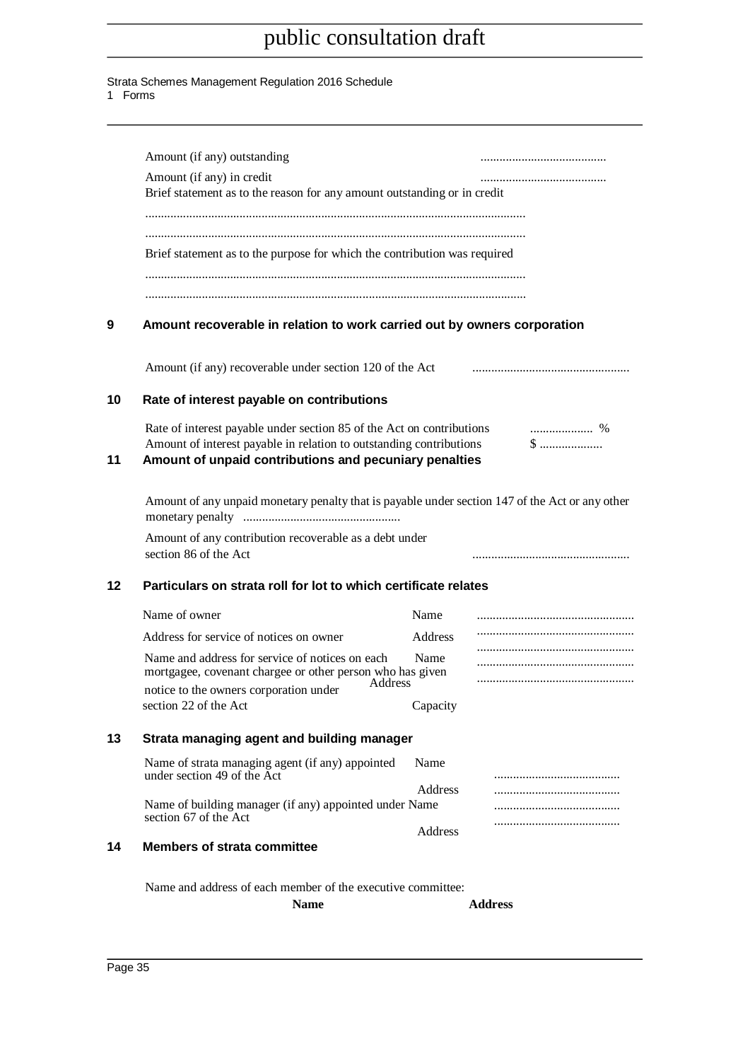Amount (if any) outstanding ........................................

Amount (if any) in credit ........................................

Brief statement as to the reason for any amount outstanding or in credit

.........................................................................................................................

.........................................................................................................................

Brief statement as to the purpose for which the contribution was required

.........................................................................................................................

.........................................................................................................................

## 9 Amount recoverable in relation to work carried out by owners corporation

Amount (if any) recoverable under section 120 of the Act ..................................................

## 10 Rate of interest payable on contributions

Rate of interest payable under section 85 of the Act on contributions .................... %

Amount of interest payable in relation to outstanding contributions $ ....................

## 11 Amount of unpaid contributions and pecuniary penalties

Amount of any unpaid monetary penalty that is payable under section 147 of the Act or any other monetary penalty ..................................................

Amount of any contribution recoverable as a debt under section 86 of the Act ..................................................

## 12 Particulars on strata roll for lot to which certificate relates

Name of owner — Name ..................................................

Address for service of notices on owner — Address ..................................................

Name and address for service of notices on each mortgagee, covenant chargee or other person who has given notice to the owners corporation under section 22 of the Act — Name .................................................. Address .................................................. Capacity ..................................................

## 13 Strata managing agent and building manager

Name of strata managing agent (if any) appointed under section 49 of the Act — Name ........................................ Address ........................................

Name of building manager (if any) appointed under section 67 of the Act — Name ........................................ Address ........................................

## 14 Members of strata committee

Name and address of each member of the executive committee:

| **Name** | **Address** |
|---|---|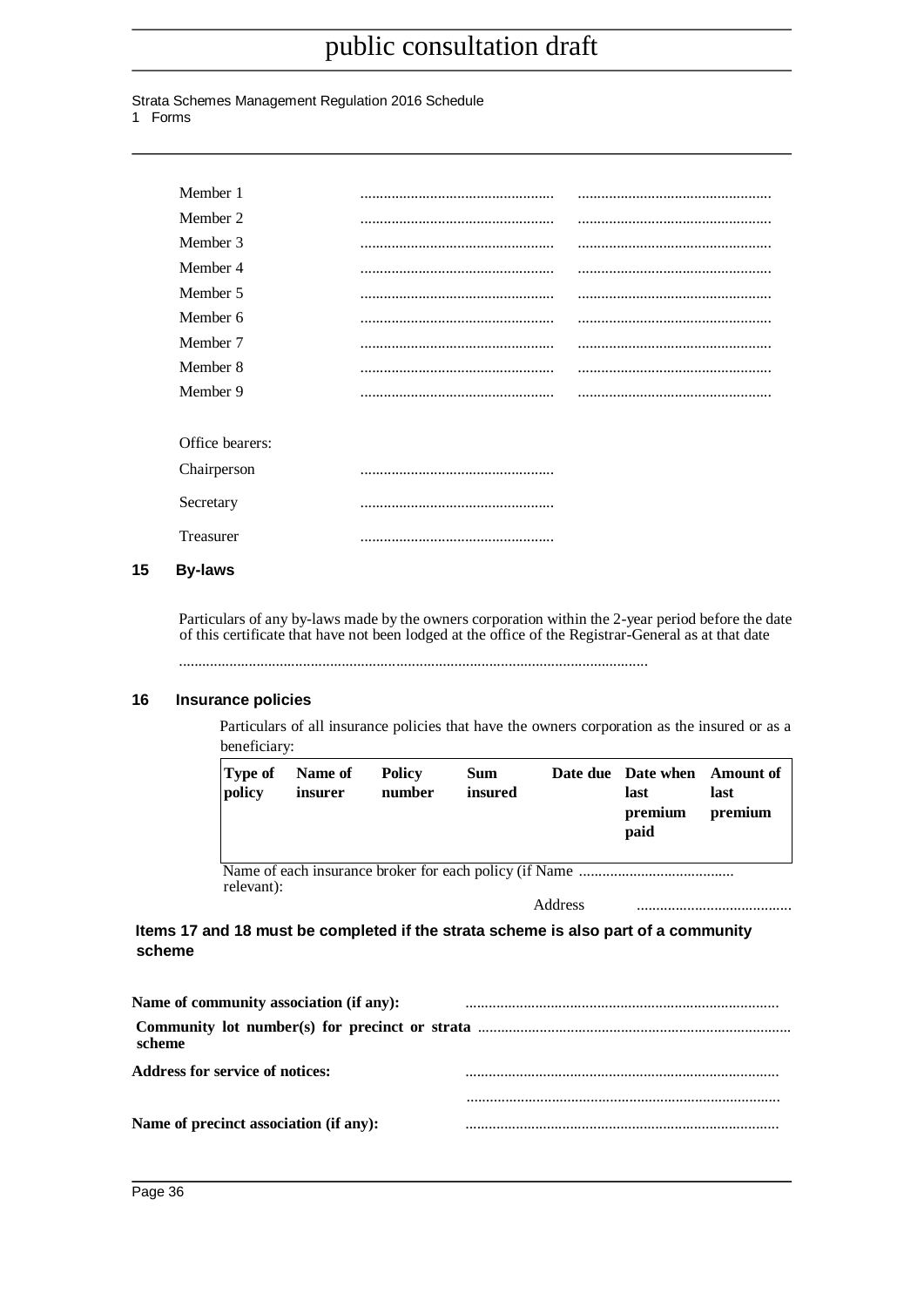| | | |
|---|---|---|
| Member 1 | .................................................. | .................................................. |
| Member 2 | .................................................. | .................................................. |
| Member 3 | .................................................. | .................................................. |
| Member 4 | .................................................. | .................................................. |
| Member 5 | .................................................. | .................................................. |
| Member 6 | .................................................. | .................................................. |
| Member 7 | .................................................. | .................................................. |
| Member 8 | .................................................. | .................................................. |
| Member 9 | .................................................. | .................................................. |

Office bearers:

Chairperson ..................................................

Secretary ..................................................

Treasurer ..................................................

## 15 By-laws

Particulars of any by-laws made by the owners corporation within the 2-year period before the date of this certificate that have not been lodged at the office of the Registrar-General as at that date

........................................................................................................................

## 16 Insurance policies

Particulars of all insurance policies that have the owners corporation as the insured or as a beneficiary:

| Type of policy | Name of insurer | Policy number | Sum insured | Date due | Date when last premium paid | Amount of last premium |
|---|---|---|---|---|---|---|
| | | | | | | |

Name of each insurance broker for each policy (if relevant): Name ........................................

Address ........................................

**Items 17 and 18 must be completed if the strata scheme is also part of a community scheme**

**Name of community association (if any):** ................................................................................

**Community lot number(s) for precinct or strata scheme** ................................................................................

**Address for service of notices:** ................................................................................

................................................................................

**Name of precinct association (if any):** ................................................................................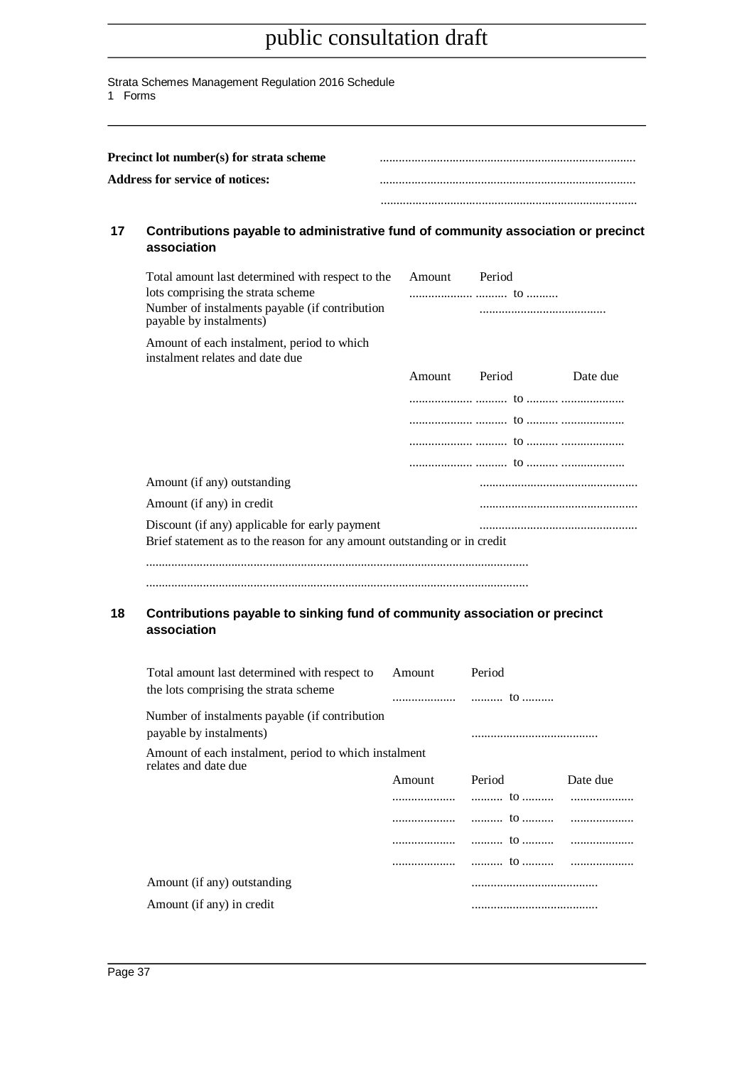**Precinct lot number(s) for strata scheme** ................................................................................

**Address for service of notices:** ................................................................................

................................................................................

## 17 Contributions payable to administrative fund of community association or precinct association

| | Amount | Period | |
|---|---|---|---|
| Total amount last determined with respect to the lots comprising the strata scheme | .................... | .......... to .......... | |
| Number of instalments payable (if contribution payable by instalments) | | ........................................ | |
| Amount of each instalment, period to which instalment relates and date due | | | |
| | Amount | Period | Date due |
| | .................... | .......... to .......... | .................... |
| | .................... | .......... to .......... | .................... |
| | .................... | .......... to .......... | .................... |
| | .................... | .......... to .......... | .................... |
| Amount (if any) outstanding | | .................................................. | |
| Amount (if any) in credit | | .................................................. | |
| Discount (if any) applicable for early payment | | .................................................. | |

Brief statement as to the reason for any amount outstanding or in credit

........................................................................................................................

........................................................................................................................

## 18 Contributions payable to sinking fund of community association or precinct association

| | Amount | Period | |
|---|---|---|---|
| Total amount last determined with respect to the lots comprising the strata scheme | .................... | .......... to .......... | |
| Number of instalments payable (if contribution payable by instalments) | | ........................................ | |
| Amount of each instalment, period to which instalment relates and date due | | | |
| | Amount | Period | Date due |
| | .................... | .......... to .......... | .................... |
| | .................... | .......... to .......... | .................... |
| | .................... | .......... to .......... | .................... |
| | .................... | .......... to .......... | .................... |
| Amount (if any) outstanding | | ........................................ | |
| Amount (if any) in credit | | ........................................ | |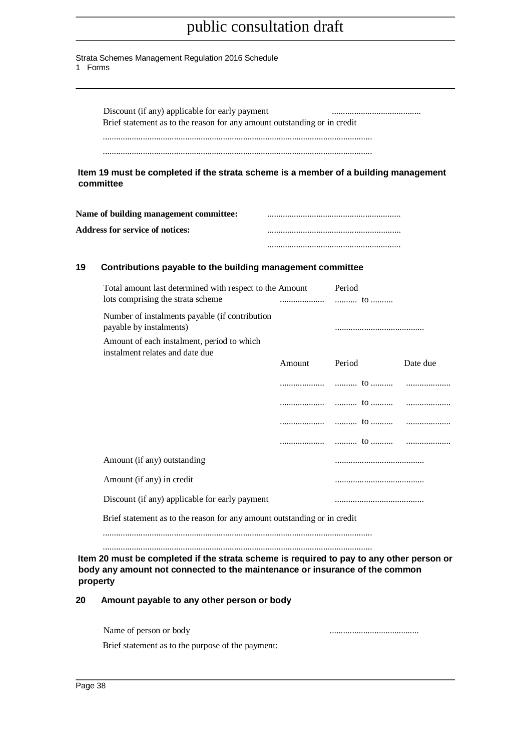Discount (if any) applicable for early payment ........................................

Brief statement as to the reason for any amount outstanding or in credit

........................................................................................................................

........................................................................................................................

**Item 19 must be completed if the strata scheme is a member of a building management committee**

**Name of building management committee:** ...........................................................

**Address for service of notices:** ...........................................................

...........................................................

## 19 Contributions payable to the building management committee

| | Amount | Period | |
|---|---|---|---|
| Total amount last determined with respect to the lots comprising the strata scheme | .................... | .......... to .......... | |
| Number of instalments payable (if contribution payable by instalments) | | ........................................ | |
| Amount of each instalment, period to which instalment relates and date due | Amount | Period | Date due |
| | .................... | .......... to .......... | .................... |
| | .................... | .......... to .......... | .................... |
| | .................... | .......... to .......... | .................... |
| | .................... | .......... to .......... | .................... |
| Amount (if any) outstanding | | ........................................ | |
| Amount (if any) in credit | | ........................................ | |
| Discount (if any) applicable for early payment | | ........................................ | |

Brief statement as to the reason for any amount outstanding or in credit

........................................................................................................................

........................................................................................................................

**Item 20 must be completed if the strata scheme is required to pay to any other person or body any amount not connected to the maintenance or insurance of the common property**

## 20 Amount payable to any other person or body

Name of person or body ........................................

Brief statement as to the purpose of the payment: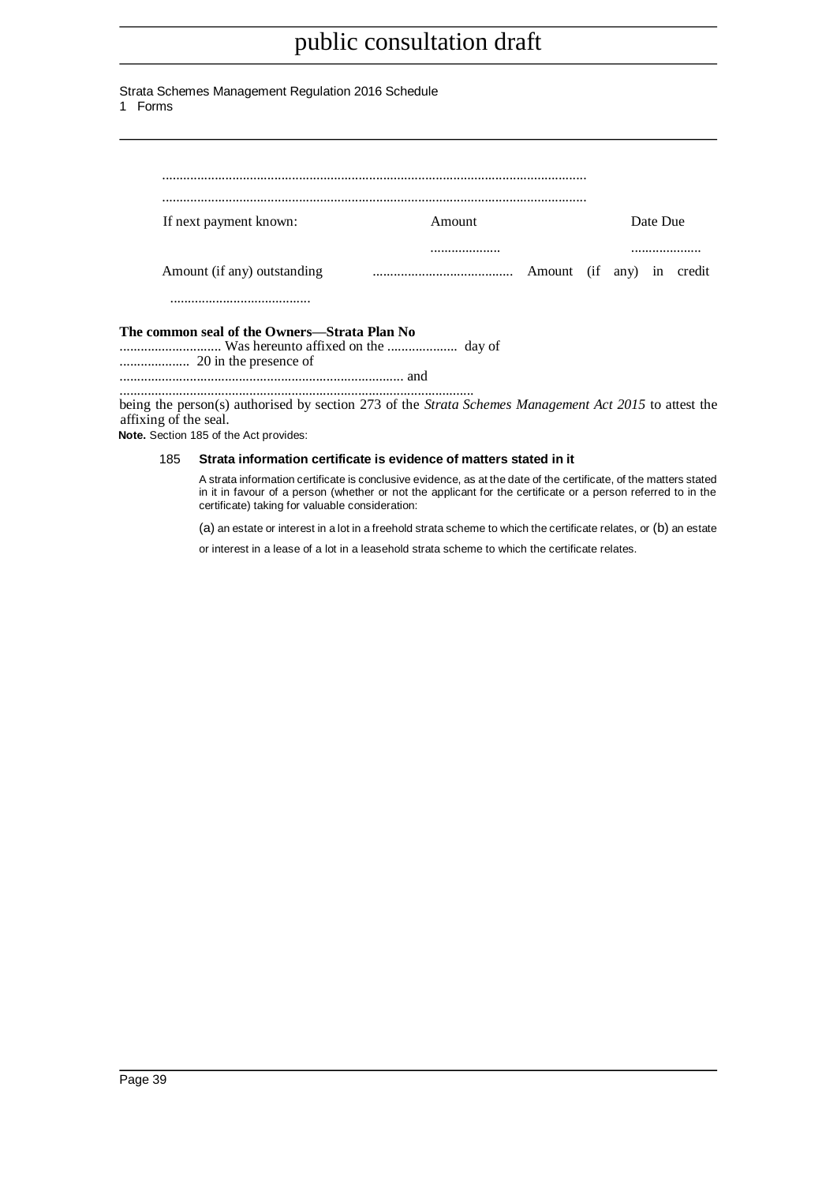.......................................................................................................................

.......................................................................................................................

| If next payment known: | Amount | Date Due |
| --- | --- | --- |
| | .................... | .................... |

Amount (if any) outstanding ........................................ Amount (if any) in credit

........................................

**The common seal of the Owners—Strata Plan No**
............................. Was hereunto affixed on the .................... day of .................... 20 in the presence of
................................................................................. and
....................................................................................................
being the person(s) authorised by section 273 of the *Strata Schemes Management Act 2015* to attest the affixing of the seal.

**Note.** Section 185 of the Act provides:

185 **Strata information certificate is evidence of matters stated in it**

A strata information certificate is conclusive evidence, as at the date of the certificate, of the matters stated in it in favour of a person (whether or not the applicant for the certificate or a person referred to in the certificate) taking for valuable consideration:

(a) an estate or interest in a lot in a freehold strata scheme to which the certificate relates, or (b) an estate or interest in a lease of a lot in a leasehold strata scheme to which the certificate relates.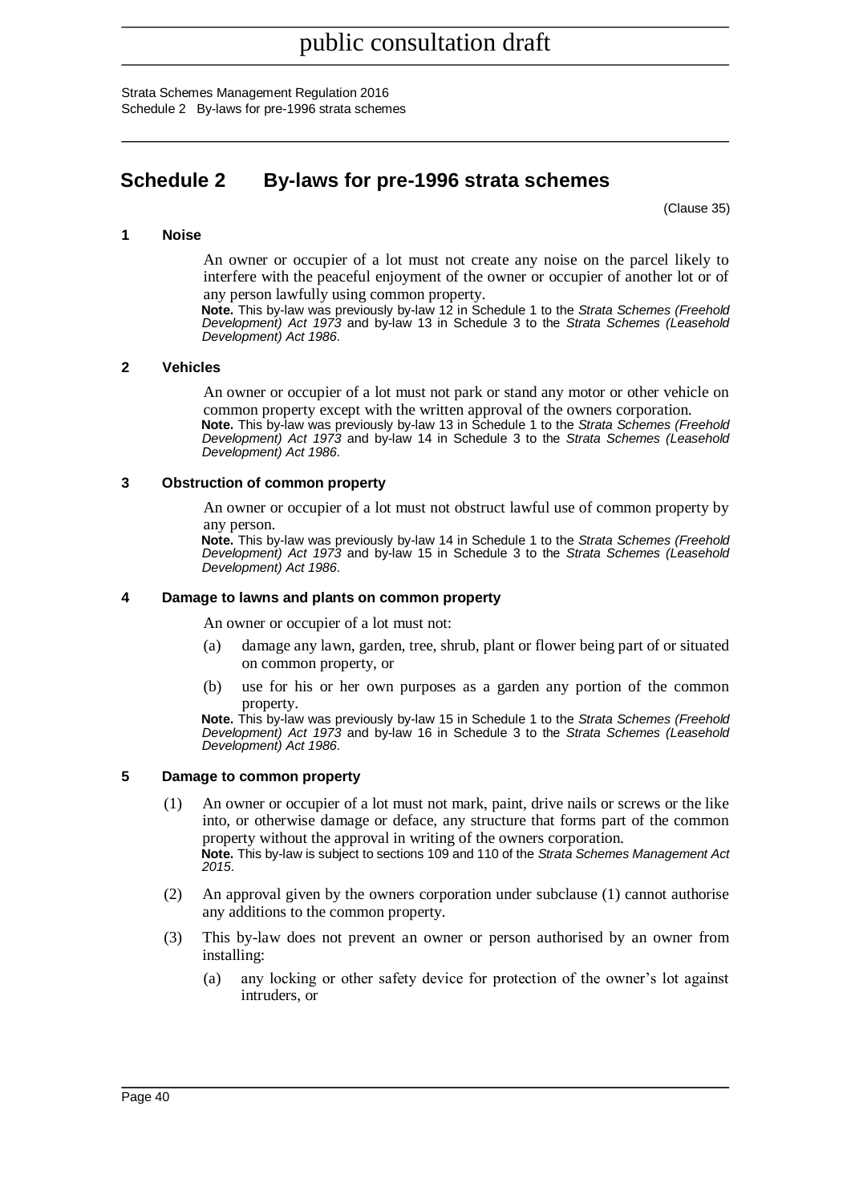# Schedule 2 By-laws for pre-1996 strata schemes

(Clause 35)

### 1 Noise

An owner or occupier of a lot must not create any noise on the parcel likely to interfere with the peaceful enjoyment of the owner or occupier of another lot or of any person lawfully using common property.

**Note.** This by-law was previously by-law 12 in Schedule 1 to the *Strata Schemes (Freehold Development) Act 1973* and by-law 13 in Schedule 3 to the *Strata Schemes (Leasehold Development) Act 1986*.

### 2 Vehicles

An owner or occupier of a lot must not park or stand any motor or other vehicle on common property except with the written approval of the owners corporation.

**Note.** This by-law was previously by-law 13 in Schedule 1 to the *Strata Schemes (Freehold Development) Act 1973* and by-law 14 in Schedule 3 to the *Strata Schemes (Leasehold Development) Act 1986*.

### 3 Obstruction of common property

An owner or occupier of a lot must not obstruct lawful use of common property by any person.

**Note.** This by-law was previously by-law 14 in Schedule 1 to the *Strata Schemes (Freehold Development) Act 1973* and by-law 15 in Schedule 3 to the *Strata Schemes (Leasehold Development) Act 1986*.

### 4 Damage to lawns and plants on common property

An owner or occupier of a lot must not:

(a) damage any lawn, garden, tree, shrub, plant or flower being part of or situated on common property, or

(b) use for his or her own purposes as a garden any portion of the common property.

**Note.** This by-law was previously by-law 15 in Schedule 1 to the *Strata Schemes (Freehold Development) Act 1973* and by-law 16 in Schedule 3 to the *Strata Schemes (Leasehold Development) Act 1986*.

### 5 Damage to common property

(1) An owner or occupier of a lot must not mark, paint, drive nails or screws or the like into, or otherwise damage or deface, any structure that forms part of the common property without the approval in writing of the owners corporation.

**Note.** This by-law is subject to sections 109 and 110 of the *Strata Schemes Management Act 2015*.

(2) An approval given by the owners corporation under subclause (1) cannot authorise any additions to the common property.

(3) This by-law does not prevent an owner or person authorised by an owner from installing:

(a) any locking or other safety device for protection of the owner's lot against intruders, or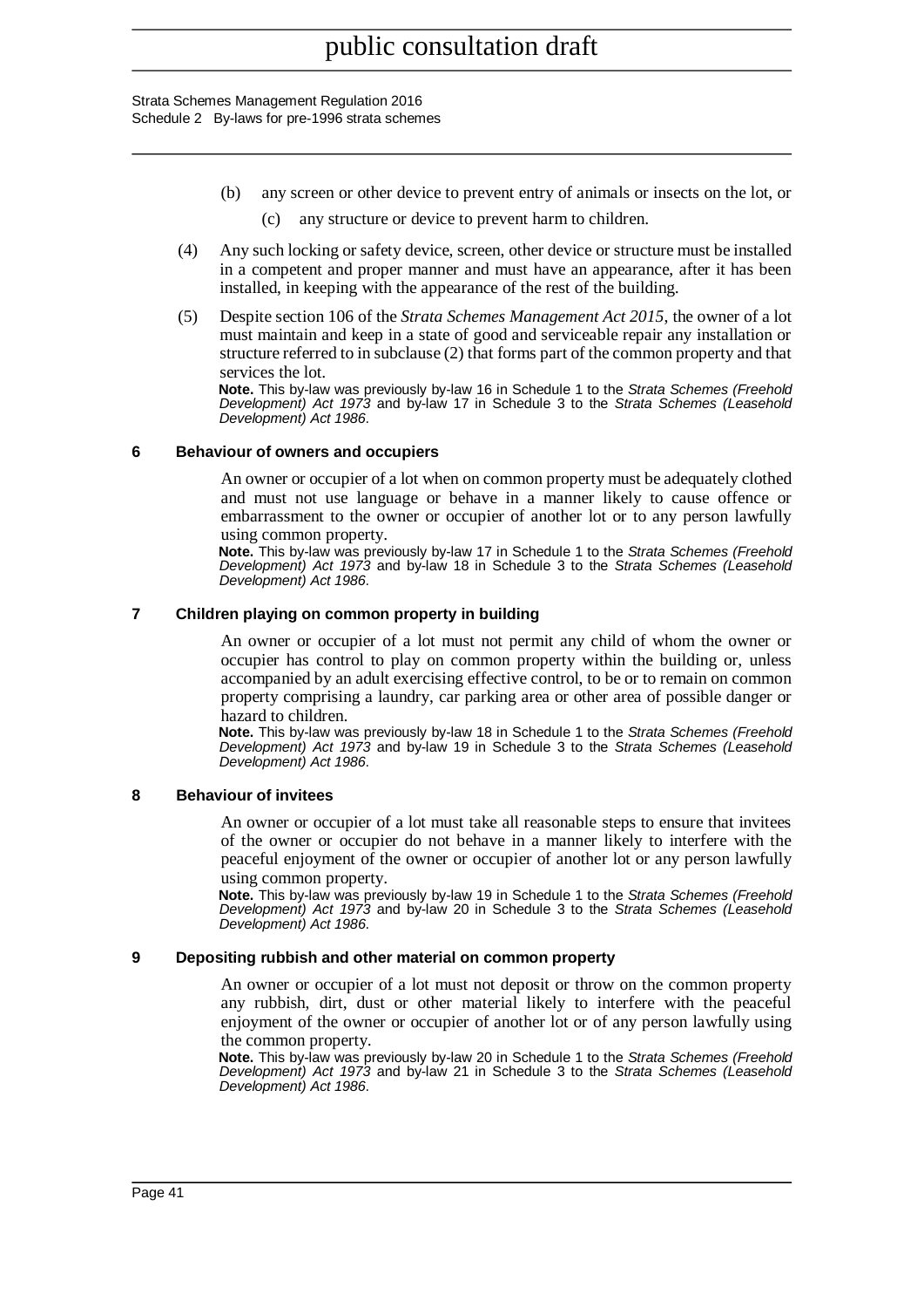(b) any screen or other device to prevent entry of animals or insects on the lot, or

(c) any structure or device to prevent harm to children.

(4) Any such locking or safety device, screen, other device or structure must be installed in a competent and proper manner and must have an appearance, after it has been installed, in keeping with the appearance of the rest of the building.

(5) Despite section 106 of the *Strata Schemes Management Act 2015*, the owner of a lot must maintain and keep in a state of good and serviceable repair any installation or structure referred to in subclause (2) that forms part of the common property and that services the lot.

**Note.** This by-law was previously by-law 16 in Schedule 1 to the *Strata Schemes (Freehold Development) Act 1973* and by-law 17 in Schedule 3 to the *Strata Schemes (Leasehold Development) Act 1986*.

### 6 Behaviour of owners and occupiers

An owner or occupier of a lot when on common property must be adequately clothed and must not use language or behave in a manner likely to cause offence or embarrassment to the owner or occupier of another lot or to any person lawfully using common property.

**Note.** This by-law was previously by-law 17 in Schedule 1 to the *Strata Schemes (Freehold Development) Act 1973* and by-law 18 in Schedule 3 to the *Strata Schemes (Leasehold Development) Act 1986*.

### 7 Children playing on common property in building

An owner or occupier of a lot must not permit any child of whom the owner or occupier has control to play on common property within the building or, unless accompanied by an adult exercising effective control, to be or to remain on common property comprising a laundry, car parking area or other area of possible danger or hazard to children.

**Note.** This by-law was previously by-law 18 in Schedule 1 to the *Strata Schemes (Freehold Development) Act 1973* and by-law 19 in Schedule 3 to the *Strata Schemes (Leasehold Development) Act 1986*.

### 8 Behaviour of invitees

An owner or occupier of a lot must take all reasonable steps to ensure that invitees of the owner or occupier do not behave in a manner likely to interfere with the peaceful enjoyment of the owner or occupier of another lot or any person lawfully using common property.

**Note.** This by-law was previously by-law 19 in Schedule 1 to the *Strata Schemes (Freehold Development) Act 1973* and by-law 20 in Schedule 3 to the *Strata Schemes (Leasehold Development) Act 1986*.

### 9 Depositing rubbish and other material on common property

An owner or occupier of a lot must not deposit or throw on the common property any rubbish, dirt, dust or other material likely to interfere with the peaceful enjoyment of the owner or occupier of another lot or of any person lawfully using the common property.

**Note.** This by-law was previously by-law 20 in Schedule 1 to the *Strata Schemes (Freehold Development) Act 1973* and by-law 21 in Schedule 3 to the *Strata Schemes (Leasehold Development) Act 1986*.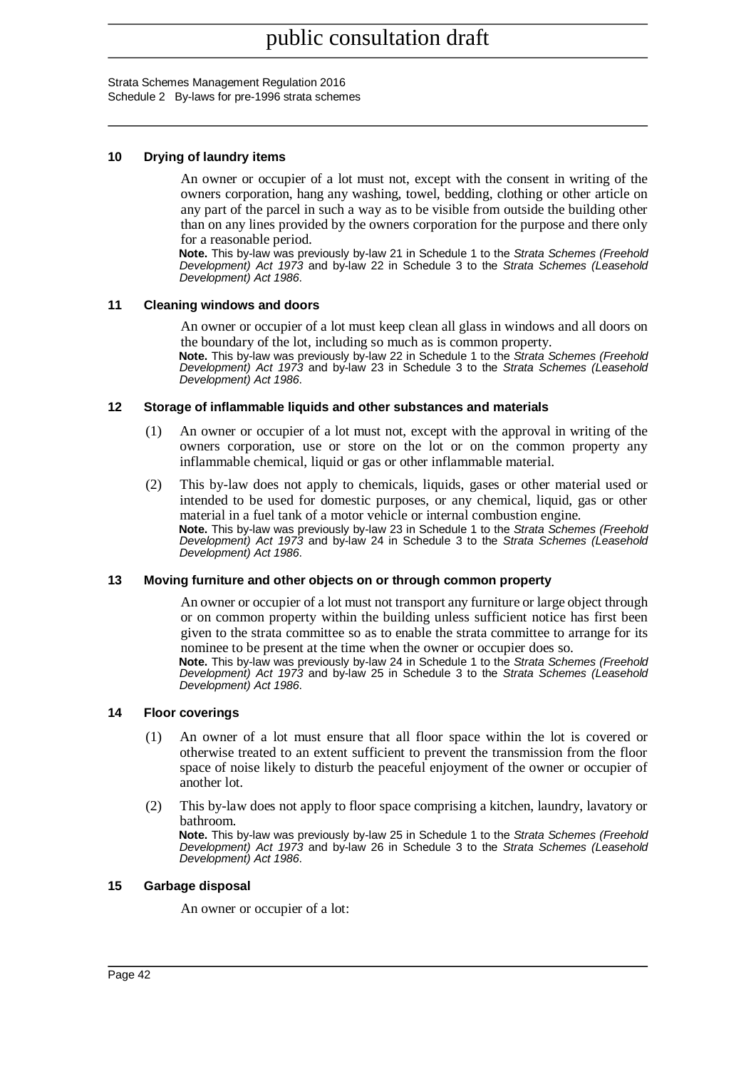### 10 Drying of laundry items

An owner or occupier of a lot must not, except with the consent in writing of the owners corporation, hang any washing, towel, bedding, clothing or other article on any part of the parcel in such a way as to be visible from outside the building other than on any lines provided by the owners corporation for the purpose and there only for a reasonable period.

**Note.** This by-law was previously by-law 21 in Schedule 1 to the *Strata Schemes (Freehold Development) Act 1973* and by-law 22 in Schedule 3 to the *Strata Schemes (Leasehold Development) Act 1986*.

### 11 Cleaning windows and doors

An owner or occupier of a lot must keep clean all glass in windows and all doors on the boundary of the lot, including so much as is common property.

**Note.** This by-law was previously by-law 22 in Schedule 1 to the *Strata Schemes (Freehold Development) Act 1973* and by-law 23 in Schedule 3 to the *Strata Schemes (Leasehold Development) Act 1986*.

### 12 Storage of inflammable liquids and other substances and materials

(1) An owner or occupier of a lot must not, except with the approval in writing of the owners corporation, use or store on the lot or on the common property any inflammable chemical, liquid or gas or other inflammable material.

(2) This by-law does not apply to chemicals, liquids, gases or other material used or intended to be used for domestic purposes, or any chemical, liquid, gas or other material in a fuel tank of a motor vehicle or internal combustion engine.

**Note.** This by-law was previously by-law 23 in Schedule 1 to the *Strata Schemes (Freehold Development) Act 1973* and by-law 24 in Schedule 3 to the *Strata Schemes (Leasehold Development) Act 1986*.

### 13 Moving furniture and other objects on or through common property

An owner or occupier of a lot must not transport any furniture or large object through or on common property within the building unless sufficient notice has first been given to the strata committee so as to enable the strata committee to arrange for its nominee to be present at the time when the owner or occupier does so.

**Note.** This by-law was previously by-law 24 in Schedule 1 to the *Strata Schemes (Freehold Development) Act 1973* and by-law 25 in Schedule 3 to the *Strata Schemes (Leasehold Development) Act 1986*.

### 14 Floor coverings

(1) An owner of a lot must ensure that all floor space within the lot is covered or otherwise treated to an extent sufficient to prevent the transmission from the floor space of noise likely to disturb the peaceful enjoyment of the owner or occupier of another lot.

(2) This by-law does not apply to floor space comprising a kitchen, laundry, lavatory or bathroom.

**Note.** This by-law was previously by-law 25 in Schedule 1 to the *Strata Schemes (Freehold Development) Act 1973* and by-law 26 in Schedule 3 to the *Strata Schemes (Leasehold Development) Act 1986*.

### 15 Garbage disposal

An owner or occupier of a lot: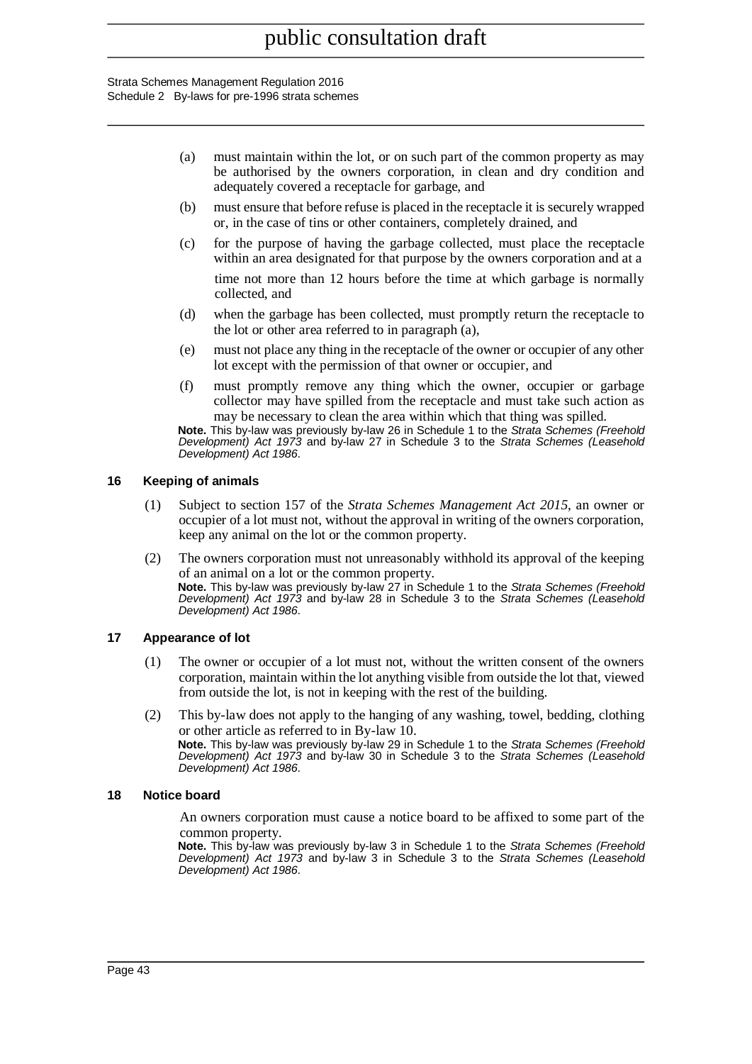(a) must maintain within the lot, or on such part of the common property as may be authorised by the owners corporation, in clean and dry condition and adequately covered a receptacle for garbage, and

(b) must ensure that before refuse is placed in the receptacle it is securely wrapped or, in the case of tins or other containers, completely drained, and

(c) for the purpose of having the garbage collected, must place the receptacle within an area designated for that purpose by the owners corporation and at a time not more than 12 hours before the time at which garbage is normally collected, and

(d) when the garbage has been collected, must promptly return the receptacle to the lot or other area referred to in paragraph (a),

(e) must not place any thing in the receptacle of the owner or occupier of any other lot except with the permission of that owner or occupier, and

(f) must promptly remove any thing which the owner, occupier or garbage collector may have spilled from the receptacle and must take such action as may be necessary to clean the area within which that thing was spilled.

**Note.** This by-law was previously by-law 26 in Schedule 1 to the *Strata Schemes (Freehold Development) Act 1973* and by-law 27 in Schedule 3 to the *Strata Schemes (Leasehold Development) Act 1986*.

### 16 Keeping of animals

(1) Subject to section 157 of the *Strata Schemes Management Act 2015*, an owner or occupier of a lot must not, without the approval in writing of the owners corporation, keep any animal on the lot or the common property.

(2) The owners corporation must not unreasonably withhold its approval of the keeping of an animal on a lot or the common property.

**Note.** This by-law was previously by-law 27 in Schedule 1 to the *Strata Schemes (Freehold Development) Act 1973* and by-law 28 in Schedule 3 to the *Strata Schemes (Leasehold Development) Act 1986*.

### 17 Appearance of lot

(1) The owner or occupier of a lot must not, without the written consent of the owners corporation, maintain within the lot anything visible from outside the lot that, viewed from outside the lot, is not in keeping with the rest of the building.

(2) This by-law does not apply to the hanging of any washing, towel, bedding, clothing or other article as referred to in By-law 10.

**Note.** This by-law was previously by-law 29 in Schedule 1 to the *Strata Schemes (Freehold Development) Act 1973* and by-law 30 in Schedule 3 to the *Strata Schemes (Leasehold Development) Act 1986*.

### 18 Notice board

An owners corporation must cause a notice board to be affixed to some part of the common property.

**Note.** This by-law was previously by-law 3 in Schedule 1 to the *Strata Schemes (Freehold Development) Act 1973* and by-law 3 in Schedule 3 to the *Strata Schemes (Leasehold Development) Act 1986*.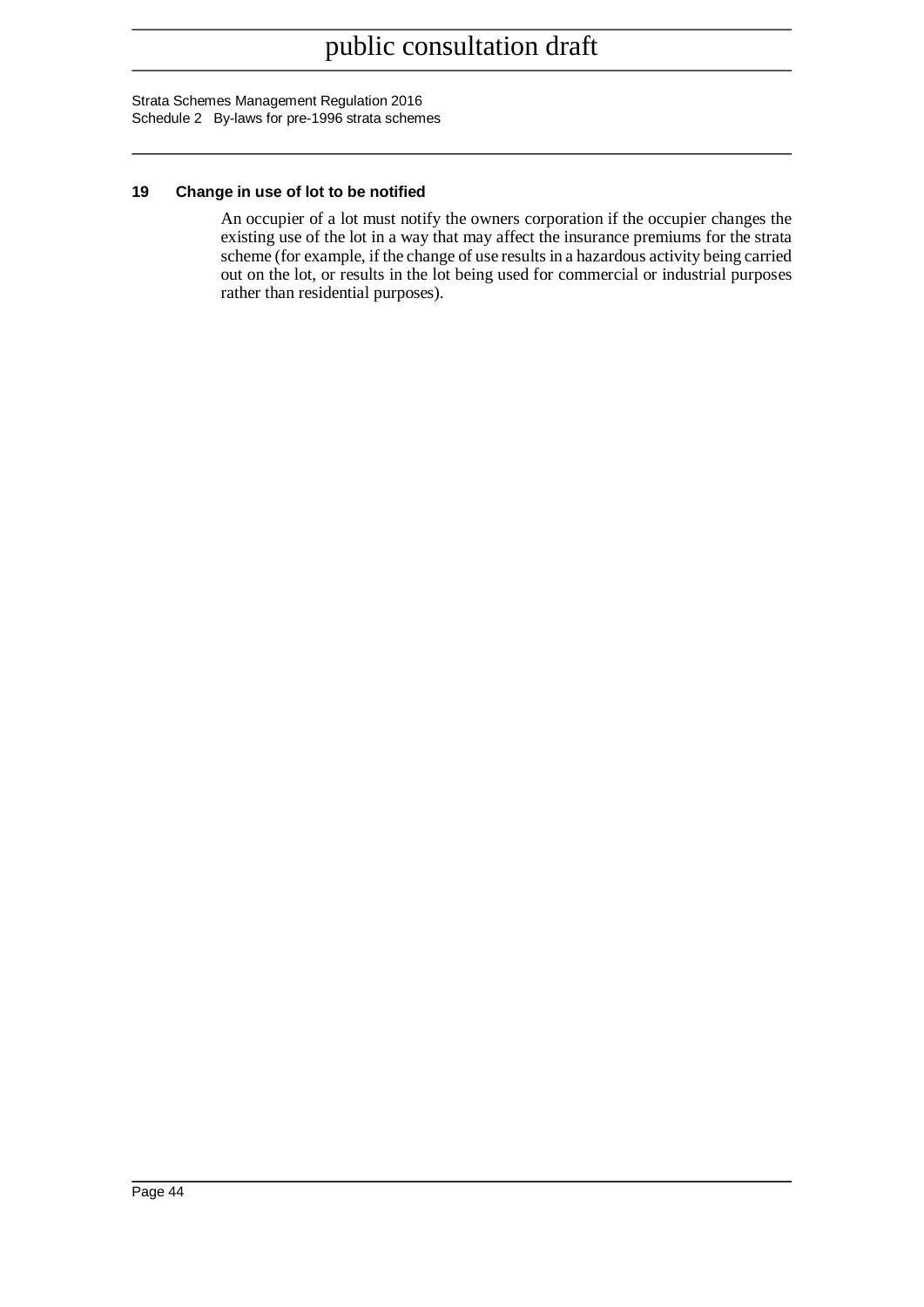### 19 Change in use of lot to be notified

An occupier of a lot must notify the owners corporation if the occupier changes the existing use of the lot in a way that may affect the insurance premiums for the strata scheme (for example, if the change of use results in a hazardous activity being carried out on the lot, or results in the lot being used for commercial or industrial purposes rather than residential purposes).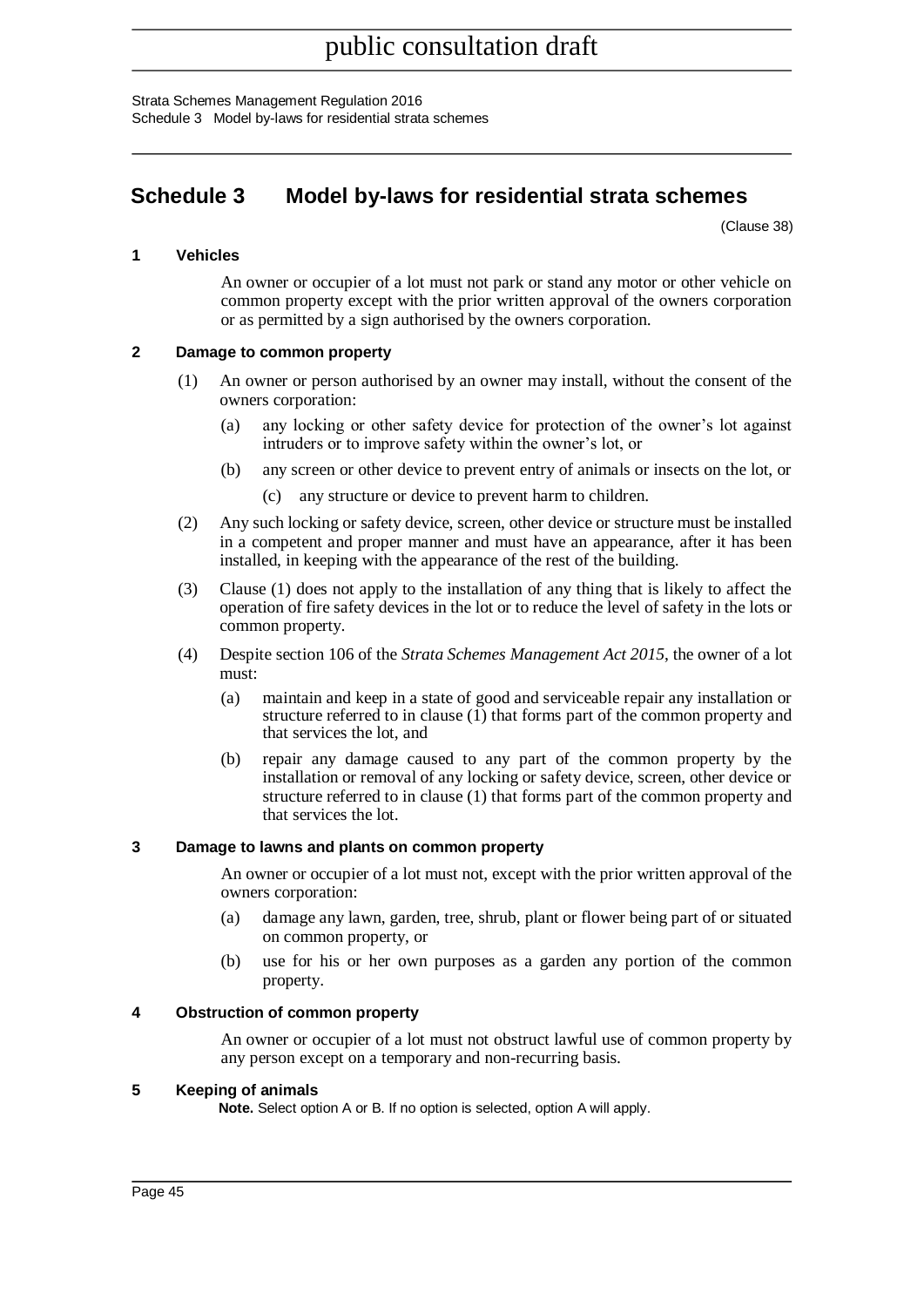# Schedule 3 Model by-laws for residential strata schemes

(Clause 38)

### 1 Vehicles

An owner or occupier of a lot must not park or stand any motor or other vehicle on common property except with the prior written approval of the owners corporation or as permitted by a sign authorised by the owners corporation.

### 2 Damage to common property

(1) An owner or person authorised by an owner may install, without the consent of the owners corporation:

(a) any locking or other safety device for protection of the owner's lot against intruders or to improve safety within the owner's lot, or

(b) any screen or other device to prevent entry of animals or insects on the lot, or

(c) any structure or device to prevent harm to children.

(2) Any such locking or safety device, screen, other device or structure must be installed in a competent and proper manner and must have an appearance, after it has been installed, in keeping with the appearance of the rest of the building.

(3) Clause (1) does not apply to the installation of any thing that is likely to affect the operation of fire safety devices in the lot or to reduce the level of safety in the lots or common property.

(4) Despite section 106 of the *Strata Schemes Management Act 2015*, the owner of a lot must:

(a) maintain and keep in a state of good and serviceable repair any installation or structure referred to in clause (1) that forms part of the common property and that services the lot, and

(b) repair any damage caused to any part of the common property by the installation or removal of any locking or safety device, screen, other device or structure referred to in clause (1) that forms part of the common property and that services the lot.

### 3 Damage to lawns and plants on common property

An owner or occupier of a lot must not, except with the prior written approval of the owners corporation:

(a) damage any lawn, garden, tree, shrub, plant or flower being part of or situated on common property, or

(b) use for his or her own purposes as a garden any portion of the common property.

### 4 Obstruction of common property

An owner or occupier of a lot must not obstruct lawful use of common property by any person except on a temporary and non-recurring basis.

### 5 Keeping of animals

**Note.** Select option A or B. If no option is selected, option A will apply.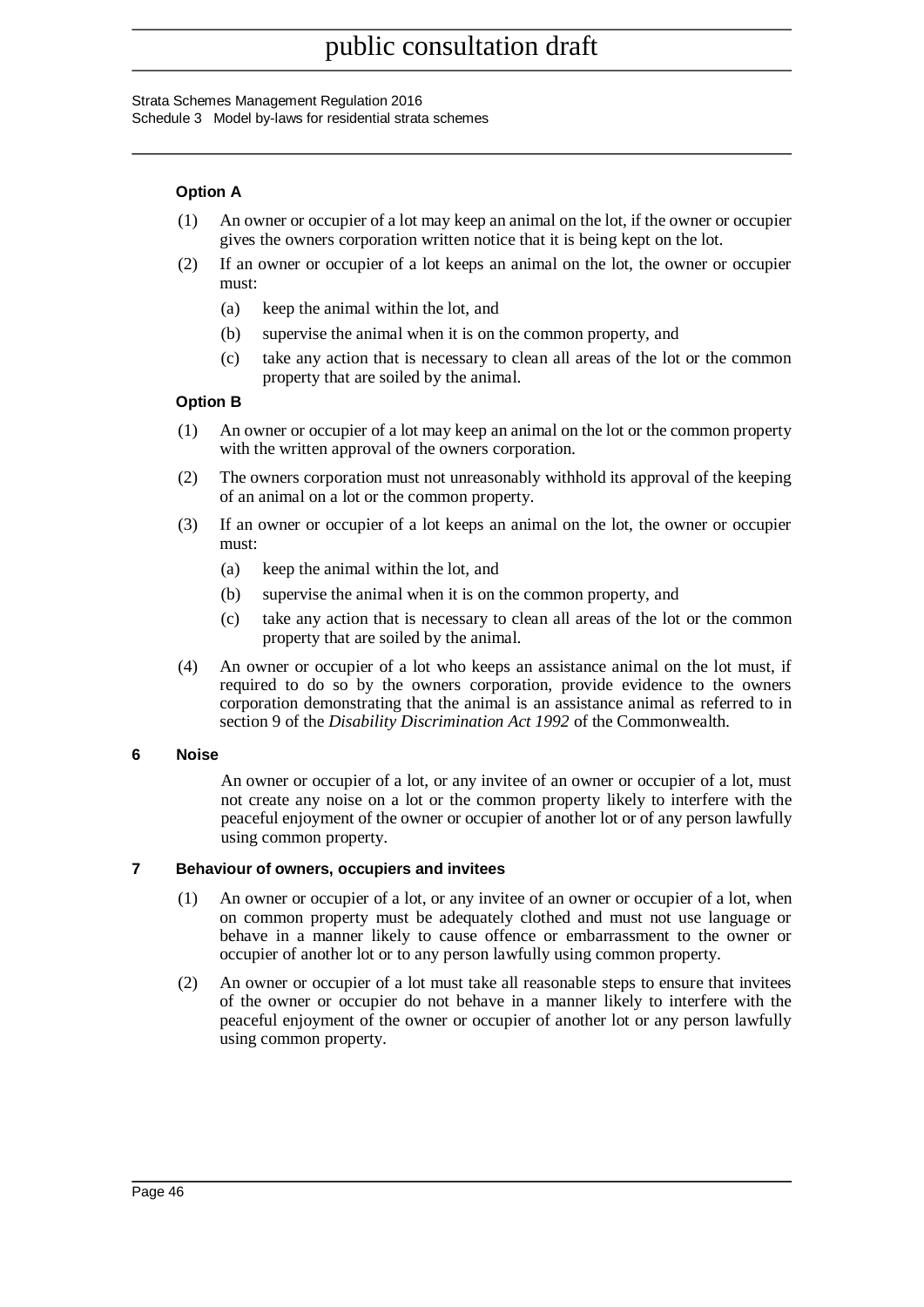**Option A**

(1) An owner or occupier of a lot may keep an animal on the lot, if the owner or occupier gives the owners corporation written notice that it is being kept on the lot.

(2) If an owner or occupier of a lot keeps an animal on the lot, the owner or occupier must:

   (a) keep the animal within the lot, and

   (b) supervise the animal when it is on the common property, and

   (c) take any action that is necessary to clean all areas of the lot or the common property that are soiled by the animal.

**Option B**

(1) An owner or occupier of a lot may keep an animal on the lot or the common property with the written approval of the owners corporation.

(2) The owners corporation must not unreasonably withhold its approval of the keeping of an animal on a lot or the common property.

(3) If an owner or occupier of a lot keeps an animal on the lot, the owner or occupier must:

   (a) keep the animal within the lot, and

   (b) supervise the animal when it is on the common property, and

   (c) take any action that is necessary to clean all areas of the lot or the common property that are soiled by the animal.

(4) An owner or occupier of a lot who keeps an assistance animal on the lot must, if required to do so by the owners corporation, provide evidence to the owners corporation demonstrating that the animal is an assistance animal as referred to in section 9 of the *Disability Discrimination Act 1992* of the Commonwealth.

### 6 Noise

An owner or occupier of a lot, or any invitee of an owner or occupier of a lot, must not create any noise on a lot or the common property likely to interfere with the peaceful enjoyment of the owner or occupier of another lot or of any person lawfully using common property.

### 7 Behaviour of owners, occupiers and invitees

(1) An owner or occupier of a lot, or any invitee of an owner or occupier of a lot, when on common property must be adequately clothed and must not use language or behave in a manner likely to cause offence or embarrassment to the owner or occupier of another lot or to any person lawfully using common property.

(2) An owner or occupier of a lot must take all reasonable steps to ensure that invitees of the owner or occupier do not behave in a manner likely to interfere with the peaceful enjoyment of the owner or occupier of another lot or any person lawfully using common property.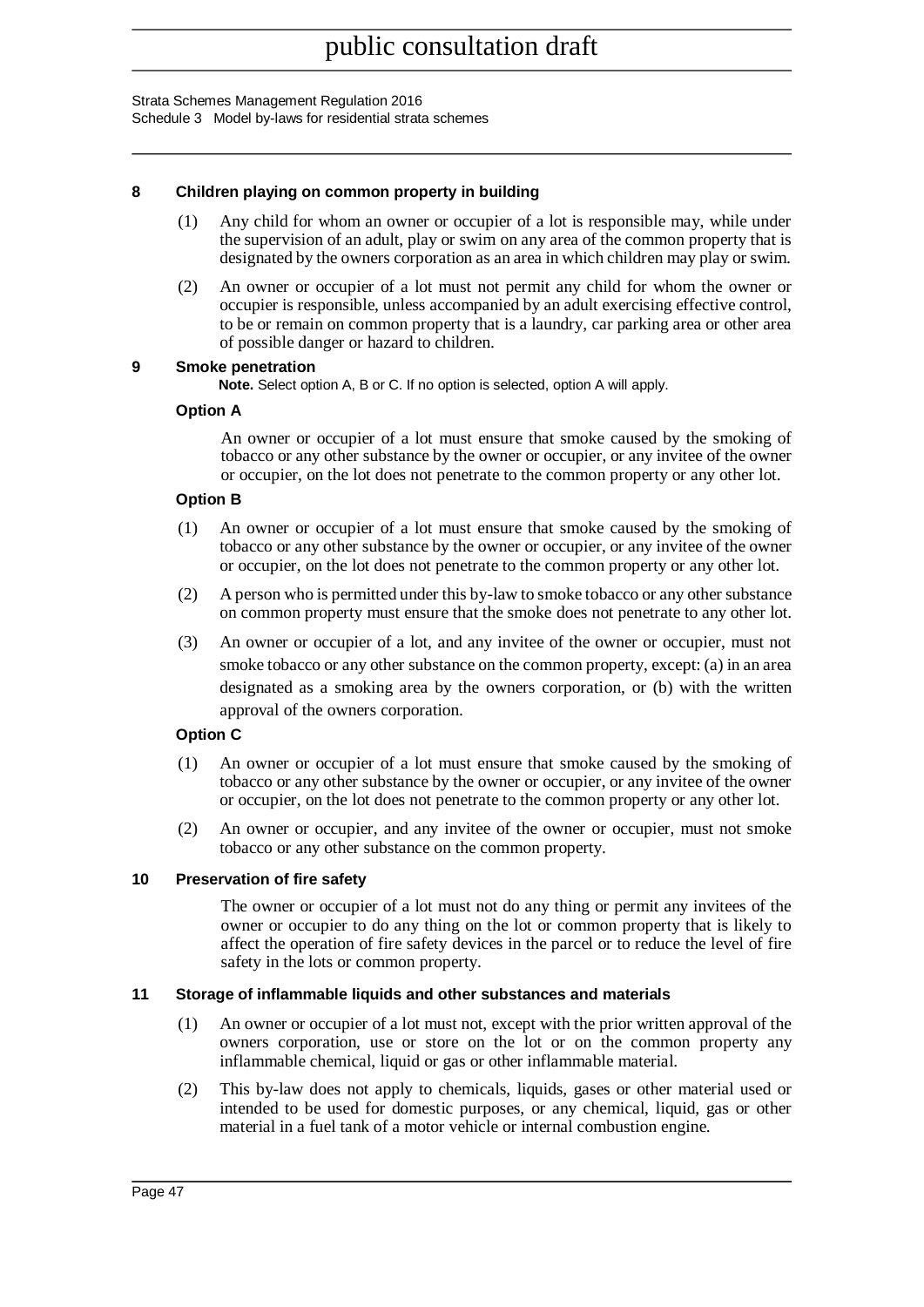### 8 Children playing on common property in building

(1) Any child for whom an owner or occupier of a lot is responsible may, while under the supervision of an adult, play or swim on any area of the common property that is designated by the owners corporation as an area in which children may play or swim.

(2) An owner or occupier of a lot must not permit any child for whom the owner or occupier is responsible, unless accompanied by an adult exercising effective control, to be or remain on common property that is a laundry, car parking area or other area of possible danger or hazard to children.

### 9 Smoke penetration

**Note.** Select option A, B or C. If no option is selected, option A will apply.

**Option A**

An owner or occupier of a lot must ensure that smoke caused by the smoking of tobacco or any other substance by the owner or occupier, or any invitee of the owner or occupier, on the lot does not penetrate to the common property or any other lot.

**Option B**

(1) An owner or occupier of a lot must ensure that smoke caused by the smoking of tobacco or any other substance by the owner or occupier, or any invitee of the owner or occupier, on the lot does not penetrate to the common property or any other lot.

(2) A person who is permitted under this by-law to smoke tobacco or any other substance on common property must ensure that the smoke does not penetrate to any other lot.

(3) An owner or occupier of a lot, and any invitee of the owner or occupier, must not smoke tobacco or any other substance on the common property, except: (a) in an area designated as a smoking area by the owners corporation, or (b) with the written approval of the owners corporation.

**Option C**

(1) An owner or occupier of a lot must ensure that smoke caused by the smoking of tobacco or any other substance by the owner or occupier, or any invitee of the owner or occupier, on the lot does not penetrate to the common property or any other lot.

(2) An owner or occupier, and any invitee of the owner or occupier, must not smoke tobacco or any other substance on the common property.

### 10 Preservation of fire safety

The owner or occupier of a lot must not do any thing or permit any invitees of the owner or occupier to do any thing on the lot or common property that is likely to affect the operation of fire safety devices in the parcel or to reduce the level of fire safety in the lots or common property.

### 11 Storage of inflammable liquids and other substances and materials

(1) An owner or occupier of a lot must not, except with the prior written approval of the owners corporation, use or store on the lot or on the common property any inflammable chemical, liquid or gas or other inflammable material.

(2) This by-law does not apply to chemicals, liquids, gases or other material used or intended to be used for domestic purposes, or any chemical, liquid, gas or other material in a fuel tank of a motor vehicle or internal combustion engine.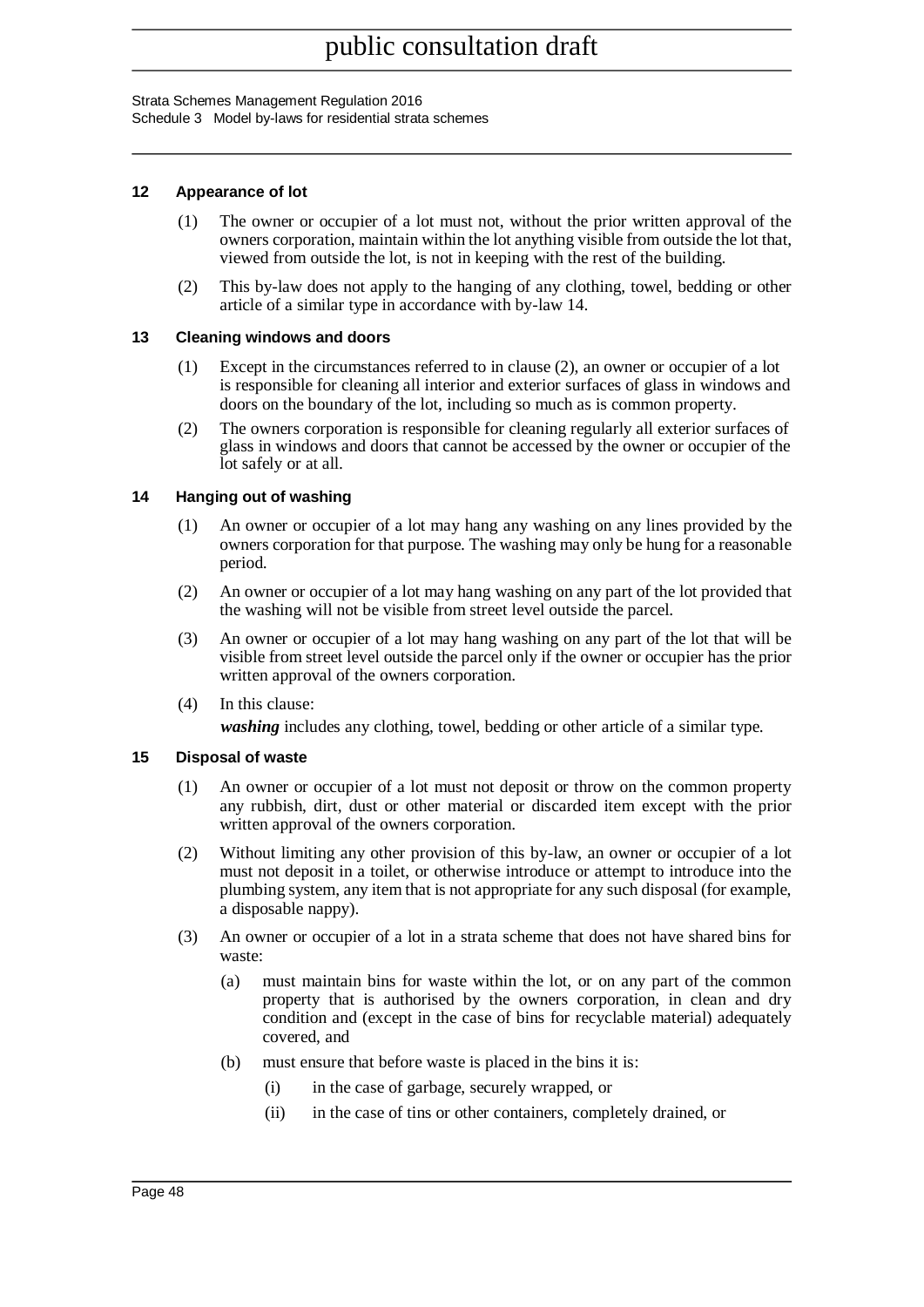#### 12 Appearance of lot

(1) The owner or occupier of a lot must not, without the prior written approval of the owners corporation, maintain within the lot anything visible from outside the lot that, viewed from outside the lot, is not in keeping with the rest of the building.

(2) This by-law does not apply to the hanging of any clothing, towel, bedding or other article of a similar type in accordance with by-law 14.

#### 13 Cleaning windows and doors

(1) Except in the circumstances referred to in clause (2), an owner or occupier of a lot is responsible for cleaning all interior and exterior surfaces of glass in windows and doors on the boundary of the lot, including so much as is common property.

(2) The owners corporation is responsible for cleaning regularly all exterior surfaces of glass in windows and doors that cannot be accessed by the owner or occupier of the lot safely or at all.

#### 14 Hanging out of washing

(1) An owner or occupier of a lot may hang any washing on any lines provided by the owners corporation for that purpose. The washing may only be hung for a reasonable period.

(2) An owner or occupier of a lot may hang washing on any part of the lot provided that the washing will not be visible from street level outside the parcel.

(3) An owner or occupier of a lot may hang washing on any part of the lot that will be visible from street level outside the parcel only if the owner or occupier has the prior written approval of the owners corporation.

(4) In this clause:

***washing*** includes any clothing, towel, bedding or other article of a similar type.

#### 15 Disposal of waste

(1) An owner or occupier of a lot must not deposit or throw on the common property any rubbish, dirt, dust or other material or discarded item except with the prior written approval of the owners corporation.

(2) Without limiting any other provision of this by-law, an owner or occupier of a lot must not deposit in a toilet, or otherwise introduce or attempt to introduce into the plumbing system, any item that is not appropriate for any such disposal (for example, a disposable nappy).

(3) An owner or occupier of a lot in a strata scheme that does not have shared bins for waste:

- (a) must maintain bins for waste within the lot, or on any part of the common property that is authorised by the owners corporation, in clean and dry condition and (except in the case of bins for recyclable material) adequately covered, and
- (b) must ensure that before waste is placed in the bins it is:
  - (i) in the case of garbage, securely wrapped, or
  - (ii) in the case of tins or other containers, completely drained, or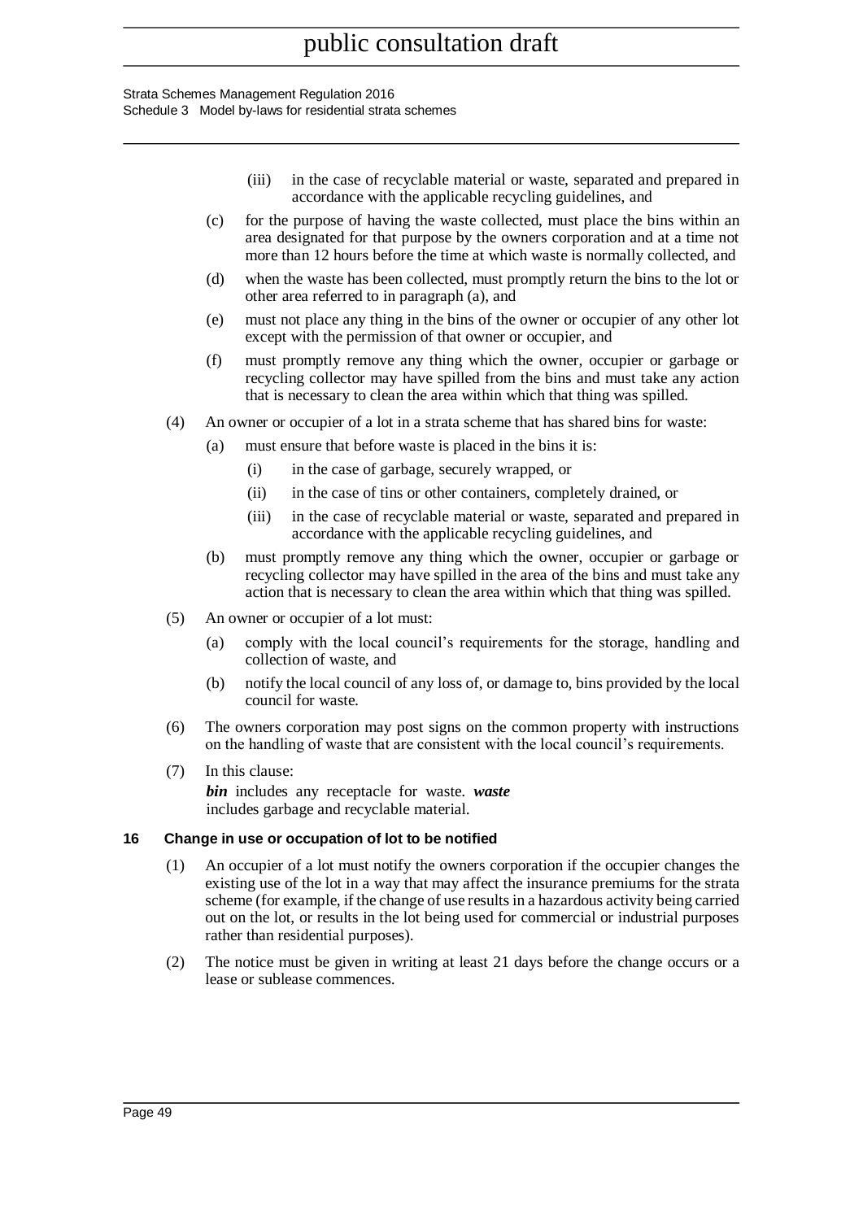(iii) in the case of recyclable material or waste, separated and prepared in accordance with the applicable recycling guidelines, and

(c) for the purpose of having the waste collected, must place the bins within an area designated for that purpose by the owners corporation and at a time not more than 12 hours before the time at which waste is normally collected, and

(d) when the waste has been collected, must promptly return the bins to the lot or other area referred to in paragraph (a), and

(e) must not place any thing in the bins of the owner or occupier of any other lot except with the permission of that owner or occupier, and

(f) must promptly remove any thing which the owner, occupier or garbage or recycling collector may have spilled from the bins and must take any action that is necessary to clean the area within which that thing was spilled.

(4) An owner or occupier of a lot in a strata scheme that has shared bins for waste:

(a) must ensure that before waste is placed in the bins it is:

(i) in the case of garbage, securely wrapped, or

(ii) in the case of tins or other containers, completely drained, or

(iii) in the case of recyclable material or waste, separated and prepared in accordance with the applicable recycling guidelines, and

(b) must promptly remove any thing which the owner, occupier or garbage or recycling collector may have spilled in the area of the bins and must take any action that is necessary to clean the area within which that thing was spilled.

(5) An owner or occupier of a lot must:

(a) comply with the local council's requirements for the storage, handling and collection of waste, and

(b) notify the local council of any loss of, or damage to, bins provided by the local council for waste.

(6) The owners corporation may post signs on the common property with instructions on the handling of waste that are consistent with the local council's requirements.

(7) In this clause:

***bin*** includes any receptacle for waste.

***waste*** includes garbage and recyclable material.

**16 Change in use or occupation of lot to be notified**

(1) An occupier of a lot must notify the owners corporation if the occupier changes the existing use of the lot in a way that may affect the insurance premiums for the strata scheme (for example, if the change of use results in a hazardous activity being carried out on the lot, or results in the lot being used for commercial or industrial purposes rather than residential purposes).

(2) The notice must be given in writing at least 21 days before the change occurs or a lease or sublease commences.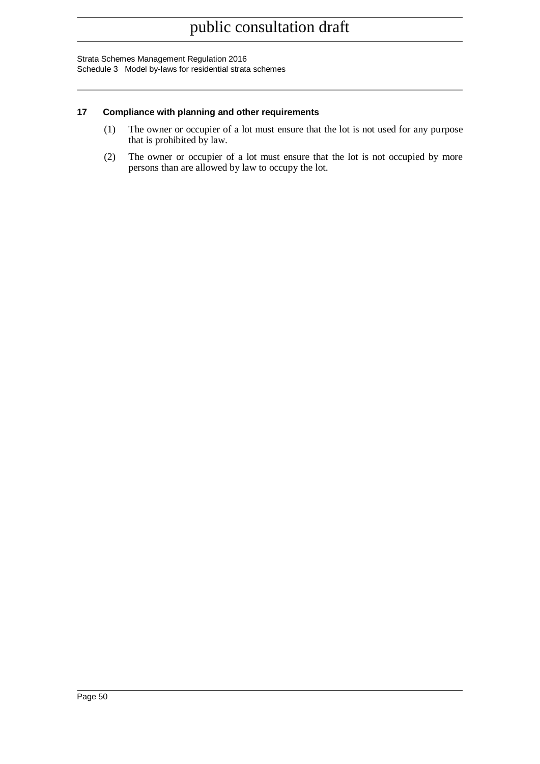### 17 Compliance with planning and other requirements

(1) The owner or occupier of a lot must ensure that the lot is not used for any purpose that is prohibited by law.

(2) The owner or occupier of a lot must ensure that the lot is not occupied by more persons than are allowed by law to occupy the lot.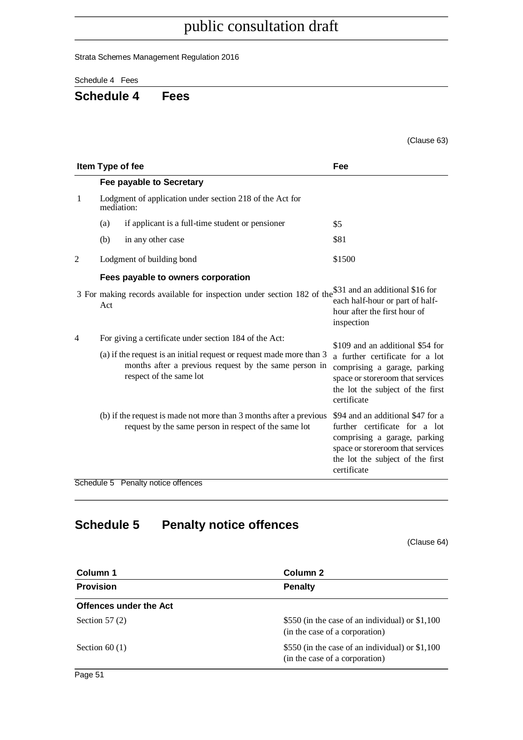## Schedule 4 Fees

(Clause 63)

| Item | Type of fee | Fee |
|---|---|---|
| | **Fee payable to Secretary** | |
| 1 | Lodgment of application under section 218 of the Act for mediation: | |
| | (a) if applicant is a full-time student or pensioner | $5 |
| | (b) in any other case | $81 |
| 2 | Lodgment of building bond | $1500 |
| | **Fees payable to owners corporation** | |
| 3 | For making records available for inspection under section 182 of the Act | $31 and an additional $16 for each half-hour or part of half-hour after the first hour of inspection |
| 4 | For giving a certificate under section 184 of the Act: | |
| | (a) if the request is an initial request or request made more than 3 months after a previous request by the same person in respect of the same lot | $109 and an additional $54 for a further certificate for a lot comprising a garage, parking space or storeroom that services the lot the subject of the first certificate |
| | (b) if the request is made not more than 3 months after a previous request by the same person in respect of the same lot | $94 and an additional $47 for a further certificate for a lot comprising a garage, parking space or storeroom that services the lot the subject of the first certificate |

## Schedule 5 Penalty notice offences

(Clause 64)

| Column 1 Provision | Column 2 Penalty |
|---|---|
| **Offences under the Act** | |
| Section 57 (2) | $550 (in the case of an individual) or $1,100 (in the case of a corporation) |
| Section 60 (1) | $550 (in the case of an individual) or $1,100 (in the case of a corporation) |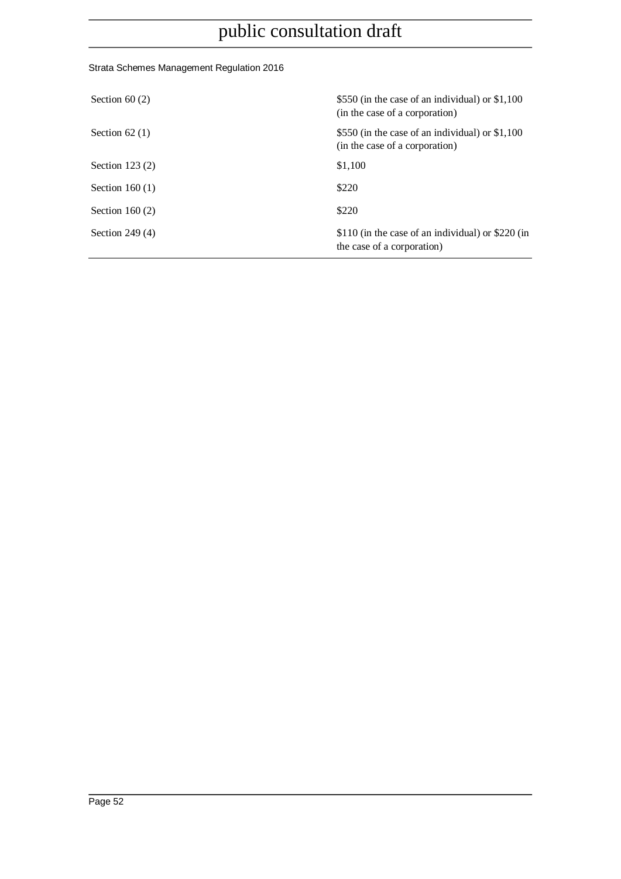| | |
|---|---|
| Section 60 (2) | $550 (in the case of an individual) or $1,100 (in the case of a corporation) |
| Section 62 (1) | $550 (in the case of an individual) or $1,100 (in the case of a corporation) |
| Section 123 (2) | $1,100 |
| Section 160 (1) | $220 |
| Section 160 (2) | $220 |
| Section 249 (4) | $110 (in the case of an individual) or $220 (in the case of a corporation) |